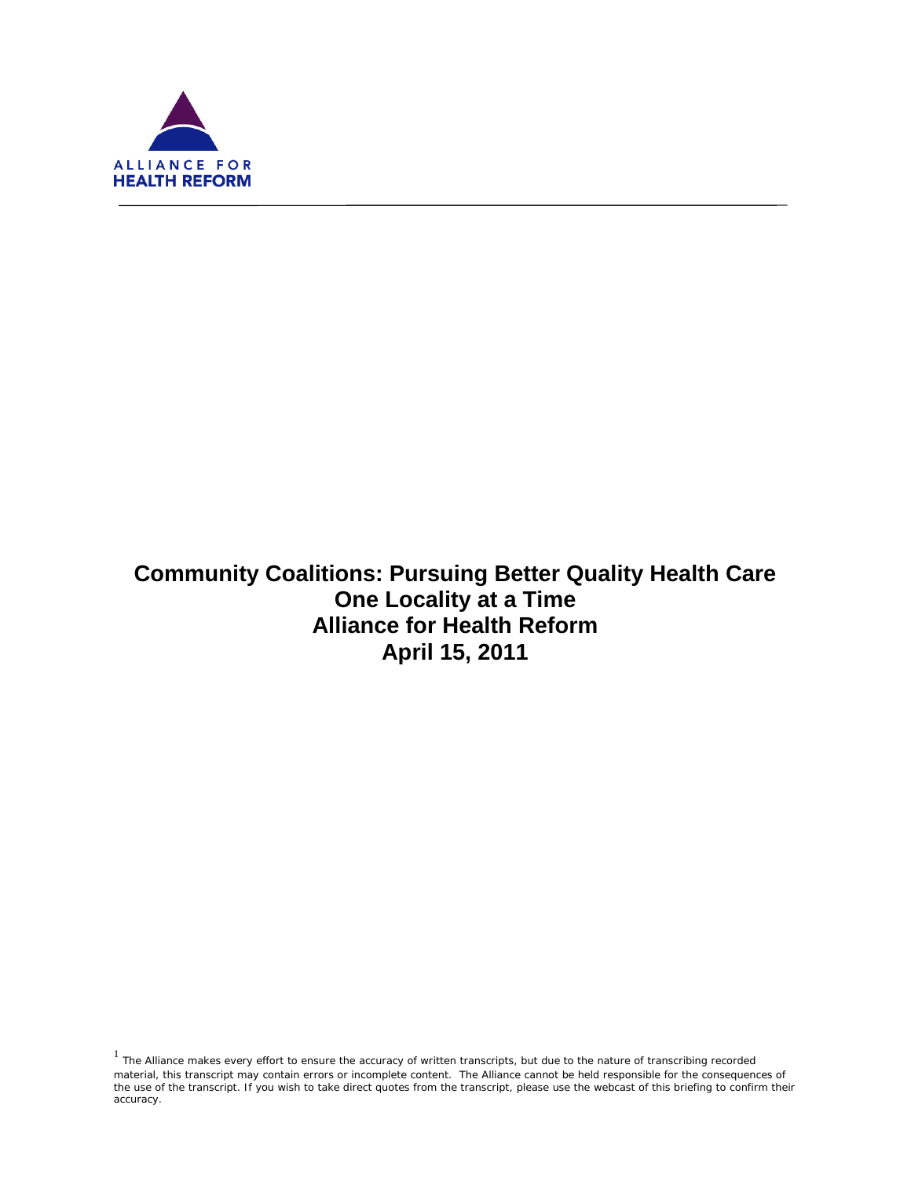ALLIANCE FOR
HEALTH REFORM

# Community Coalitions: Pursuing Better Quality Health Care One Locality at a Time
## Alliance for Health Reform
## April 15, 2011

[1] The Alliance makes every effort to ensure the accuracy of written transcripts, but due to the nature of transcribing recorded material, this transcript may contain errors or incomplete content. The Alliance cannot be held responsible for the consequences of the use of the transcript. If you wish to take direct quotes from the transcript, please use the webcast of this briefing to confirm their accuracy.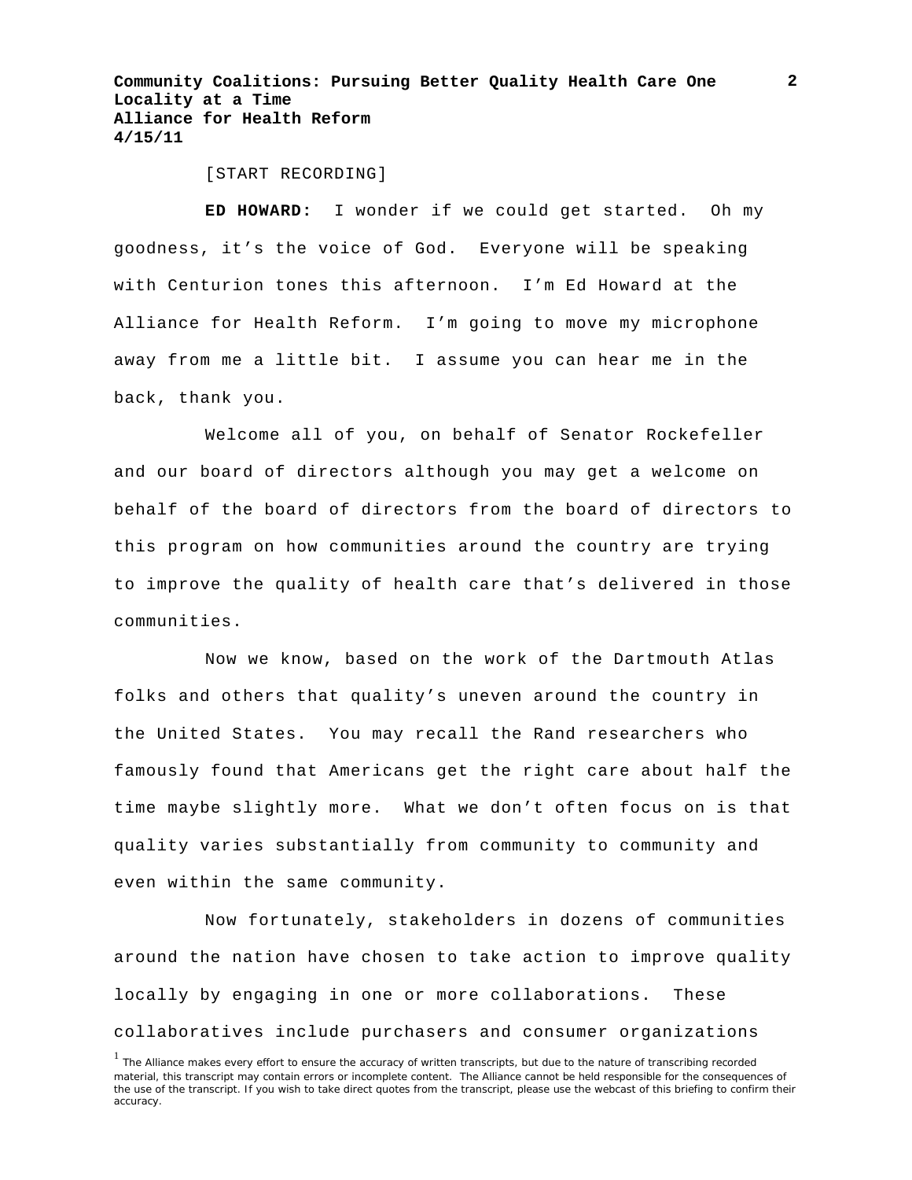[START RECORDING]

**ED HOWARD:** I wonder if we could get started. Oh my goodness, it's the voice of God. Everyone will be speaking with Centurion tones this afternoon. I'm Ed Howard at the Alliance for Health Reform. I'm going to move my microphone away from me a little bit. I assume you can hear me in the back, thank you.

Welcome all of you, on behalf of Senator Rockefeller and our board of directors although you may get a welcome on behalf of the board of directors from the board of directors to this program on how communities around the country are trying to improve the quality of health care that's delivered in those communities.

Now we know, based on the work of the Dartmouth Atlas folks and others that quality's uneven around the country in the United States. You may recall the Rand researchers who famously found that Americans get the right care about half the time maybe slightly more. What we don't often focus on is that quality varies substantially from community to community and even within the same community.

Now fortunately, stakeholders in dozens of communities around the nation have chosen to take action to improve quality locally by engaging in one or more collaborations. These collaboratives include purchasers and consumer organizations

[1] The Alliance makes every effort to ensure the accuracy of written transcripts, but due to the nature of transcribing recorded material, this transcript may contain errors or incomplete content. The Alliance cannot be held responsible for the consequences of the use of the transcript. If you wish to take direct quotes from the transcript, please use the webcast of this briefing to confirm their accuracy.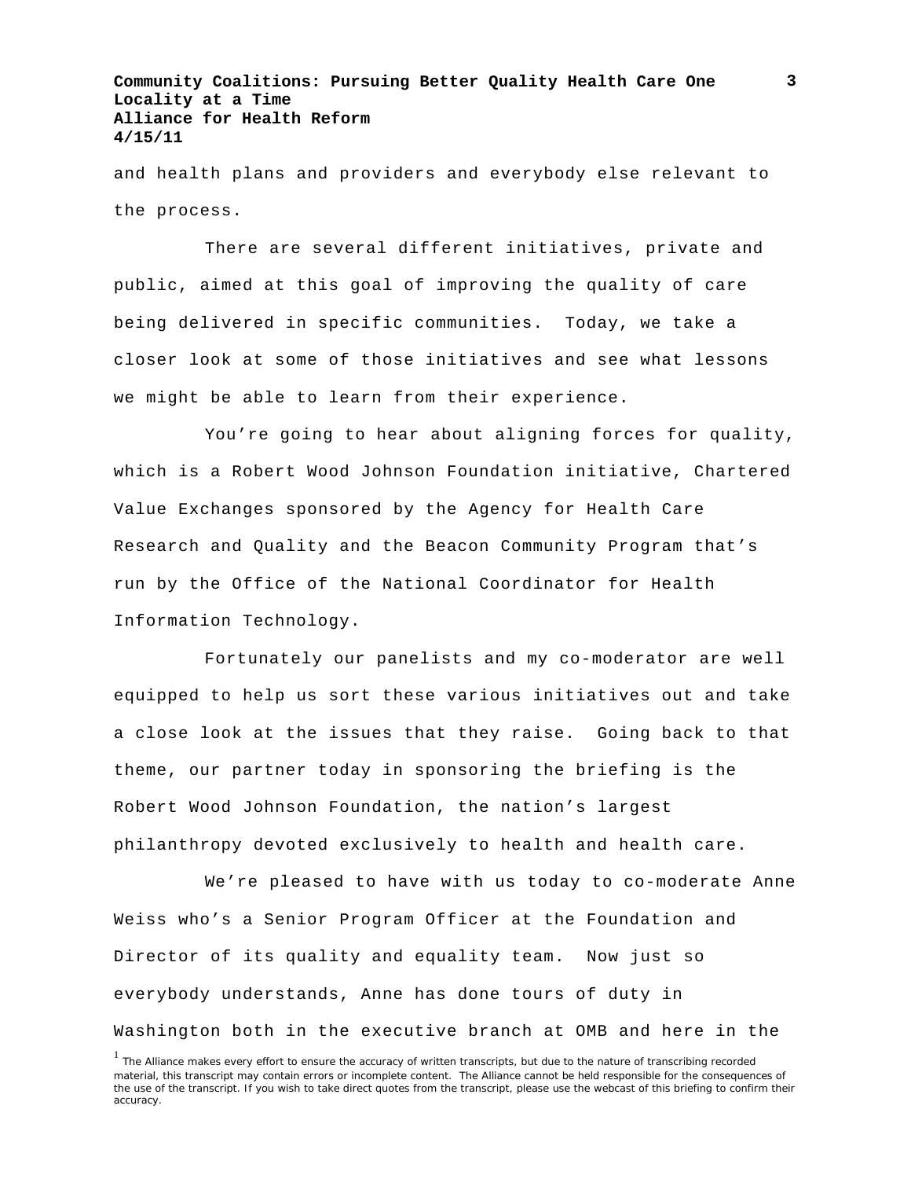and health plans and providers and everybody else relevant to the process.

There are several different initiatives, private and public, aimed at this goal of improving the quality of care being delivered in specific communities. Today, we take a closer look at some of those initiatives and see what lessons we might be able to learn from their experience.

You’re going to hear about aligning forces for quality, which is a Robert Wood Johnson Foundation initiative, Chartered Value Exchanges sponsored by the Agency for Health Care Research and Quality and the Beacon Community Program that’s run by the Office of the National Coordinator for Health Information Technology.

Fortunately our panelists and my co-moderator are well equipped to help us sort these various initiatives out and take a close look at the issues that they raise. Going back to that theme, our partner today in sponsoring the briefing is the Robert Wood Johnson Foundation, the nation’s largest philanthropy devoted exclusively to health and health care.

We’re pleased to have with us today to co-moderate Anne Weiss who’s a Senior Program Officer at the Foundation and Director of its quality and equality team. Now just so everybody understands, Anne has done tours of duty in Washington both in the executive branch at OMB and here in the

[1] The Alliance makes every effort to ensure the accuracy of written transcripts, but due to the nature of transcribing recorded material, this transcript may contain errors or incomplete content. The Alliance cannot be held responsible for the consequences of the use of the transcript. If you wish to take direct quotes from the transcript, please use the webcast of this briefing to confirm their accuracy.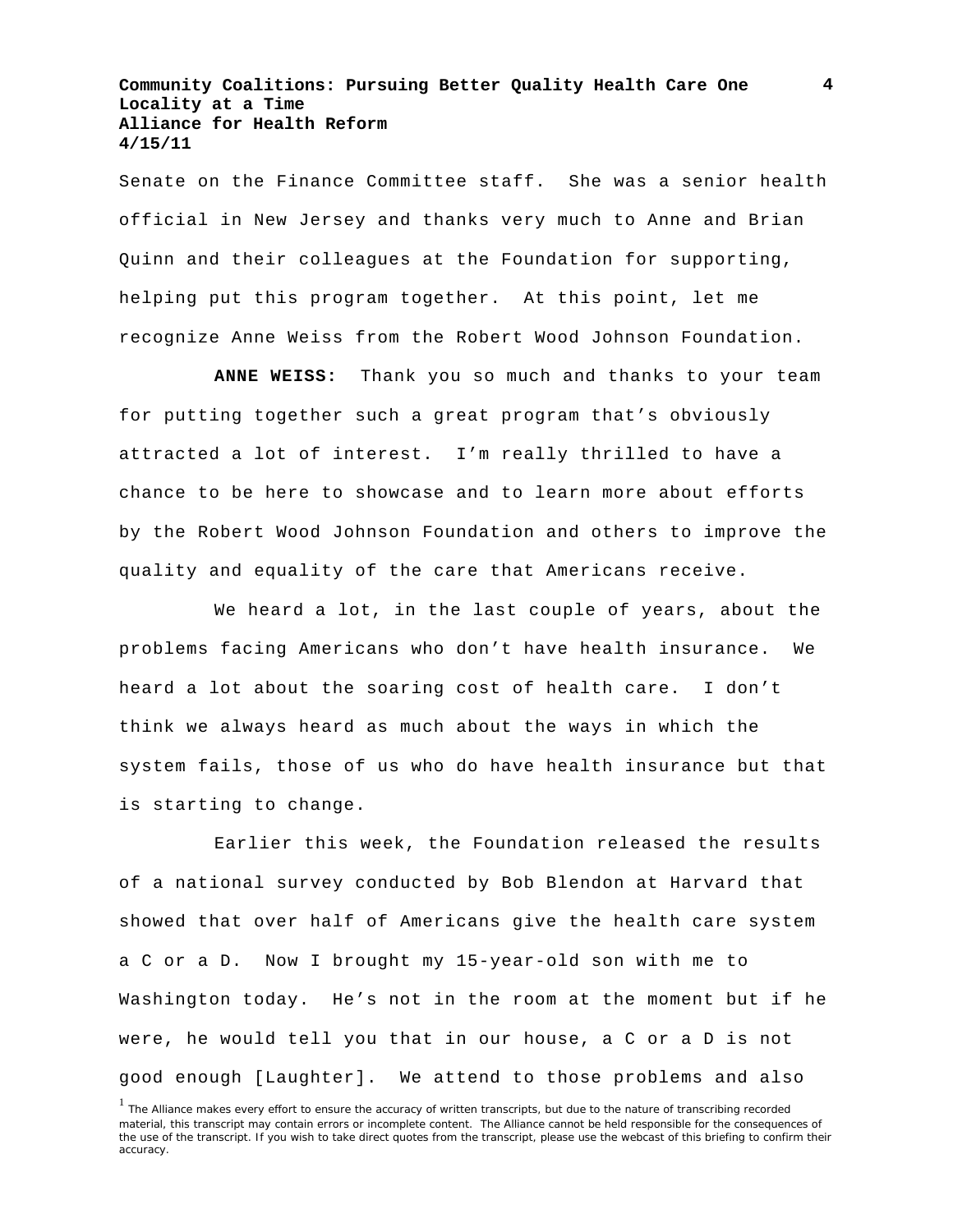Senate on the Finance Committee staff. She was a senior health official in New Jersey and thanks very much to Anne and Brian Quinn and their colleagues at the Foundation for supporting, helping put this program together. At this point, let me recognize Anne Weiss from the Robert Wood Johnson Foundation.

**ANNE WEISS:** Thank you so much and thanks to your team for putting together such a great program that's obviously attracted a lot of interest. I'm really thrilled to have a chance to be here to showcase and to learn more about efforts by the Robert Wood Johnson Foundation and others to improve the quality and equality of the care that Americans receive.

We heard a lot, in the last couple of years, about the problems facing Americans who don't have health insurance. We heard a lot about the soaring cost of health care. I don't think we always heard as much about the ways in which the system fails, those of us who do have health insurance but that is starting to change.

Earlier this week, the Foundation released the results of a national survey conducted by Bob Blendon at Harvard that showed that over half of Americans give the health care system a C or a D. Now I brought my 15-year-old son with me to Washington today. He's not in the room at the moment but if he were, he would tell you that in our house, a C or a D is not good enough [Laughter]. We attend to those problems and also

[1] The Alliance makes every effort to ensure the accuracy of written transcripts, but due to the nature of transcribing recorded material, this transcript may contain errors or incomplete content. The Alliance cannot be held responsible for the consequences of the use of the transcript. If you wish to take direct quotes from the transcript, please use the webcast of this briefing to confirm their accuracy.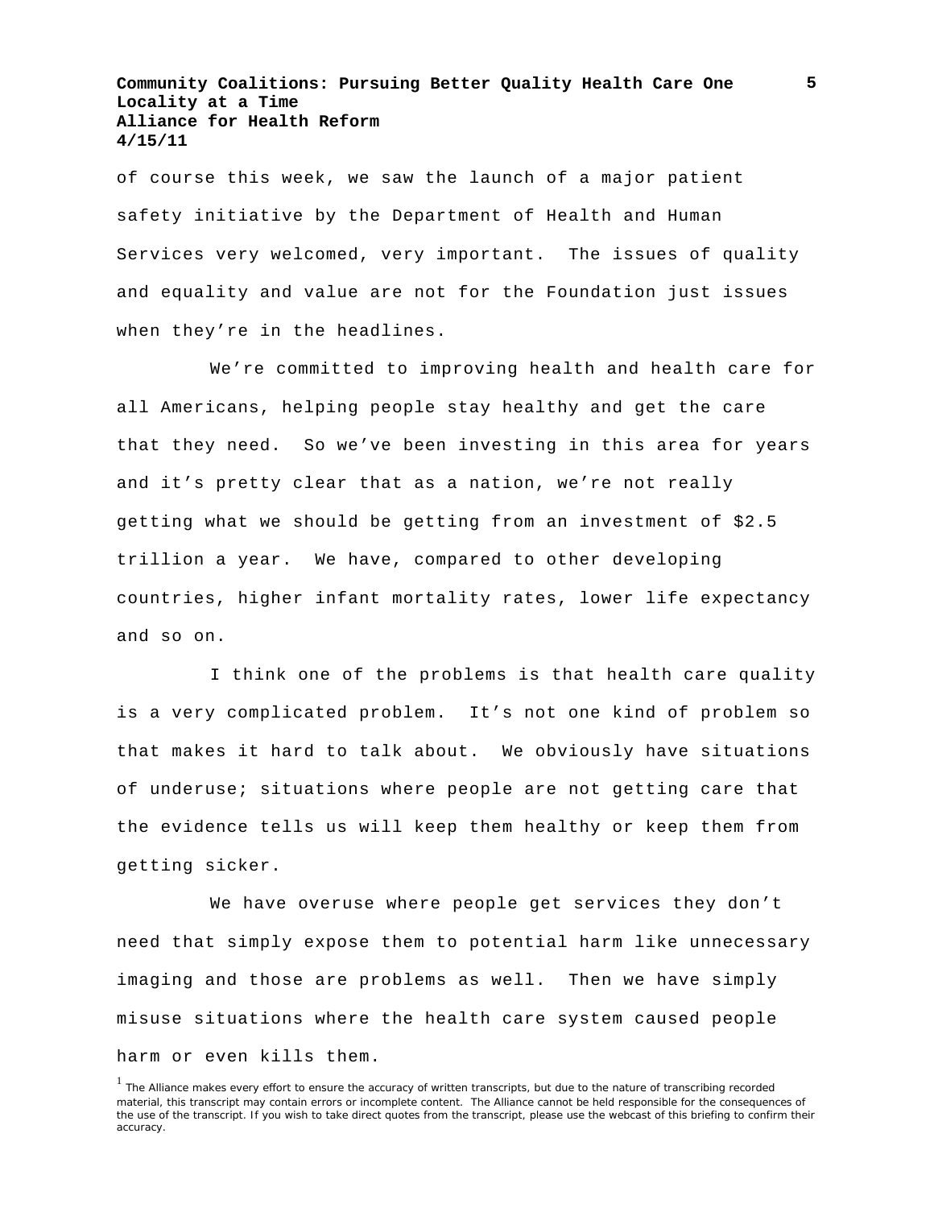of course this week, we saw the launch of a major patient safety initiative by the Department of Health and Human Services very welcomed, very important. The issues of quality and equality and value are not for the Foundation just issues when they’re in the headlines.

We’re committed to improving health and health care for all Americans, helping people stay healthy and get the care that they need. So we’ve been investing in this area for years and it’s pretty clear that as a nation, we’re not really getting what we should be getting from an investment of $2.5 trillion a year. We have, compared to other developing countries, higher infant mortality rates, lower life expectancy and so on.

I think one of the problems is that health care quality is a very complicated problem. It’s not one kind of problem so that makes it hard to talk about. We obviously have situations of underuse; situations where people are not getting care that the evidence tells us will keep them healthy or keep them from getting sicker.

We have overuse where people get services they don’t need that simply expose them to potential harm like unnecessary imaging and those are problems as well. Then we have simply misuse situations where the health care system caused people harm or even kills them.

[1] The Alliance makes every effort to ensure the accuracy of written transcripts, but due to the nature of transcribing recorded material, this transcript may contain errors or incomplete content. The Alliance cannot be held responsible for the consequences of the use of the transcript. If you wish to take direct quotes from the transcript, please use the webcast of this briefing to confirm their accuracy.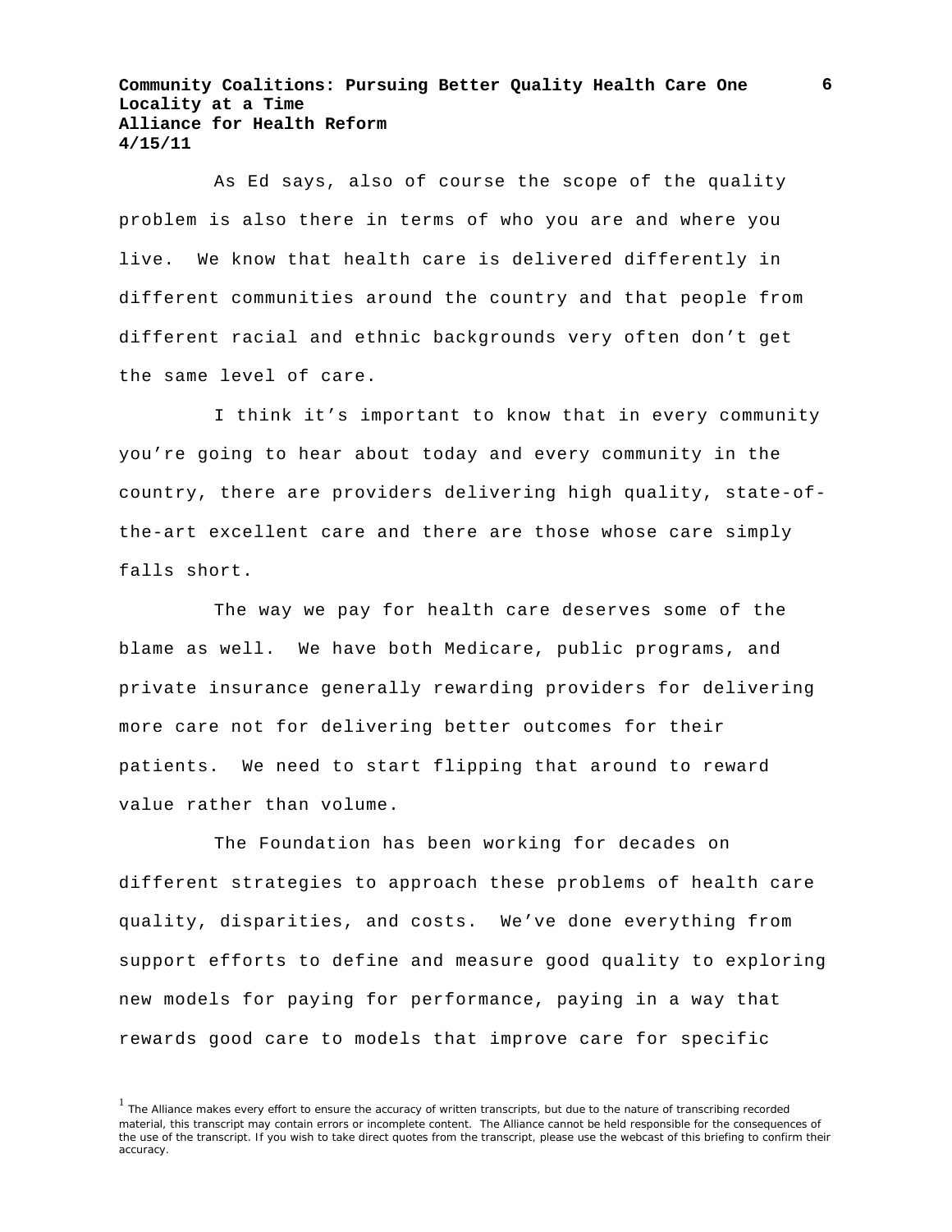As Ed says, also of course the scope of the quality problem is also there in terms of who you are and where you live. We know that health care is delivered differently in different communities around the country and that people from different racial and ethnic backgrounds very often don’t get the same level of care.

I think it’s important to know that in every community you’re going to hear about today and every community in the country, there are providers delivering high quality, state-of-the-art excellent care and there are those whose care simply falls short.

The way we pay for health care deserves some of the blame as well. We have both Medicare, public programs, and private insurance generally rewarding providers for delivering more care not for delivering better outcomes for their patients. We need to start flipping that around to reward value rather than volume.

The Foundation has been working for decades on different strategies to approach these problems of health care quality, disparities, and costs. We’ve done everything from support efforts to define and measure good quality to exploring new models for paying for performance, paying in a way that rewards good care to models that improve care for specific

[1] The Alliance makes every effort to ensure the accuracy of written transcripts, but due to the nature of transcribing recorded material, this transcript may contain errors or incomplete content. The Alliance cannot be held responsible for the consequences of the use of the transcript. If you wish to take direct quotes from the transcript, please use the webcast of this briefing to confirm their accuracy.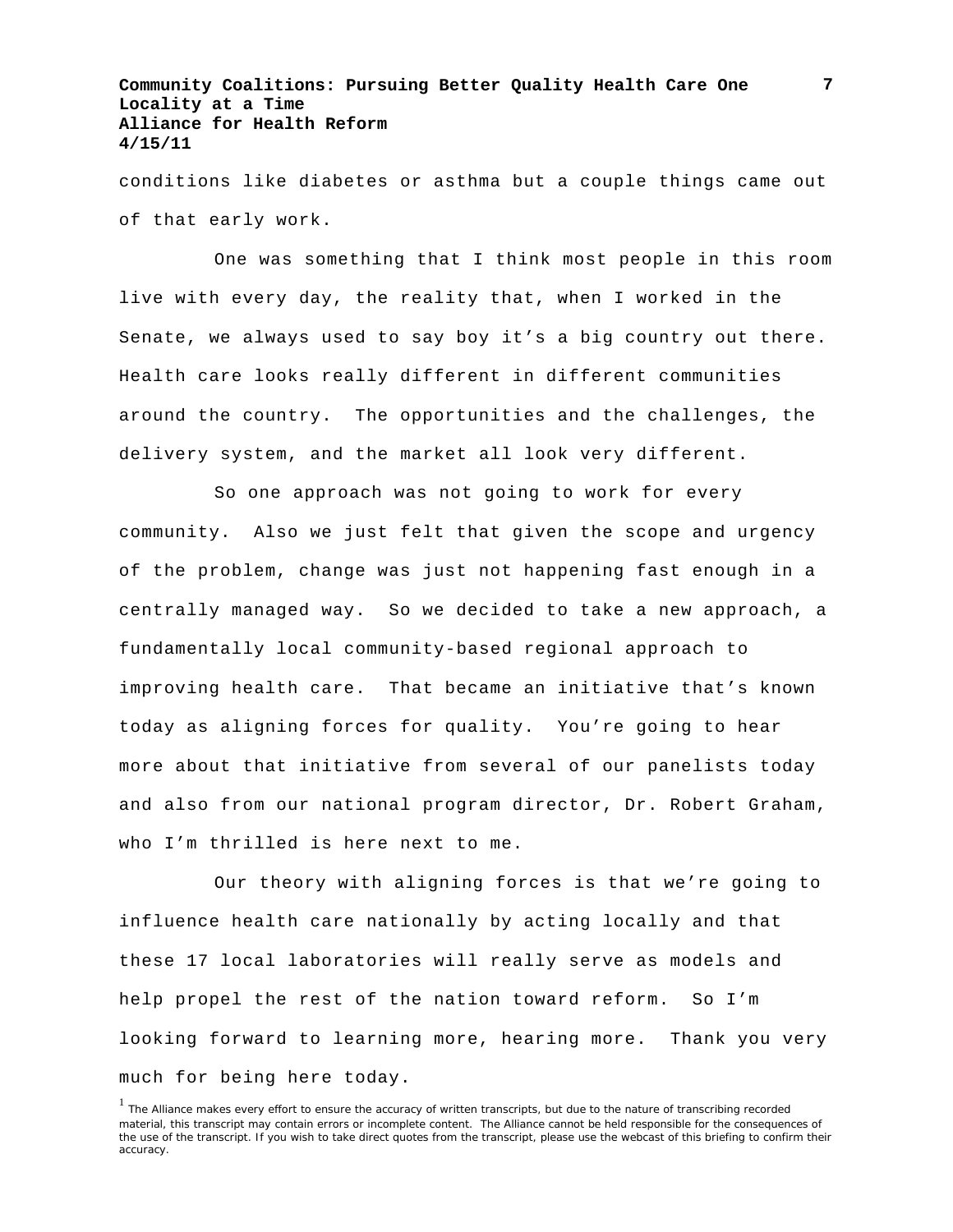conditions like diabetes or asthma but a couple things came out of that early work.

One was something that I think most people in this room live with every day, the reality that, when I worked in the Senate, we always used to say boy it's a big country out there. Health care looks really different in different communities around the country. The opportunities and the challenges, the delivery system, and the market all look very different.

So one approach was not going to work for every community. Also we just felt that given the scope and urgency of the problem, change was just not happening fast enough in a centrally managed way. So we decided to take a new approach, a fundamentally local community-based regional approach to improving health care. That became an initiative that's known today as aligning forces for quality. You're going to hear more about that initiative from several of our panelists today and also from our national program director, Dr. Robert Graham, who I'm thrilled is here next to me.

Our theory with aligning forces is that we're going to influence health care nationally by acting locally and that these 17 local laboratories will really serve as models and help propel the rest of the nation toward reform. So I'm looking forward to learning more, hearing more. Thank you very much for being here today.

[1] The Alliance makes every effort to ensure the accuracy of written transcripts, but due to the nature of transcribing recorded material, this transcript may contain errors or incomplete content. The Alliance cannot be held responsible for the consequences of the use of the transcript. If you wish to take direct quotes from the transcript, please use the webcast of this briefing to confirm their accuracy.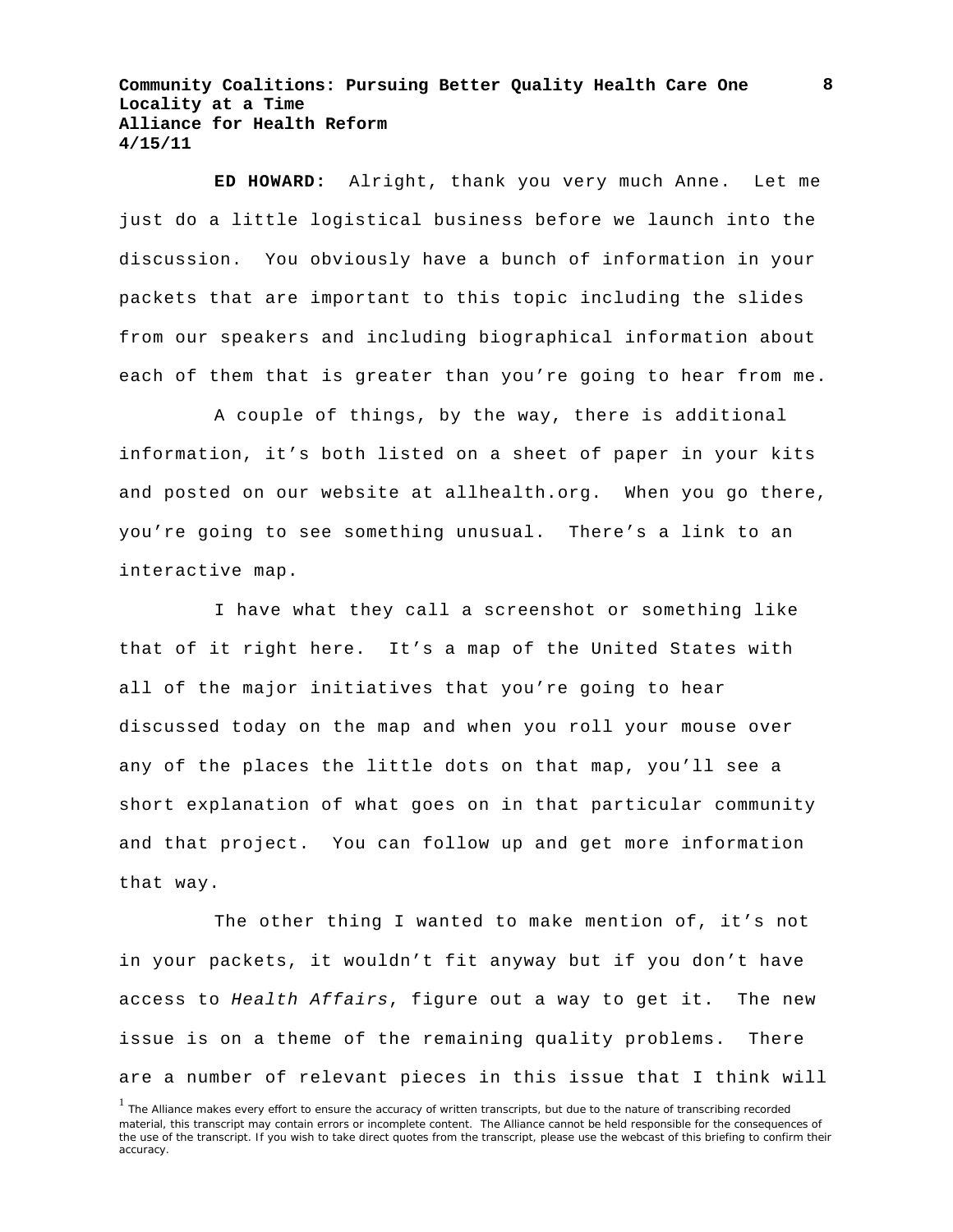**ED HOWARD:** Alright, thank you very much Anne. Let me just do a little logistical business before we launch into the discussion. You obviously have a bunch of information in your packets that are important to this topic including the slides from our speakers and including biographical information about each of them that is greater than you're going to hear from me.

A couple of things, by the way, there is additional information, it's both listed on a sheet of paper in your kits and posted on our website at allhealth.org. When you go there, you're going to see something unusual. There's a link to an interactive map.

I have what they call a screenshot or something like that of it right here. It's a map of the United States with all of the major initiatives that you're going to hear discussed today on the map and when you roll your mouse over any of the places the little dots on that map, you'll see a short explanation of what goes on in that particular community and that project. You can follow up and get more information that way.

The other thing I wanted to make mention of, it's not in your packets, it wouldn't fit anyway but if you don't have access to *Health Affairs*, figure out a way to get it. The new issue is on a theme of the remaining quality problems. There are a number of relevant pieces in this issue that I think will

[1] The Alliance makes every effort to ensure the accuracy of written transcripts, but due to the nature of transcribing recorded material, this transcript may contain errors or incomplete content. The Alliance cannot be held responsible for the consequences of the use of the transcript. If you wish to take direct quotes from the transcript, please use the webcast of this briefing to confirm their accuracy.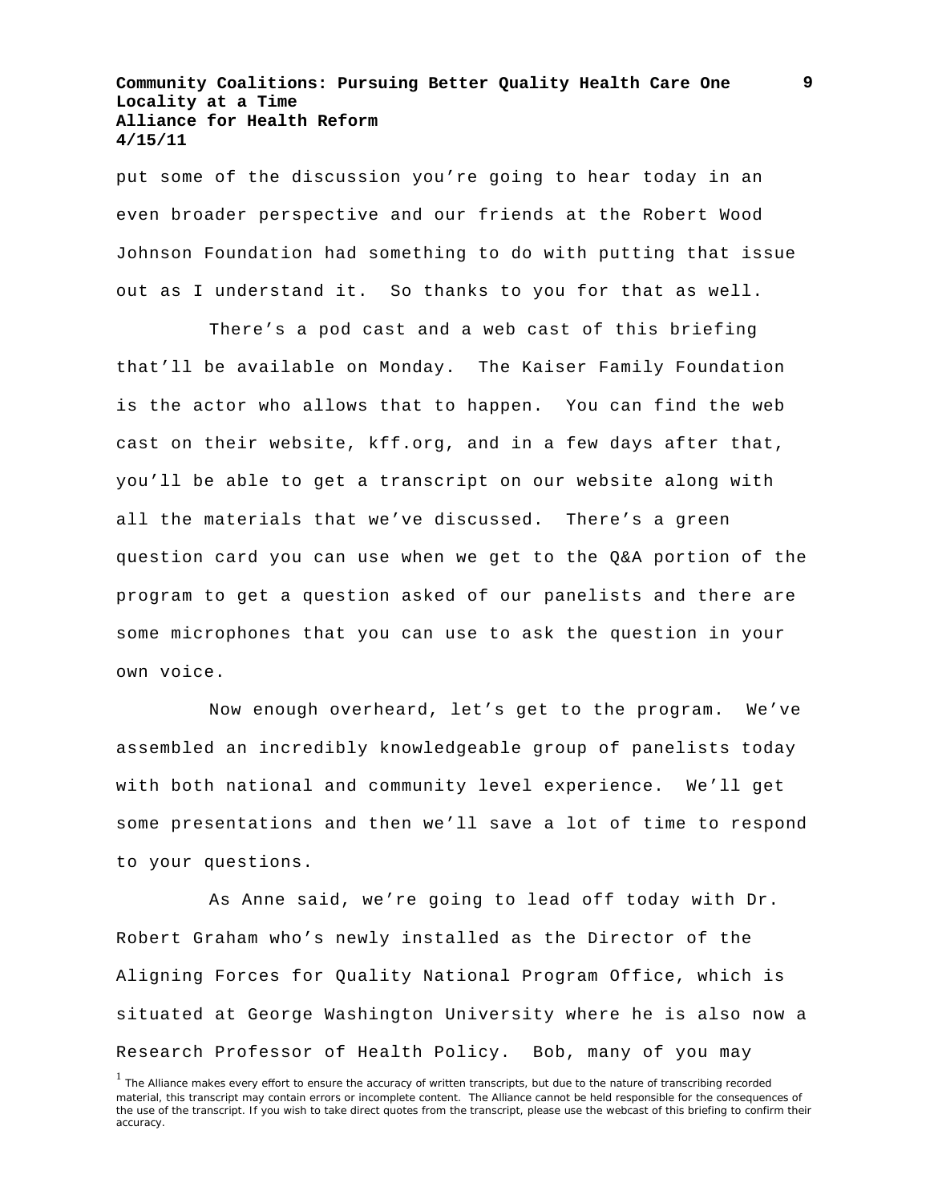put some of the discussion you're going to hear today in an even broader perspective and our friends at the Robert Wood Johnson Foundation had something to do with putting that issue out as I understand it. So thanks to you for that as well.

There's a pod cast and a web cast of this briefing that'll be available on Monday. The Kaiser Family Foundation is the actor who allows that to happen. You can find the web cast on their website, kff.org, and in a few days after that, you'll be able to get a transcript on our website along with all the materials that we've discussed. There's a green question card you can use when we get to the Q&A portion of the program to get a question asked of our panelists and there are some microphones that you can use to ask the question in your own voice.

Now enough overheard, let's get to the program. We've assembled an incredibly knowledgeable group of panelists today with both national and community level experience. We'll get some presentations and then we'll save a lot of time to respond to your questions.

As Anne said, we're going to lead off today with Dr. Robert Graham who's newly installed as the Director of the Aligning Forces for Quality National Program Office, which is situated at George Washington University where he is also now a Research Professor of Health Policy. Bob, many of you may

[1] The Alliance makes every effort to ensure the accuracy of written transcripts, but due to the nature of transcribing recorded material, this transcript may contain errors or incomplete content. The Alliance cannot be held responsible for the consequences of the use of the transcript. If you wish to take direct quotes from the transcript, please use the webcast of this briefing to confirm their accuracy.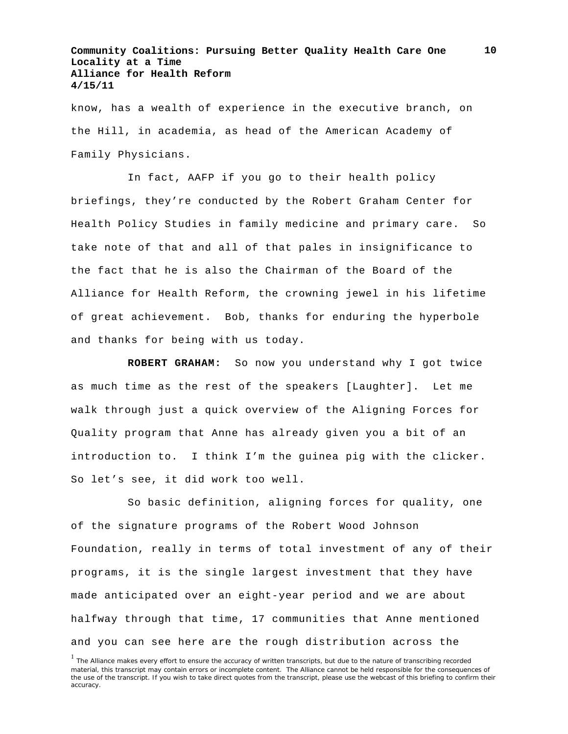know, has a wealth of experience in the executive branch, on the Hill, in academia, as head of the American Academy of Family Physicians.

In fact, AAFP if you go to their health policy briefings, they're conducted by the Robert Graham Center for Health Policy Studies in family medicine and primary care. So take note of that and all of that pales in insignificance to the fact that he is also the Chairman of the Board of the Alliance for Health Reform, the crowning jewel in his lifetime of great achievement. Bob, thanks for enduring the hyperbole and thanks for being with us today.

**ROBERT GRAHAM:** So now you understand why I got twice as much time as the rest of the speakers [Laughter]. Let me walk through just a quick overview of the Aligning Forces for Quality program that Anne has already given you a bit of an introduction to. I think I'm the guinea pig with the clicker. So let's see, it did work too well.

So basic definition, aligning forces for quality, one of the signature programs of the Robert Wood Johnson Foundation, really in terms of total investment of any of their programs, it is the single largest investment that they have made anticipated over an eight-year period and we are about halfway through that time, 17 communities that Anne mentioned and you can see here are the rough distribution across the

[1] The Alliance makes every effort to ensure the accuracy of written transcripts, but due to the nature of transcribing recorded material, this transcript may contain errors or incomplete content. The Alliance cannot be held responsible for the consequences of the use of the transcript. If you wish to take direct quotes from the transcript, please use the webcast of this briefing to confirm their accuracy.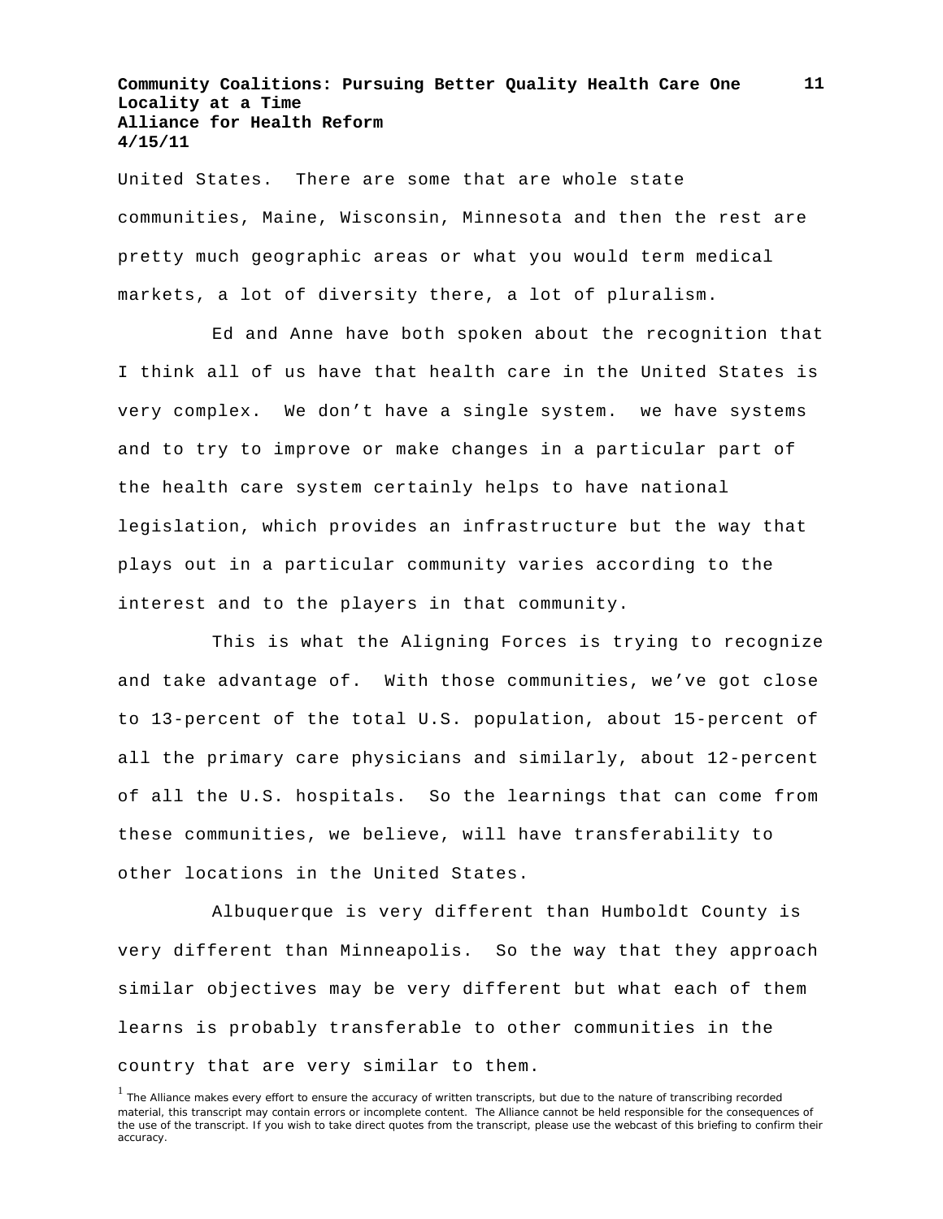United States. There are some that are whole state communities, Maine, Wisconsin, Minnesota and then the rest are pretty much geographic areas or what you would term medical markets, a lot of diversity there, a lot of pluralism.

Ed and Anne have both spoken about the recognition that I think all of us have that health care in the United States is very complex. We don't have a single system. we have systems and to try to improve or make changes in a particular part of the health care system certainly helps to have national legislation, which provides an infrastructure but the way that plays out in a particular community varies according to the interest and to the players in that community.

This is what the Aligning Forces is trying to recognize and take advantage of. With those communities, we've got close to 13-percent of the total U.S. population, about 15-percent of all the primary care physicians and similarly, about 12-percent of all the U.S. hospitals. So the learnings that can come from these communities, we believe, will have transferability to other locations in the United States.

Albuquerque is very different than Humboldt County is very different than Minneapolis. So the way that they approach similar objectives may be very different but what each of them learns is probably transferable to other communities in the country that are very similar to them.

[1] The Alliance makes every effort to ensure the accuracy of written transcripts, but due to the nature of transcribing recorded material, this transcript may contain errors or incomplete content. The Alliance cannot be held responsible for the consequences of the use of the transcript. If you wish to take direct quotes from the transcript, please use the webcast of this briefing to confirm their accuracy.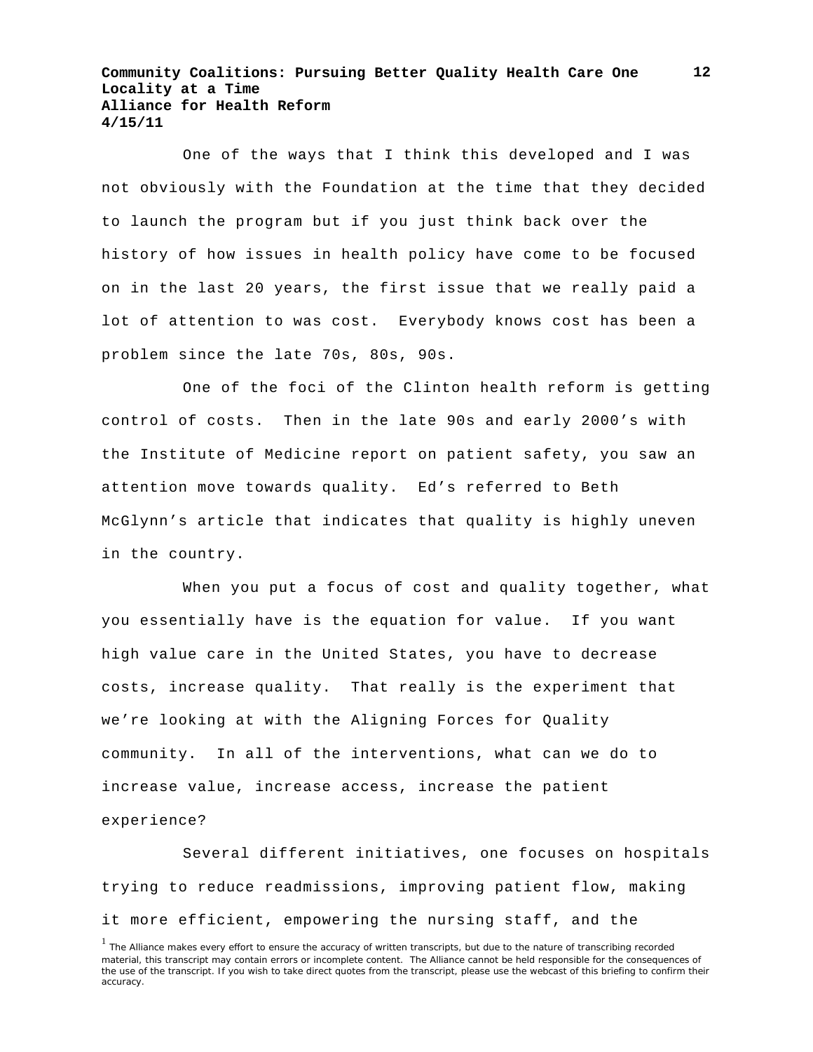One of the ways that I think this developed and I was not obviously with the Foundation at the time that they decided to launch the program but if you just think back over the history of how issues in health policy have come to be focused on in the last 20 years, the first issue that we really paid a lot of attention to was cost. Everybody knows cost has been a problem since the late 70s, 80s, 90s.

One of the foci of the Clinton health reform is getting control of costs. Then in the late 90s and early 2000's with the Institute of Medicine report on patient safety, you saw an attention move towards quality. Ed's referred to Beth McGlynn's article that indicates that quality is highly uneven in the country.

When you put a focus of cost and quality together, what you essentially have is the equation for value. If you want high value care in the United States, you have to decrease costs, increase quality. That really is the experiment that we're looking at with the Aligning Forces for Quality community. In all of the interventions, what can we do to increase value, increase access, increase the patient experience?

Several different initiatives, one focuses on hospitals trying to reduce readmissions, improving patient flow, making it more efficient, empowering the nursing staff, and the

[1] The Alliance makes every effort to ensure the accuracy of written transcripts, but due to the nature of transcribing recorded material, this transcript may contain errors or incomplete content. The Alliance cannot be held responsible for the consequences of the use of the transcript. If you wish to take direct quotes from the transcript, please use the webcast of this briefing to confirm their accuracy.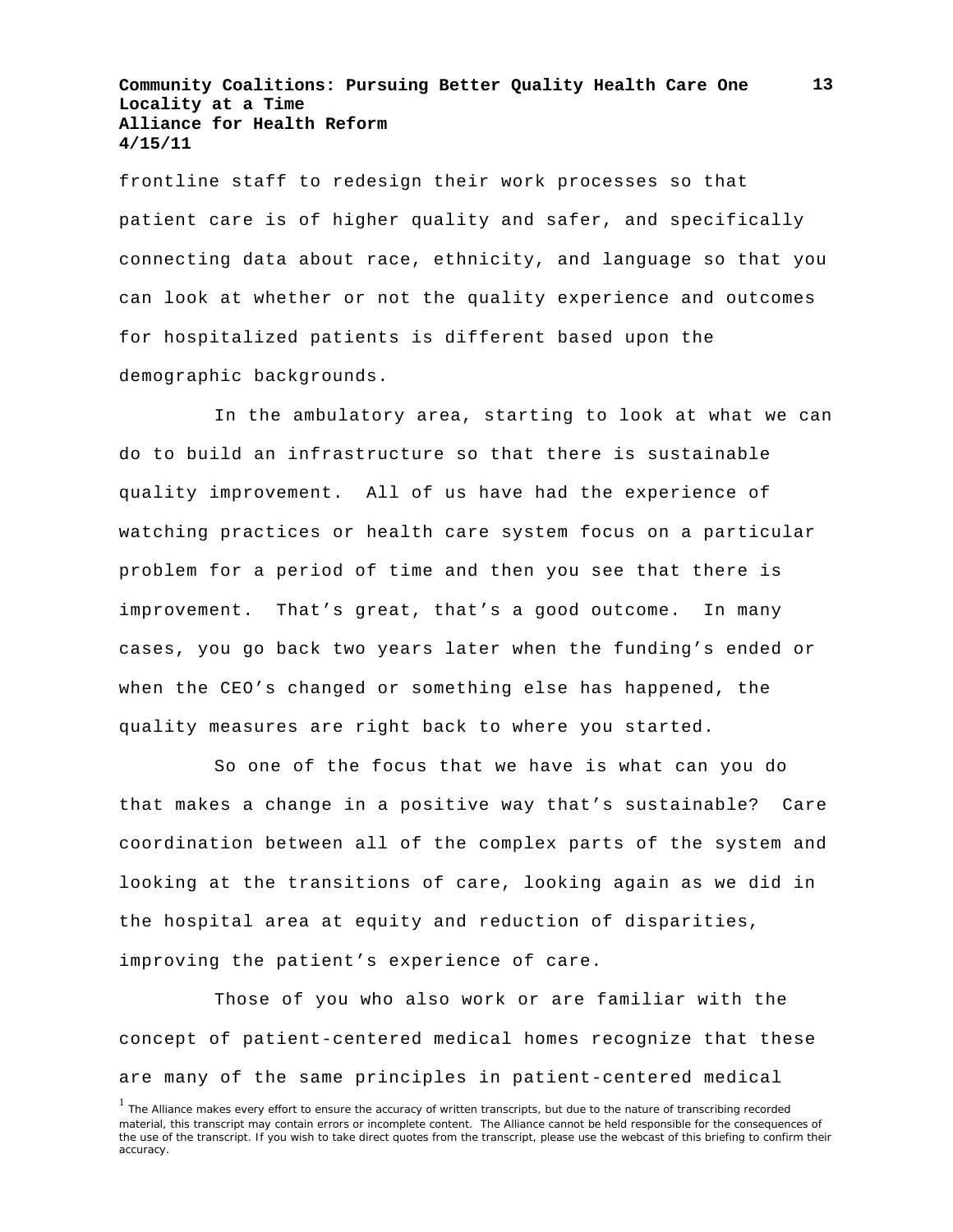frontline staff to redesign their work processes so that patient care is of higher quality and safer, and specifically connecting data about race, ethnicity, and language so that you can look at whether or not the quality experience and outcomes for hospitalized patients is different based upon the demographic backgrounds.

In the ambulatory area, starting to look at what we can do to build an infrastructure so that there is sustainable quality improvement. All of us have had the experience of watching practices or health care system focus on a particular problem for a period of time and then you see that there is improvement. That's great, that's a good outcome. In many cases, you go back two years later when the funding's ended or when the CEO's changed or something else has happened, the quality measures are right back to where you started.

So one of the focus that we have is what can you do that makes a change in a positive way that's sustainable? Care coordination between all of the complex parts of the system and looking at the transitions of care, looking again as we did in the hospital area at equity and reduction of disparities, improving the patient's experience of care.

Those of you who also work or are familiar with the concept of patient-centered medical homes recognize that these are many of the same principles in patient-centered medical

[1] The Alliance makes every effort to ensure the accuracy of written transcripts, but due to the nature of transcribing recorded material, this transcript may contain errors or incomplete content. The Alliance cannot be held responsible for the consequences of the use of the transcript. If you wish to take direct quotes from the transcript, please use the webcast of this briefing to confirm their accuracy.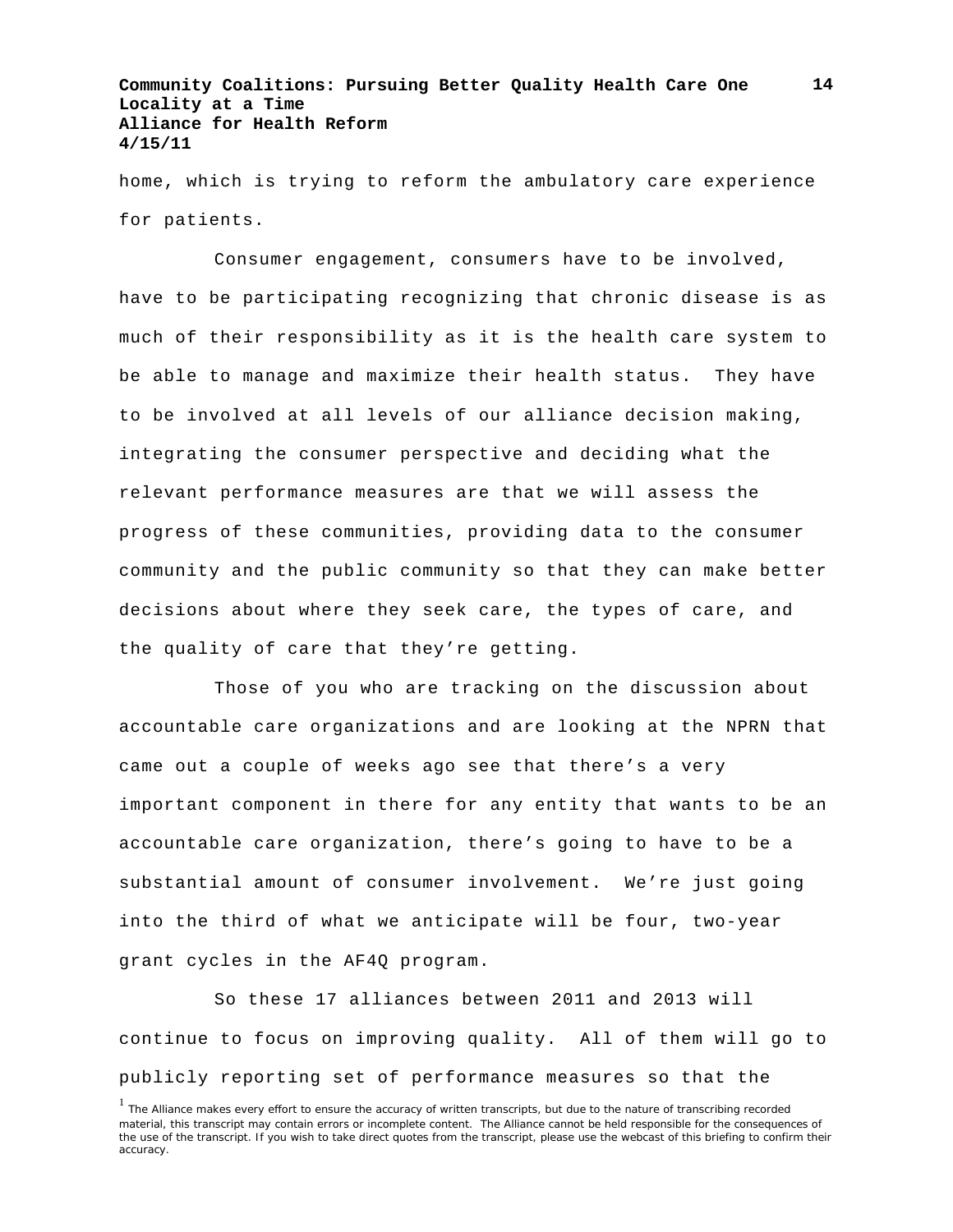home, which is trying to reform the ambulatory care experience for patients.

Consumer engagement, consumers have to be involved, have to be participating recognizing that chronic disease is as much of their responsibility as it is the health care system to be able to manage and maximize their health status. They have to be involved at all levels of our alliance decision making, integrating the consumer perspective and deciding what the relevant performance measures are that we will assess the progress of these communities, providing data to the consumer community and the public community so that they can make better decisions about where they seek care, the types of care, and the quality of care that they're getting.

Those of you who are tracking on the discussion about accountable care organizations and are looking at the NPRN that came out a couple of weeks ago see that there's a very important component in there for any entity that wants to be an accountable care organization, there's going to have to be a substantial amount of consumer involvement. We're just going into the third of what we anticipate will be four, two-year grant cycles in the AF4Q program.

So these 17 alliances between 2011 and 2013 will continue to focus on improving quality. All of them will go to publicly reporting set of performance measures so that the

[1] The Alliance makes every effort to ensure the accuracy of written transcripts, but due to the nature of transcribing recorded material, this transcript may contain errors or incomplete content. The Alliance cannot be held responsible for the consequences of the use of the transcript. If you wish to take direct quotes from the transcript, please use the webcast of this briefing to confirm their accuracy.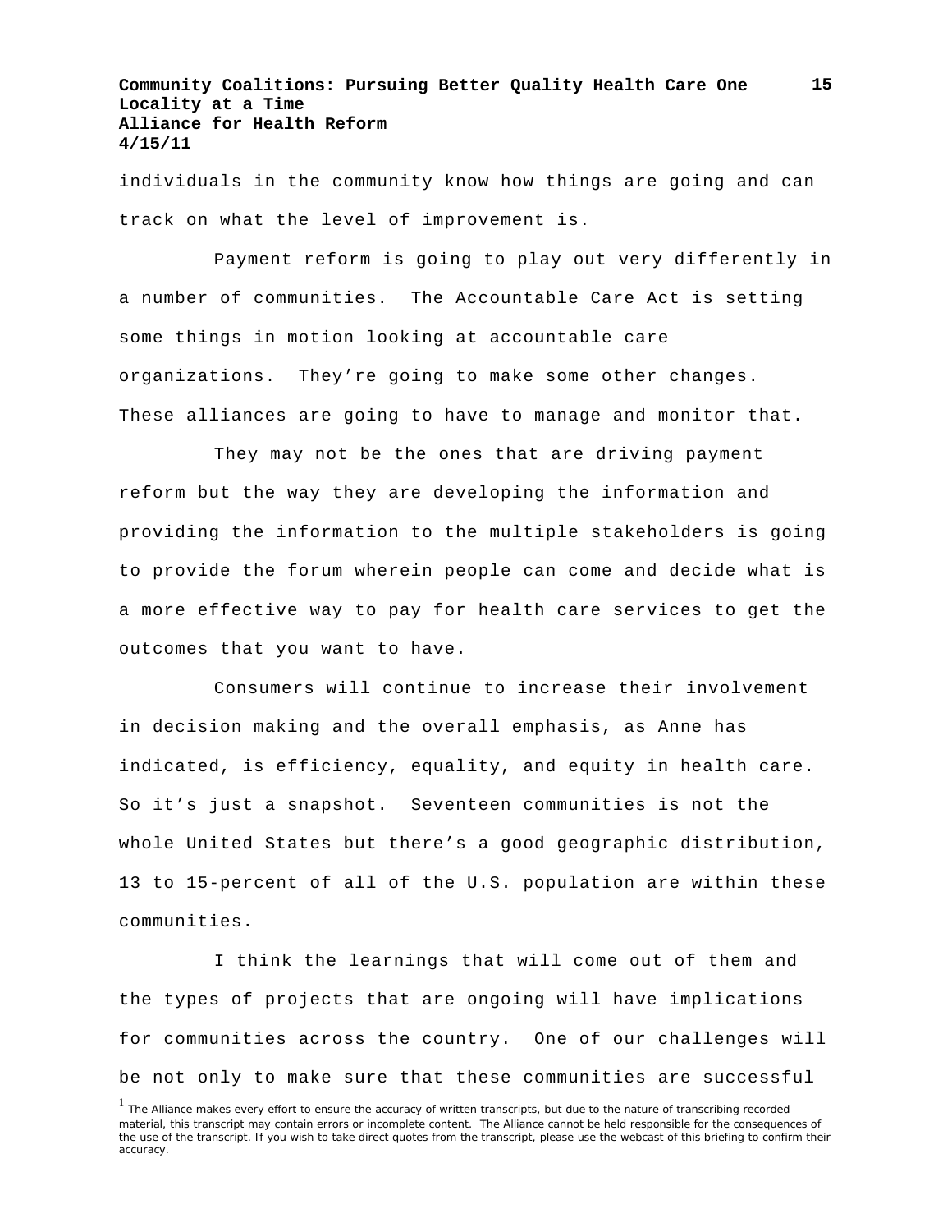individuals in the community know how things are going and can track on what the level of improvement is.

Payment reform is going to play out very differently in a number of communities. The Accountable Care Act is setting some things in motion looking at accountable care organizations. They're going to make some other changes. These alliances are going to have to manage and monitor that.

They may not be the ones that are driving payment reform but the way they are developing the information and providing the information to the multiple stakeholders is going to provide the forum wherein people can come and decide what is a more effective way to pay for health care services to get the outcomes that you want to have.

Consumers will continue to increase their involvement in decision making and the overall emphasis, as Anne has indicated, is efficiency, equality, and equity in health care. So it's just a snapshot. Seventeen communities is not the whole United States but there's a good geographic distribution, 13 to 15-percent of all of the U.S. population are within these communities.

I think the learnings that will come out of them and the types of projects that are ongoing will have implications for communities across the country. One of our challenges will be not only to make sure that these communities are successful

[1] The Alliance makes every effort to ensure the accuracy of written transcripts, but due to the nature of transcribing recorded material, this transcript may contain errors or incomplete content. The Alliance cannot be held responsible for the consequences of the use of the transcript. If you wish to take direct quotes from the transcript, please use the webcast of this briefing to confirm their accuracy.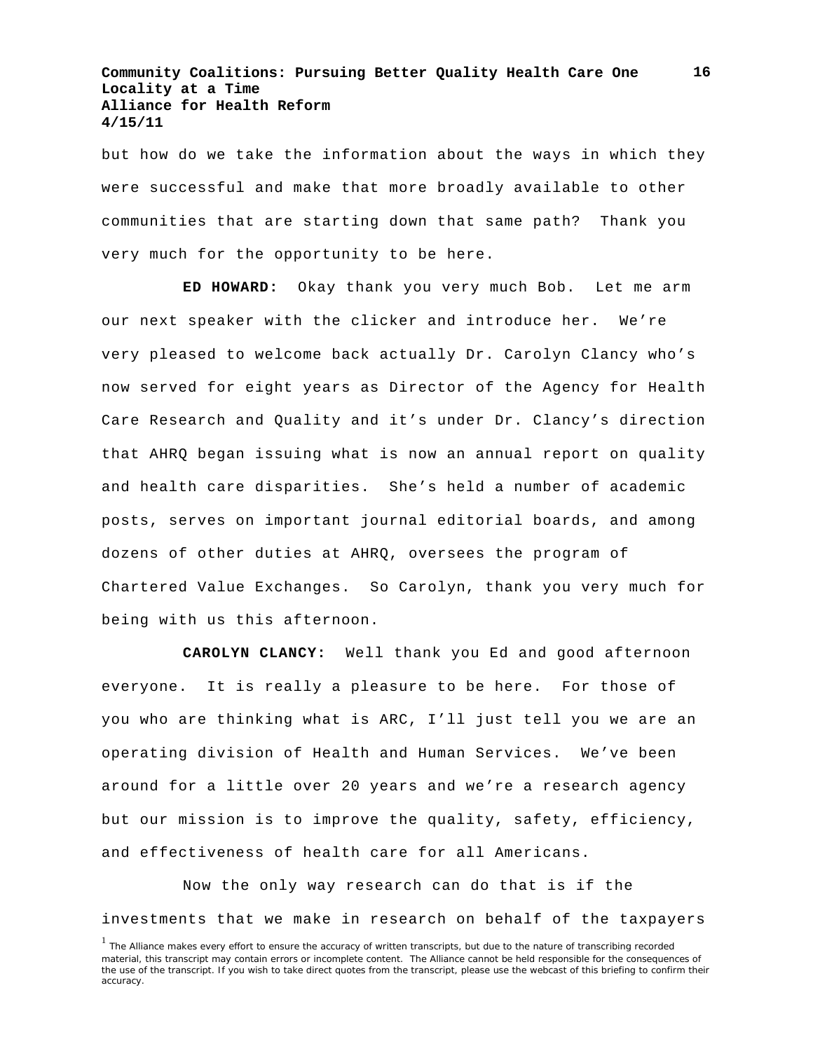but how do we take the information about the ways in which they were successful and make that more broadly available to other communities that are starting down that same path? Thank you very much for the opportunity to be here.

**ED HOWARD:** Okay thank you very much Bob. Let me arm our next speaker with the clicker and introduce her. We're very pleased to welcome back actually Dr. Carolyn Clancy who's now served for eight years as Director of the Agency for Health Care Research and Quality and it's under Dr. Clancy's direction that AHRQ began issuing what is now an annual report on quality and health care disparities. She's held a number of academic posts, serves on important journal editorial boards, and among dozens of other duties at AHRQ, oversees the program of Chartered Value Exchanges. So Carolyn, thank you very much for being with us this afternoon.

**CAROLYN CLANCY:** Well thank you Ed and good afternoon everyone. It is really a pleasure to be here. For those of you who are thinking what is ARC, I'll just tell you we are an operating division of Health and Human Services. We've been around for a little over 20 years and we're a research agency but our mission is to improve the quality, safety, efficiency, and effectiveness of health care for all Americans.

Now the only way research can do that is if the investments that we make in research on behalf of the taxpayers

[1] The Alliance makes every effort to ensure the accuracy of written transcripts, but due to the nature of transcribing recorded material, this transcript may contain errors or incomplete content. The Alliance cannot be held responsible for the consequences of the use of the transcript. If you wish to take direct quotes from the transcript, please use the webcast of this briefing to confirm their accuracy.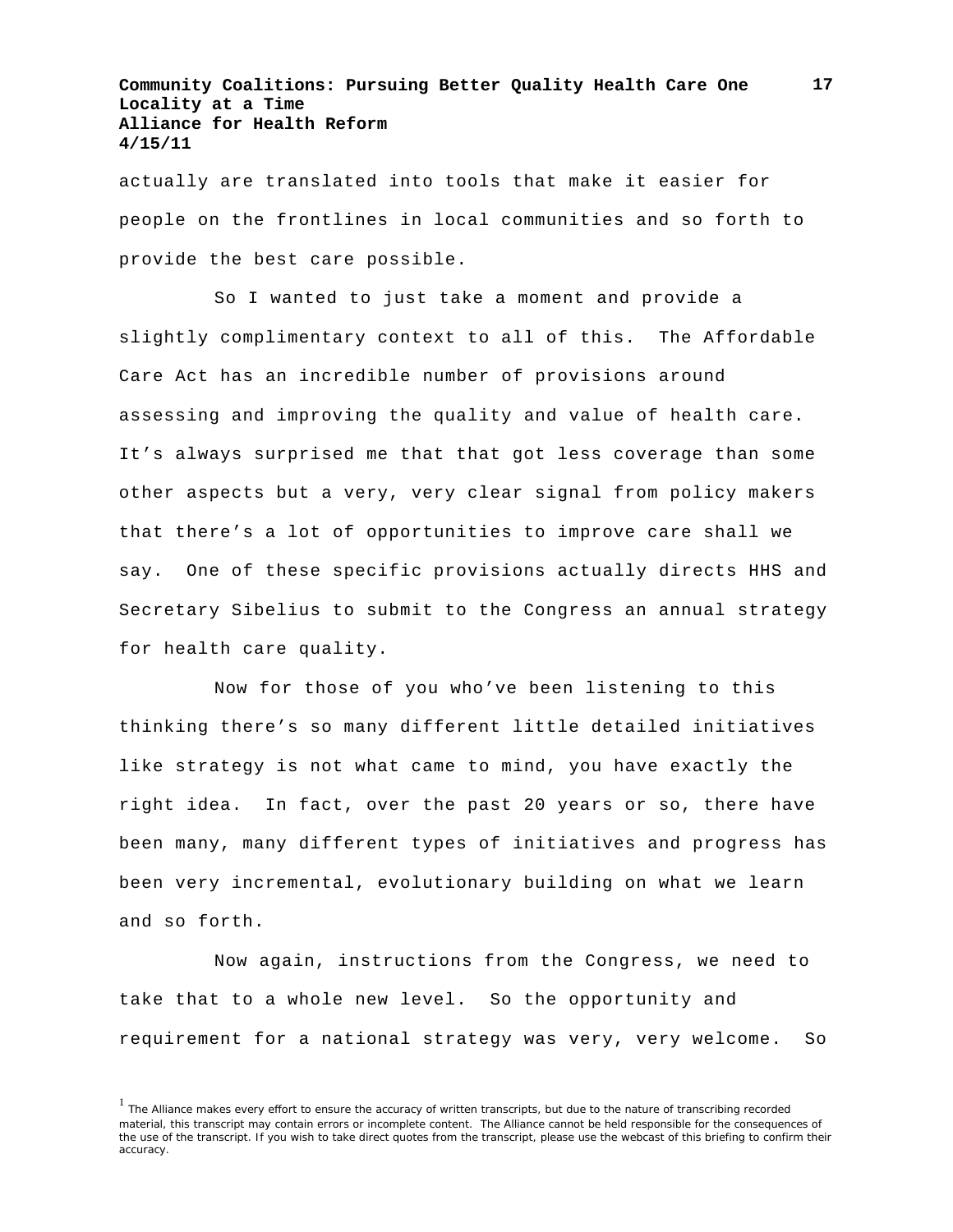actually are translated into tools that make it easier for people on the frontlines in local communities and so forth to provide the best care possible.

So I wanted to just take a moment and provide a slightly complimentary context to all of this. The Affordable Care Act has an incredible number of provisions around assessing and improving the quality and value of health care. It's always surprised me that that got less coverage than some other aspects but a very, very clear signal from policy makers that there's a lot of opportunities to improve care shall we say. One of these specific provisions actually directs HHS and Secretary Sibelius to submit to the Congress an annual strategy for health care quality.

Now for those of you who've been listening to this thinking there's so many different little detailed initiatives like strategy is not what came to mind, you have exactly the right idea. In fact, over the past 20 years or so, there have been many, many different types of initiatives and progress has been very incremental, evolutionary building on what we learn and so forth.

Now again, instructions from the Congress, we need to take that to a whole new level. So the opportunity and requirement for a national strategy was very, very welcome. So

[1] The Alliance makes every effort to ensure the accuracy of written transcripts, but due to the nature of transcribing recorded material, this transcript may contain errors or incomplete content. The Alliance cannot be held responsible for the consequences of the use of the transcript. If you wish to take direct quotes from the transcript, please use the webcast of this briefing to confirm their accuracy.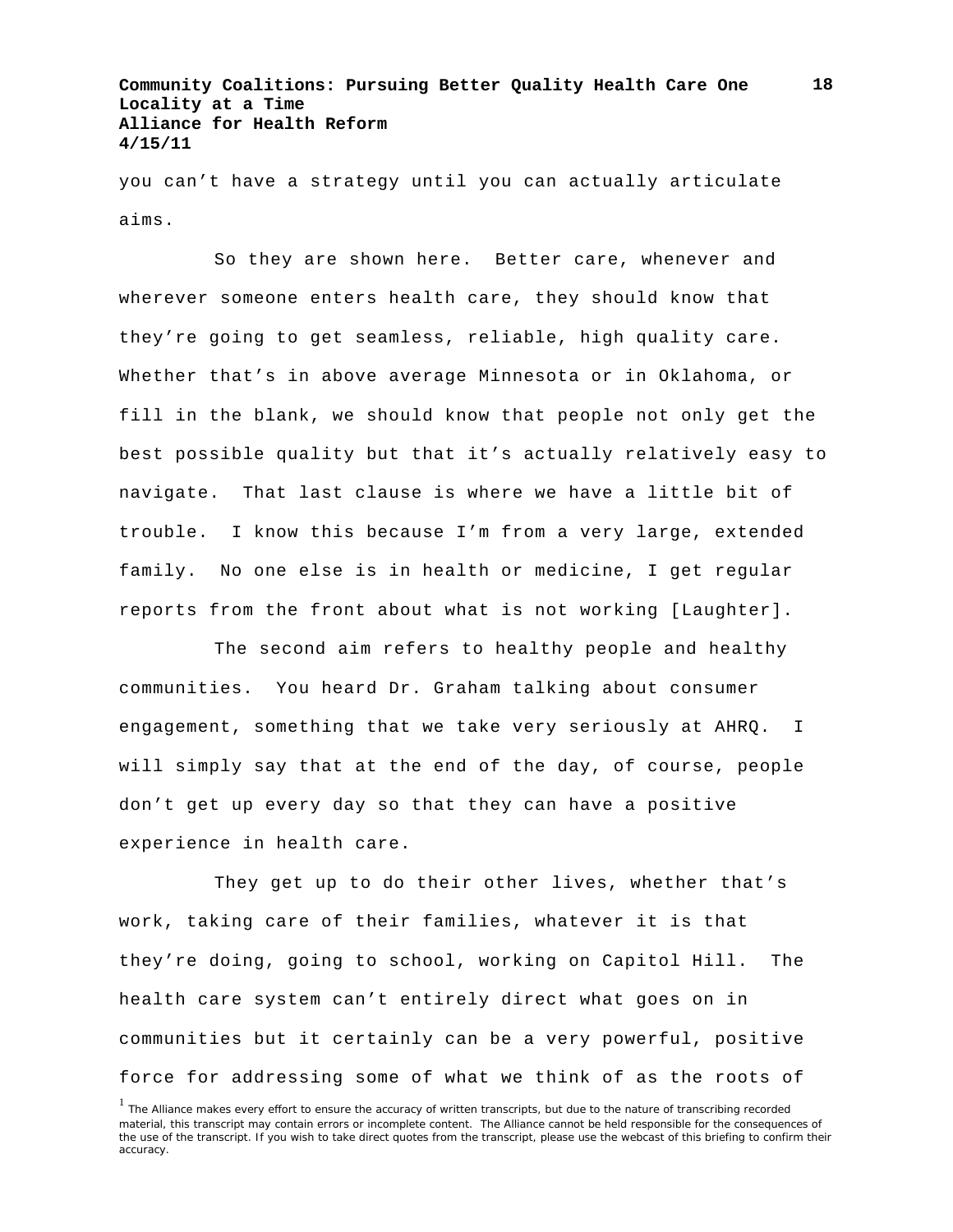you can't have a strategy until you can actually articulate aims.

So they are shown here. Better care, whenever and wherever someone enters health care, they should know that they're going to get seamless, reliable, high quality care. Whether that's in above average Minnesota or in Oklahoma, or fill in the blank, we should know that people not only get the best possible quality but that it's actually relatively easy to navigate. That last clause is where we have a little bit of trouble. I know this because I'm from a very large, extended family. No one else is in health or medicine, I get regular reports from the front about what is not working [Laughter].

The second aim refers to healthy people and healthy communities. You heard Dr. Graham talking about consumer engagement, something that we take very seriously at AHRQ. I will simply say that at the end of the day, of course, people don't get up every day so that they can have a positive experience in health care.

They get up to do their other lives, whether that's work, taking care of their families, whatever it is that they're doing, going to school, working on Capitol Hill. The health care system can't entirely direct what goes on in communities but it certainly can be a very powerful, positive force for addressing some of what we think of as the roots of

[1] The Alliance makes every effort to ensure the accuracy of written transcripts, but due to the nature of transcribing recorded material, this transcript may contain errors or incomplete content. The Alliance cannot be held responsible for the consequences of the use of the transcript. If you wish to take direct quotes from the transcript, please use the webcast of this briefing to confirm their accuracy.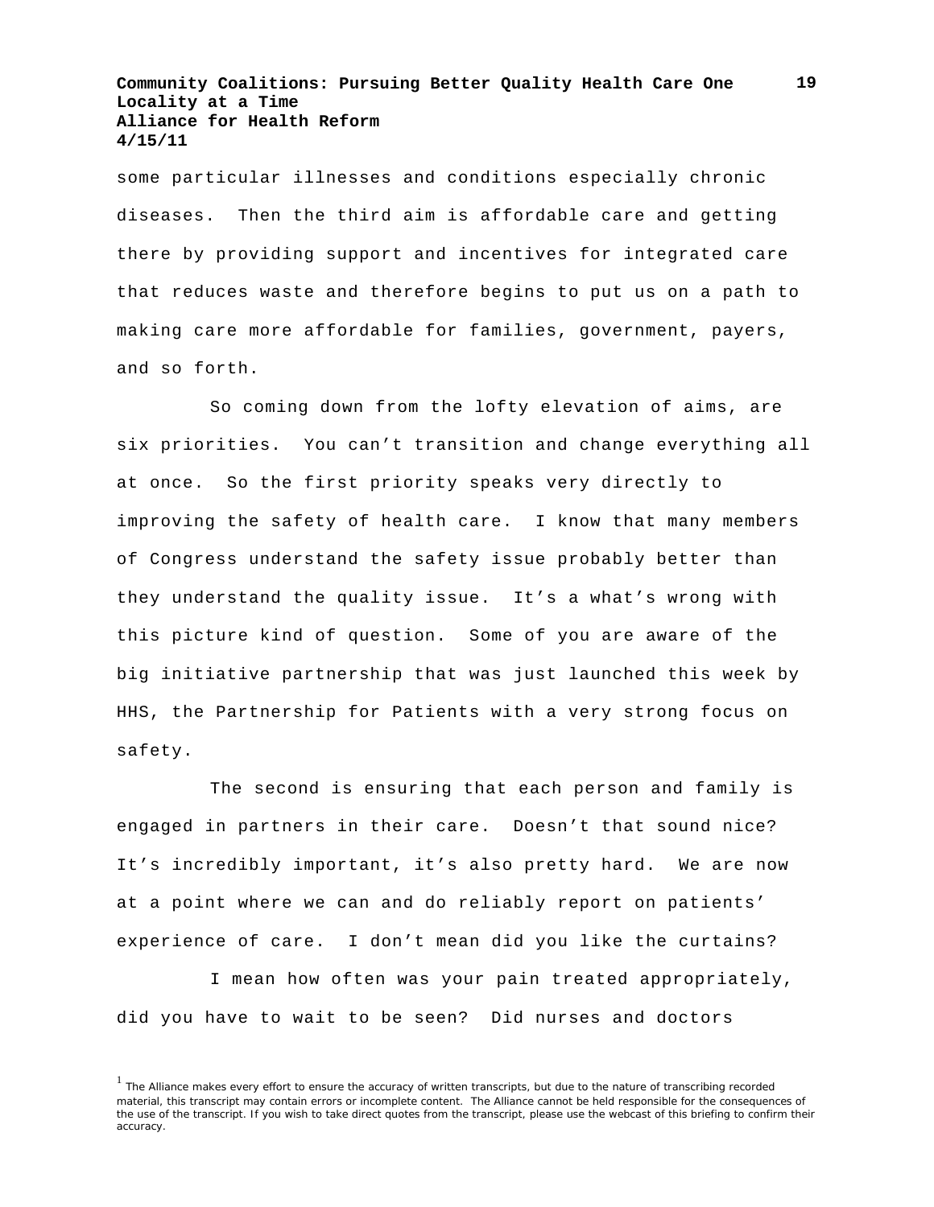some particular illnesses and conditions especially chronic diseases. Then the third aim is affordable care and getting there by providing support and incentives for integrated care that reduces waste and therefore begins to put us on a path to making care more affordable for families, government, payers, and so forth.

So coming down from the lofty elevation of aims, are six priorities. You can't transition and change everything all at once. So the first priority speaks very directly to improving the safety of health care. I know that many members of Congress understand the safety issue probably better than they understand the quality issue. It's a what's wrong with this picture kind of question. Some of you are aware of the big initiative partnership that was just launched this week by HHS, the Partnership for Patients with a very strong focus on safety.

The second is ensuring that each person and family is engaged in partners in their care. Doesn't that sound nice? It's incredibly important, it's also pretty hard. We are now at a point where we can and do reliably report on patients' experience of care. I don't mean did you like the curtains?

I mean how often was your pain treated appropriately, did you have to wait to be seen? Did nurses and doctors

[1] The Alliance makes every effort to ensure the accuracy of written transcripts, but due to the nature of transcribing recorded material, this transcript may contain errors or incomplete content. The Alliance cannot be held responsible for the consequences of the use of the transcript. If you wish to take direct quotes from the transcript, please use the webcast of this briefing to confirm their accuracy.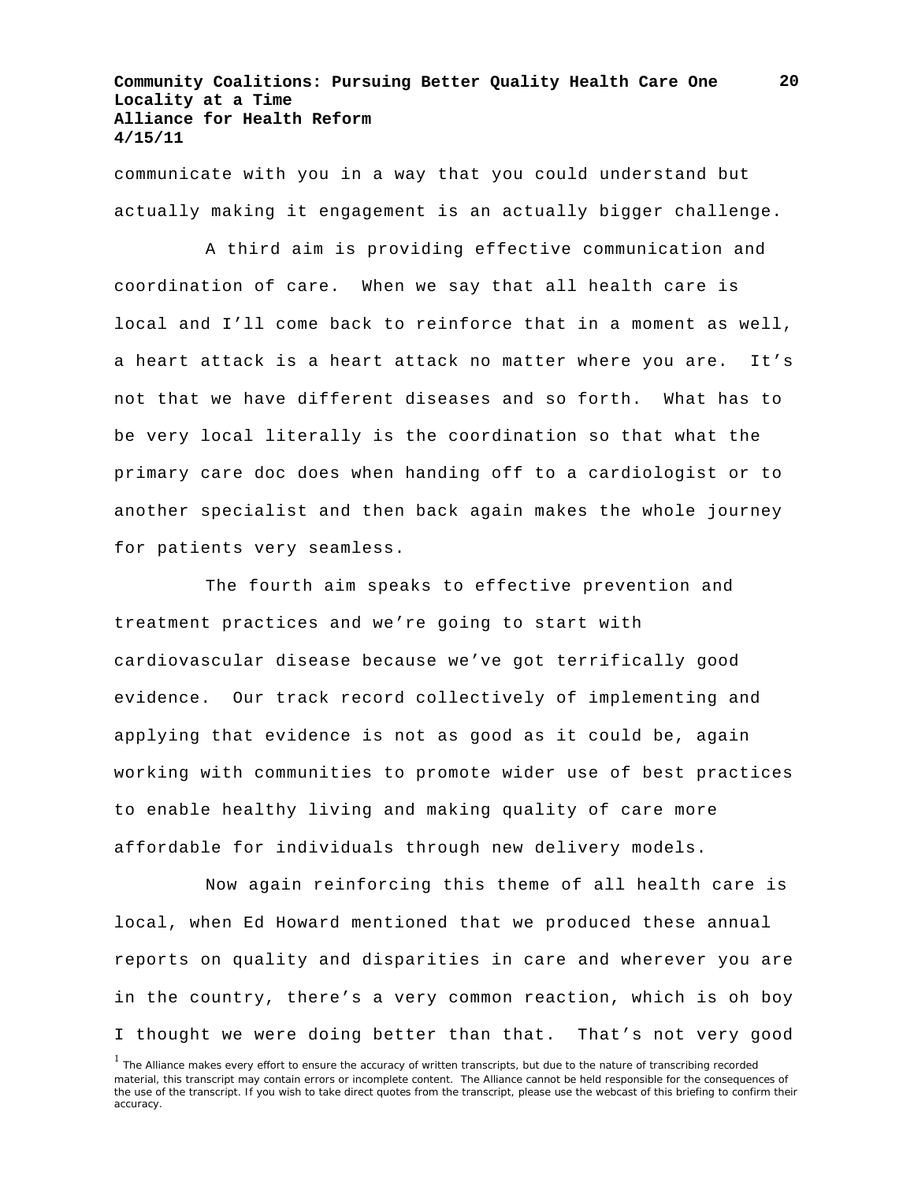communicate with you in a way that you could understand but actually making it engagement is an actually bigger challenge.

A third aim is providing effective communication and coordination of care. When we say that all health care is local and I'll come back to reinforce that in a moment as well, a heart attack is a heart attack no matter where you are. It's not that we have different diseases and so forth. What has to be very local literally is the coordination so that what the primary care doc does when handing off to a cardiologist or to another specialist and then back again makes the whole journey for patients very seamless.

The fourth aim speaks to effective prevention and treatment practices and we're going to start with cardiovascular disease because we've got terrifically good evidence. Our track record collectively of implementing and applying that evidence is not as good as it could be, again working with communities to promote wider use of best practices to enable healthy living and making quality of care more affordable for individuals through new delivery models.

Now again reinforcing this theme of all health care is local, when Ed Howard mentioned that we produced these annual reports on quality and disparities in care and wherever you are in the country, there's a very common reaction, which is oh boy I thought we were doing better than that. That's not very good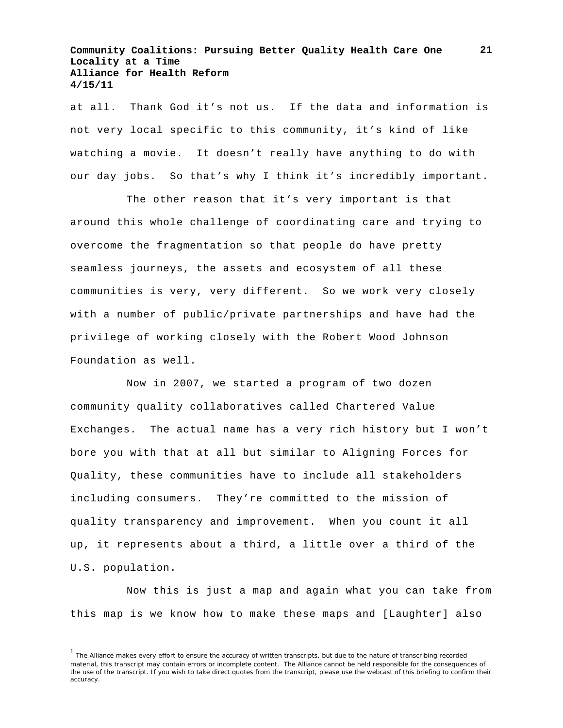at all. Thank God it's not us. If the data and information is not very local specific to this community, it's kind of like watching a movie. It doesn't really have anything to do with our day jobs. So that's why I think it's incredibly important.

The other reason that it's very important is that around this whole challenge of coordinating care and trying to overcome the fragmentation so that people do have pretty seamless journeys, the assets and ecosystem of all these communities is very, very different. So we work very closely with a number of public/private partnerships and have had the privilege of working closely with the Robert Wood Johnson Foundation as well.

Now in 2007, we started a program of two dozen community quality collaboratives called Chartered Value Exchanges. The actual name has a very rich history but I won't bore you with that at all but similar to Aligning Forces for Quality, these communities have to include all stakeholders including consumers. They're committed to the mission of quality transparency and improvement. When you count it all up, it represents about a third, a little over a third of the U.S. population.

Now this is just a map and again what you can take from this map is we know how to make these maps and [Laughter] also

[1] The Alliance makes every effort to ensure the accuracy of written transcripts, but due to the nature of transcribing recorded material, this transcript may contain errors or incomplete content. The Alliance cannot be held responsible for the consequences of the use of the transcript. If you wish to take direct quotes from the transcript, please use the webcast of this briefing to confirm their accuracy.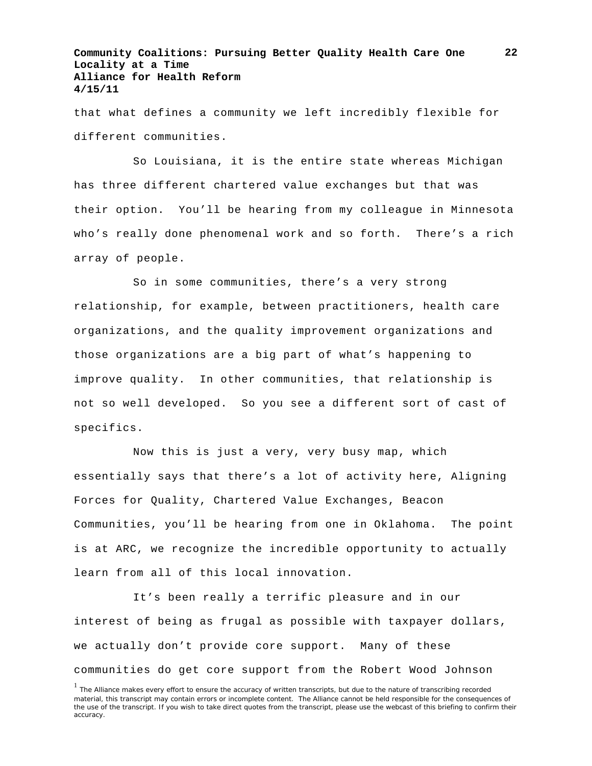that what defines a community we left incredibly flexible for different communities.

So Louisiana, it is the entire state whereas Michigan has three different chartered value exchanges but that was their option. You'll be hearing from my colleague in Minnesota who's really done phenomenal work and so forth. There's a rich array of people.

So in some communities, there's a very strong relationship, for example, between practitioners, health care organizations, and the quality improvement organizations and those organizations are a big part of what's happening to improve quality. In other communities, that relationship is not so well developed. So you see a different sort of cast of specifics.

Now this is just a very, very busy map, which essentially says that there's a lot of activity here, Aligning Forces for Quality, Chartered Value Exchanges, Beacon Communities, you'll be hearing from one in Oklahoma. The point is at ARC, we recognize the incredible opportunity to actually learn from all of this local innovation.

It's been really a terrific pleasure and in our interest of being as frugal as possible with taxpayer dollars, we actually don't provide core support. Many of these communities do get core support from the Robert Wood Johnson

[1] The Alliance makes every effort to ensure the accuracy of written transcripts, but due to the nature of transcribing recorded material, this transcript may contain errors or incomplete content. The Alliance cannot be held responsible for the consequences of the use of the transcript. If you wish to take direct quotes from the transcript, please use the webcast of this briefing to confirm their accuracy.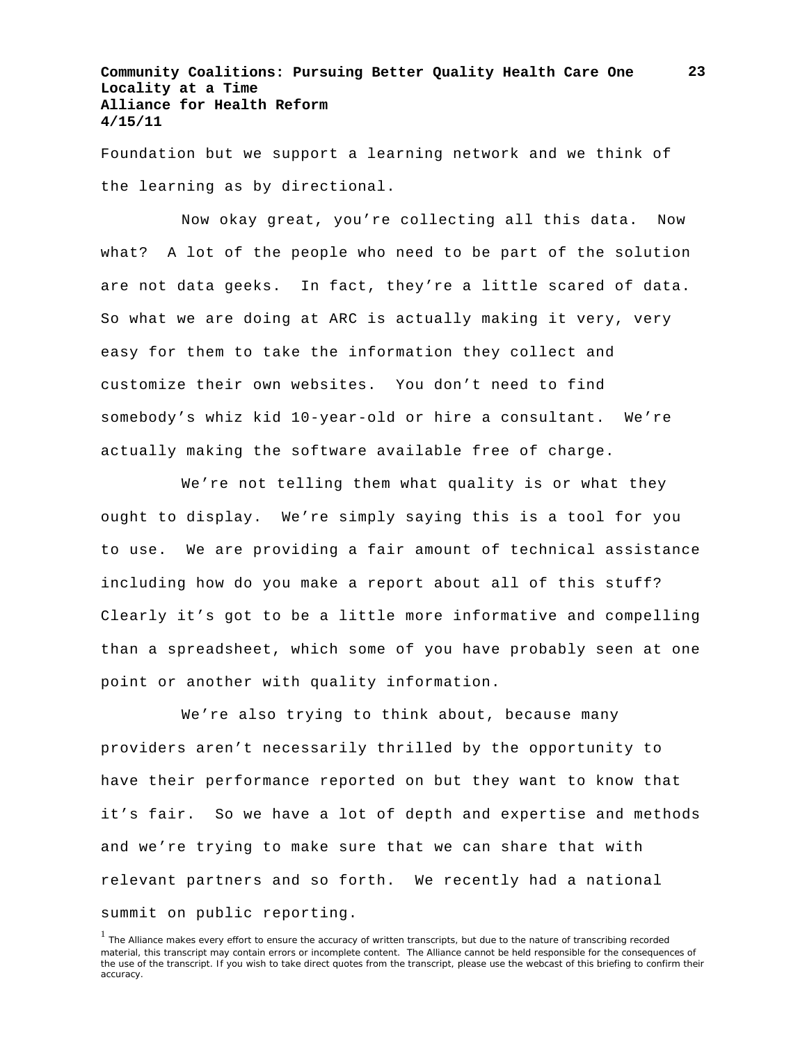Foundation but we support a learning network and we think of the learning as by directional.

Now okay great, you're collecting all this data. Now what? A lot of the people who need to be part of the solution are not data geeks. In fact, they're a little scared of data. So what we are doing at ARC is actually making it very, very easy for them to take the information they collect and customize their own websites. You don't need to find somebody's whiz kid 10-year-old or hire a consultant. We're actually making the software available free of charge.

We're not telling them what quality is or what they ought to display. We're simply saying this is a tool for you to use. We are providing a fair amount of technical assistance including how do you make a report about all of this stuff? Clearly it's got to be a little more informative and compelling than a spreadsheet, which some of you have probably seen at one point or another with quality information.

We're also trying to think about, because many providers aren't necessarily thrilled by the opportunity to have their performance reported on but they want to know that it's fair. So we have a lot of depth and expertise and methods and we're trying to make sure that we can share that with relevant partners and so forth. We recently had a national summit on public reporting.

[1] The Alliance makes every effort to ensure the accuracy of written transcripts, but due to the nature of transcribing recorded material, this transcript may contain errors or incomplete content. The Alliance cannot be held responsible for the consequences of the use of the transcript. If you wish to take direct quotes from the transcript, please use the webcast of this briefing to confirm their accuracy.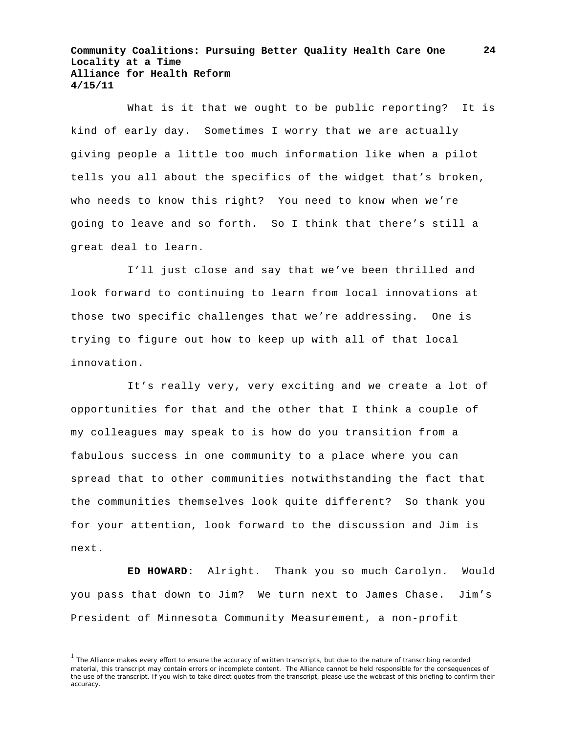What is it that we ought to be public reporting? It is kind of early day. Sometimes I worry that we are actually giving people a little too much information like when a pilot tells you all about the specifics of the widget that's broken, who needs to know this right? You need to know when we're going to leave and so forth. So I think that there's still a great deal to learn.

I'll just close and say that we've been thrilled and look forward to continuing to learn from local innovations at those two specific challenges that we're addressing. One is trying to figure out how to keep up with all of that local innovation.

It's really very, very exciting and we create a lot of opportunities for that and the other that I think a couple of my colleagues may speak to is how do you transition from a fabulous success in one community to a place where you can spread that to other communities notwithstanding the fact that the communities themselves look quite different? So thank you for your attention, look forward to the discussion and Jim is next.

**ED HOWARD:** Alright. Thank you so much Carolyn. Would you pass that down to Jim? We turn next to James Chase. Jim's President of Minnesota Community Measurement, a non-profit

[1] The Alliance makes every effort to ensure the accuracy of written transcripts, but due to the nature of transcribing recorded material, this transcript may contain errors or incomplete content. The Alliance cannot be held responsible for the consequences of the use of the transcript. If you wish to take direct quotes from the transcript, please use the webcast of this briefing to confirm their accuracy.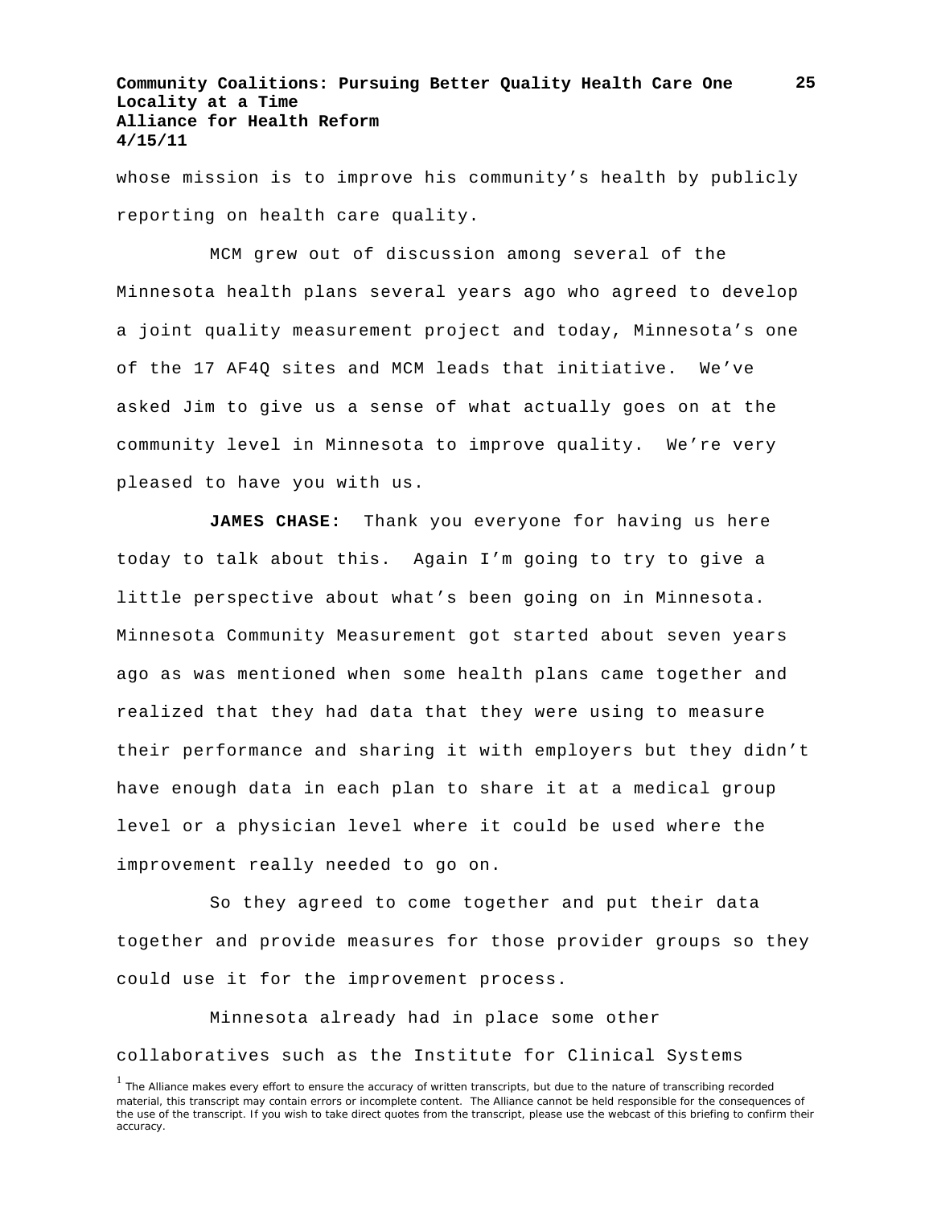whose mission is to improve his community's health by publicly reporting on health care quality.

MCM grew out of discussion among several of the Minnesota health plans several years ago who agreed to develop a joint quality measurement project and today, Minnesota's one of the 17 AF4Q sites and MCM leads that initiative. We've asked Jim to give us a sense of what actually goes on at the community level in Minnesota to improve quality. We're very pleased to have you with us.

**JAMES CHASE:** Thank you everyone for having us here today to talk about this. Again I'm going to try to give a little perspective about what's been going on in Minnesota. Minnesota Community Measurement got started about seven years ago as was mentioned when some health plans came together and realized that they had data that they were using to measure their performance and sharing it with employers but they didn't have enough data in each plan to share it at a medical group level or a physician level where it could be used where the improvement really needed to go on.

So they agreed to come together and put their data together and provide measures for those provider groups so they could use it for the improvement process.

Minnesota already had in place some other collaboratives such as the Institute for Clinical Systems

[1] The Alliance makes every effort to ensure the accuracy of written transcripts, but due to the nature of transcribing recorded material, this transcript may contain errors or incomplete content. The Alliance cannot be held responsible for the consequences of the use of the transcript. If you wish to take direct quotes from the transcript, please use the webcast of this briefing to confirm their accuracy.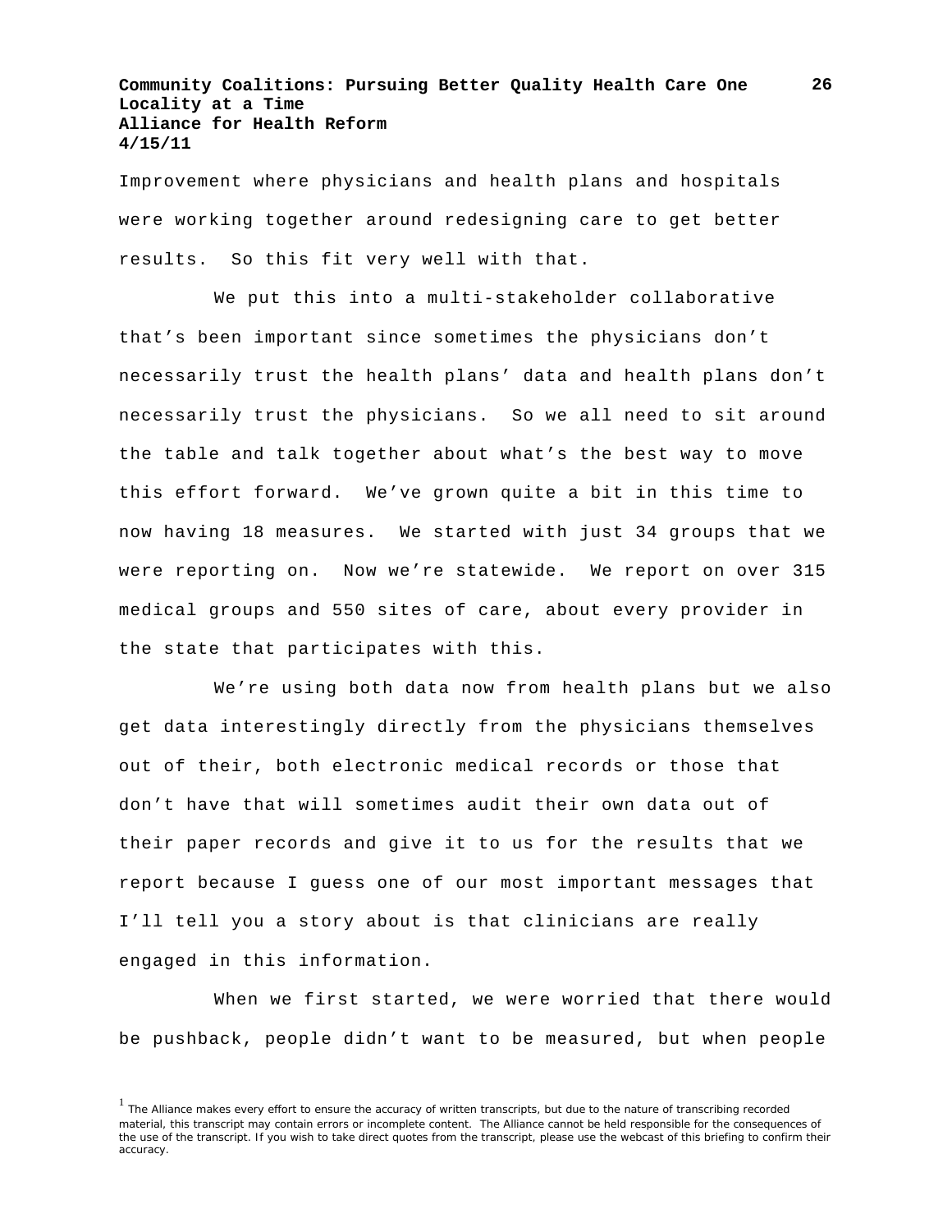Improvement where physicians and health plans and hospitals were working together around redesigning care to get better results. So this fit very well with that.

We put this into a multi-stakeholder collaborative that's been important since sometimes the physicians don't necessarily trust the health plans' data and health plans don't necessarily trust the physicians. So we all need to sit around the table and talk together about what's the best way to move this effort forward. We've grown quite a bit in this time to now having 18 measures. We started with just 34 groups that we were reporting on. Now we're statewide. We report on over 315 medical groups and 550 sites of care, about every provider in the state that participates with this.

We're using both data now from health plans but we also get data interestingly directly from the physicians themselves out of their, both electronic medical records or those that don't have that will sometimes audit their own data out of their paper records and give it to us for the results that we report because I guess one of our most important messages that I'll tell you a story about is that clinicians are really engaged in this information.

When we first started, we were worried that there would be pushback, people didn't want to be measured, but when people

[1] The Alliance makes every effort to ensure the accuracy of written transcripts, but due to the nature of transcribing recorded material, this transcript may contain errors or incomplete content. The Alliance cannot be held responsible for the consequences of the use of the transcript. If you wish to take direct quotes from the transcript, please use the webcast of this briefing to confirm their accuracy.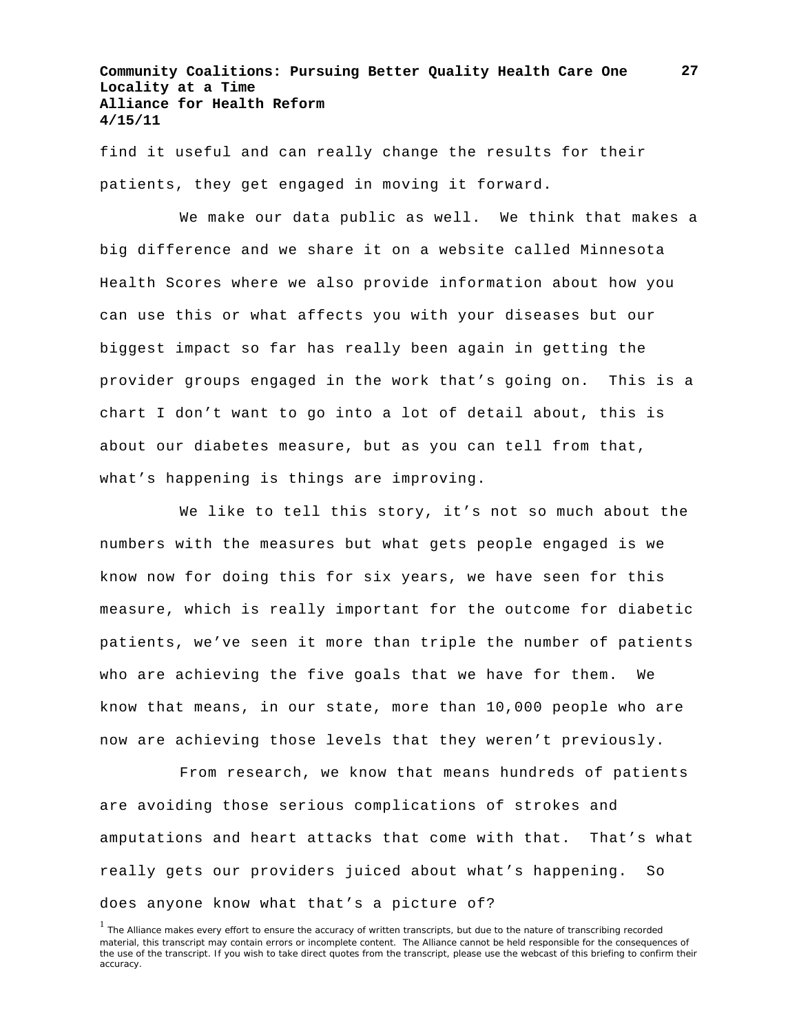find it useful and can really change the results for their patients, they get engaged in moving it forward.

We make our data public as well. We think that makes a big difference and we share it on a website called Minnesota Health Scores where we also provide information about how you can use this or what affects you with your diseases but our biggest impact so far has really been again in getting the provider groups engaged in the work that's going on. This is a chart I don't want to go into a lot of detail about, this is about our diabetes measure, but as you can tell from that, what's happening is things are improving.

We like to tell this story, it's not so much about the numbers with the measures but what gets people engaged is we know now for doing this for six years, we have seen for this measure, which is really important for the outcome for diabetic patients, we've seen it more than triple the number of patients who are achieving the five goals that we have for them. We know that means, in our state, more than 10,000 people who are now are achieving those levels that they weren't previously.

From research, we know that means hundreds of patients are avoiding those serious complications of strokes and amputations and heart attacks that come with that. That's what really gets our providers juiced about what's happening. So does anyone know what that's a picture of?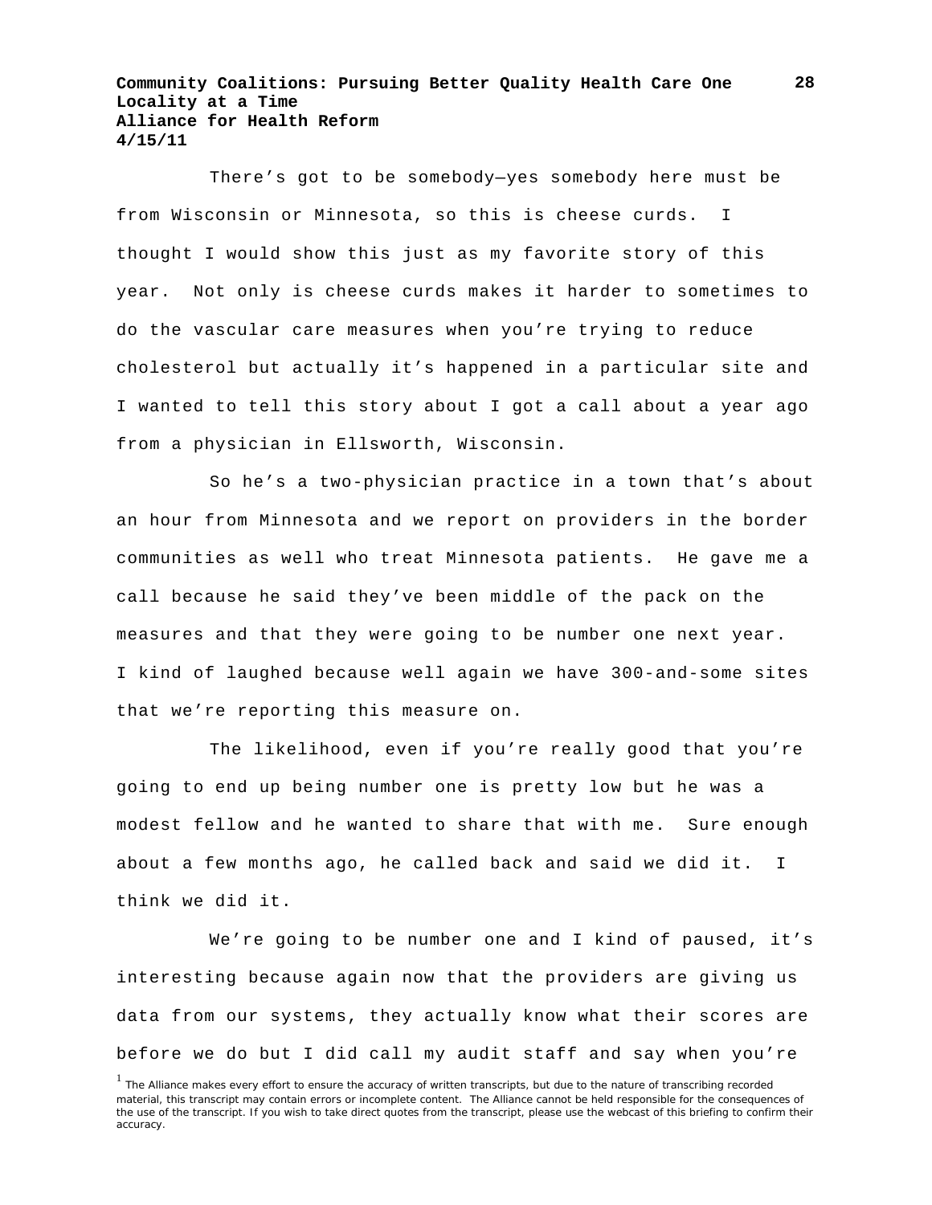There's got to be somebody—yes somebody here must be from Wisconsin or Minnesota, so this is cheese curds. I thought I would show this just as my favorite story of this year. Not only is cheese curds makes it harder to sometimes to do the vascular care measures when you're trying to reduce cholesterol but actually it's happened in a particular site and I wanted to tell this story about I got a call about a year ago from a physician in Ellsworth, Wisconsin.

So he's a two-physician practice in a town that's about an hour from Minnesota and we report on providers in the border communities as well who treat Minnesota patients. He gave me a call because he said they've been middle of the pack on the measures and that they were going to be number one next year. I kind of laughed because well again we have 300-and-some sites that we're reporting this measure on.

The likelihood, even if you're really good that you're going to end up being number one is pretty low but he was a modest fellow and he wanted to share that with me. Sure enough about a few months ago, he called back and said we did it. I think we did it.

We're going to be number one and I kind of paused, it's interesting because again now that the providers are giving us data from our systems, they actually know what their scores are before we do but I did call my audit staff and say when you're

[1] The Alliance makes every effort to ensure the accuracy of written transcripts, but due to the nature of transcribing recorded material, this transcript may contain errors or incomplete content. The Alliance cannot be held responsible for the consequences of the use of the transcript. If you wish to take direct quotes from the transcript, please use the webcast of this briefing to confirm their accuracy.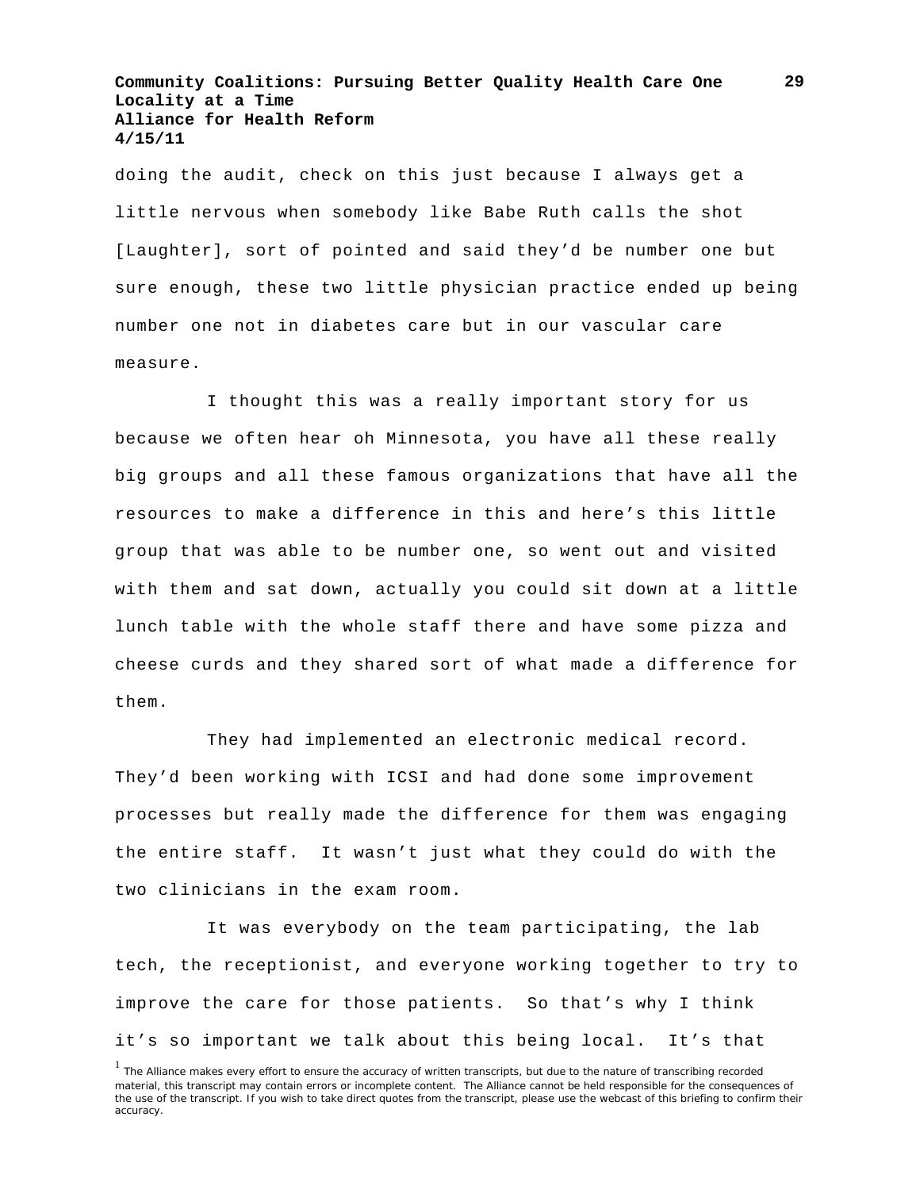doing the audit, check on this just because I always get a little nervous when somebody like Babe Ruth calls the shot [Laughter], sort of pointed and said they'd be number one but sure enough, these two little physician practice ended up being number one not in diabetes care but in our vascular care measure.

I thought this was a really important story for us because we often hear oh Minnesota, you have all these really big groups and all these famous organizations that have all the resources to make a difference in this and here's this little group that was able to be number one, so went out and visited with them and sat down, actually you could sit down at a little lunch table with the whole staff there and have some pizza and cheese curds and they shared sort of what made a difference for them.

They had implemented an electronic medical record. They'd been working with ICSI and had done some improvement processes but really made the difference for them was engaging the entire staff. It wasn't just what they could do with the two clinicians in the exam room.

It was everybody on the team participating, the lab tech, the receptionist, and everyone working together to try to improve the care for those patients. So that's why I think it's so important we talk about this being local. It's that

[1] The Alliance makes every effort to ensure the accuracy of written transcripts, but due to the nature of transcribing recorded material, this transcript may contain errors or incomplete content. The Alliance cannot be held responsible for the consequences of the use of the transcript. If you wish to take direct quotes from the transcript, please use the webcast of this briefing to confirm their accuracy.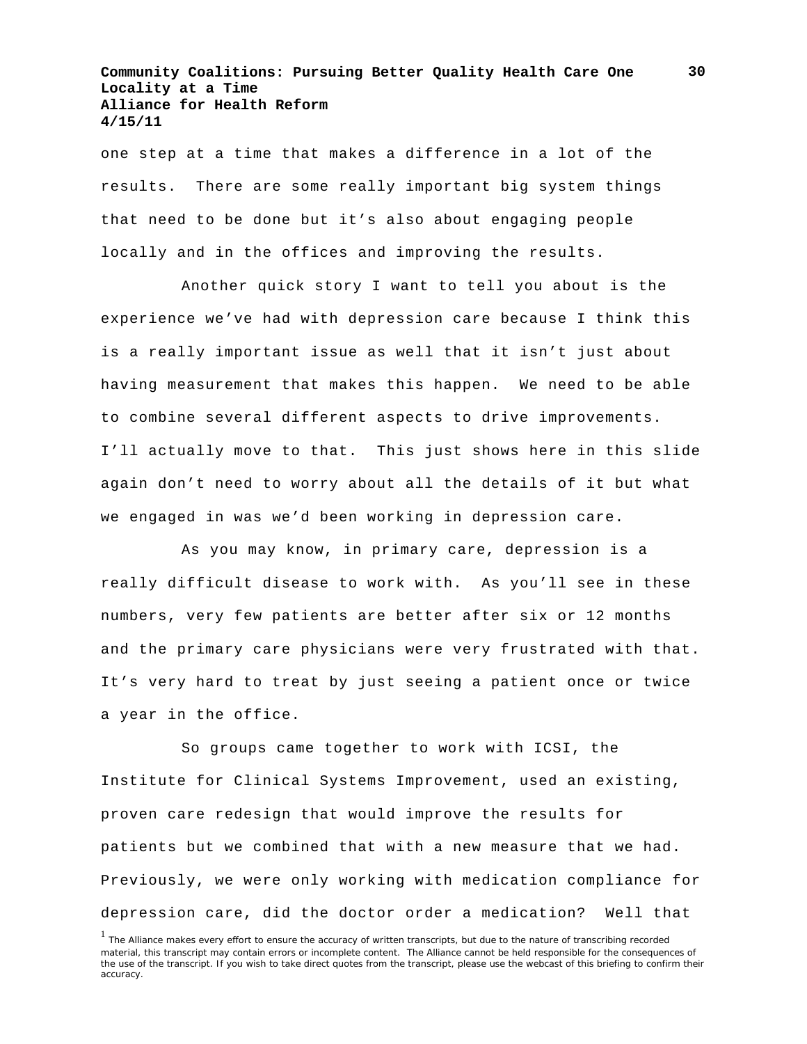one step at a time that makes a difference in a lot of the results. There are some really important big system things that need to be done but it's also about engaging people locally and in the offices and improving the results.

Another quick story I want to tell you about is the experience we've had with depression care because I think this is a really important issue as well that it isn't just about having measurement that makes this happen. We need to be able to combine several different aspects to drive improvements. I'll actually move to that. This just shows here in this slide again don't need to worry about all the details of it but what we engaged in was we'd been working in depression care.

As you may know, in primary care, depression is a really difficult disease to work with. As you'll see in these numbers, very few patients are better after six or 12 months and the primary care physicians were very frustrated with that. It's very hard to treat by just seeing a patient once or twice a year in the office.

So groups came together to work with ICSI, the Institute for Clinical Systems Improvement, used an existing, proven care redesign that would improve the results for patients but we combined that with a new measure that we had. Previously, we were only working with medication compliance for depression care, did the doctor order a medication? Well that

[1] The Alliance makes every effort to ensure the accuracy of written transcripts, but due to the nature of transcribing recorded material, this transcript may contain errors or incomplete content. The Alliance cannot be held responsible for the consequences of the use of the transcript. If you wish to take direct quotes from the transcript, please use the webcast of this briefing to confirm their accuracy.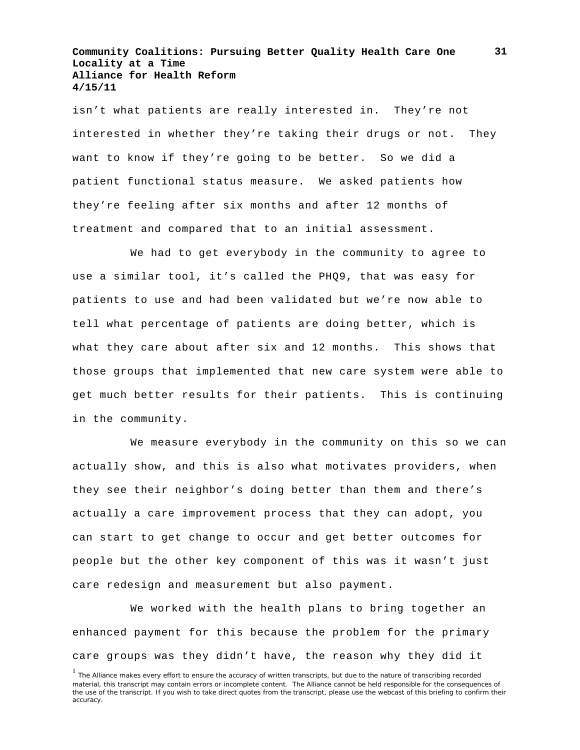isn't what patients are really interested in. They're not interested in whether they're taking their drugs or not. They want to know if they're going to be better. So we did a patient functional status measure. We asked patients how they're feeling after six months and after 12 months of treatment and compared that to an initial assessment.

We had to get everybody in the community to agree to use a similar tool, it's called the PHQ9, that was easy for patients to use and had been validated but we're now able to tell what percentage of patients are doing better, which is what they care about after six and 12 months. This shows that those groups that implemented that new care system were able to get much better results for their patients. This is continuing in the community.

We measure everybody in the community on this so we can actually show, and this is also what motivates providers, when they see their neighbor's doing better than them and there's actually a care improvement process that they can adopt, you can start to get change to occur and get better outcomes for people but the other key component of this was it wasn't just care redesign and measurement but also payment.

We worked with the health plans to bring together an enhanced payment for this because the problem for the primary care groups was they didn't have, the reason why they did it

[1] The Alliance makes every effort to ensure the accuracy of written transcripts, but due to the nature of transcribing recorded material, this transcript may contain errors or incomplete content. The Alliance cannot be held responsible for the consequences of the use of the transcript. If you wish to take direct quotes from the transcript, please use the webcast of this briefing to confirm their accuracy.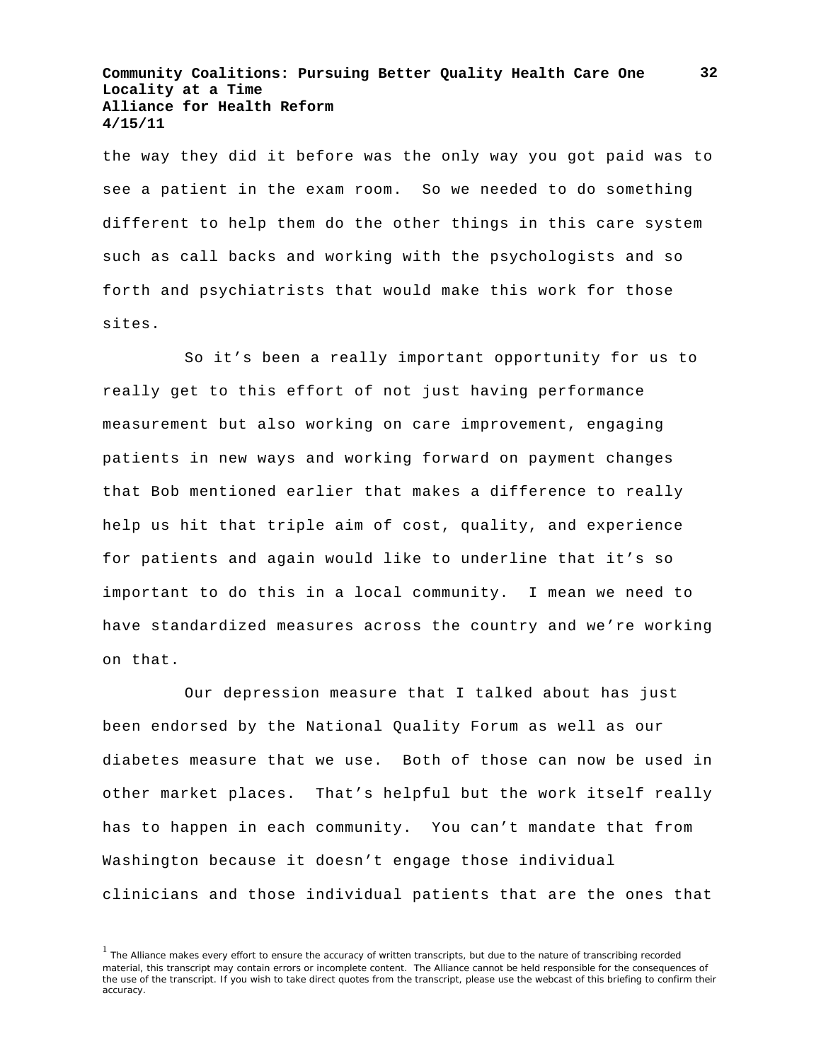the way they did it before was the only way you got paid was to see a patient in the exam room. So we needed to do something different to help them do the other things in this care system such as call backs and working with the psychologists and so forth and psychiatrists that would make this work for those sites.

So it's been a really important opportunity for us to really get to this effort of not just having performance measurement but also working on care improvement, engaging patients in new ways and working forward on payment changes that Bob mentioned earlier that makes a difference to really help us hit that triple aim of cost, quality, and experience for patients and again would like to underline that it's so important to do this in a local community. I mean we need to have standardized measures across the country and we're working on that.

Our depression measure that I talked about has just been endorsed by the National Quality Forum as well as our diabetes measure that we use. Both of those can now be used in other market places. That's helpful but the work itself really has to happen in each community. You can't mandate that from Washington because it doesn't engage those individual clinicians and those individual patients that are the ones that

[1] The Alliance makes every effort to ensure the accuracy of written transcripts, but due to the nature of transcribing recorded material, this transcript may contain errors or incomplete content. The Alliance cannot be held responsible for the consequences of the use of the transcript. If you wish to take direct quotes from the transcript, please use the webcast of this briefing to confirm their accuracy.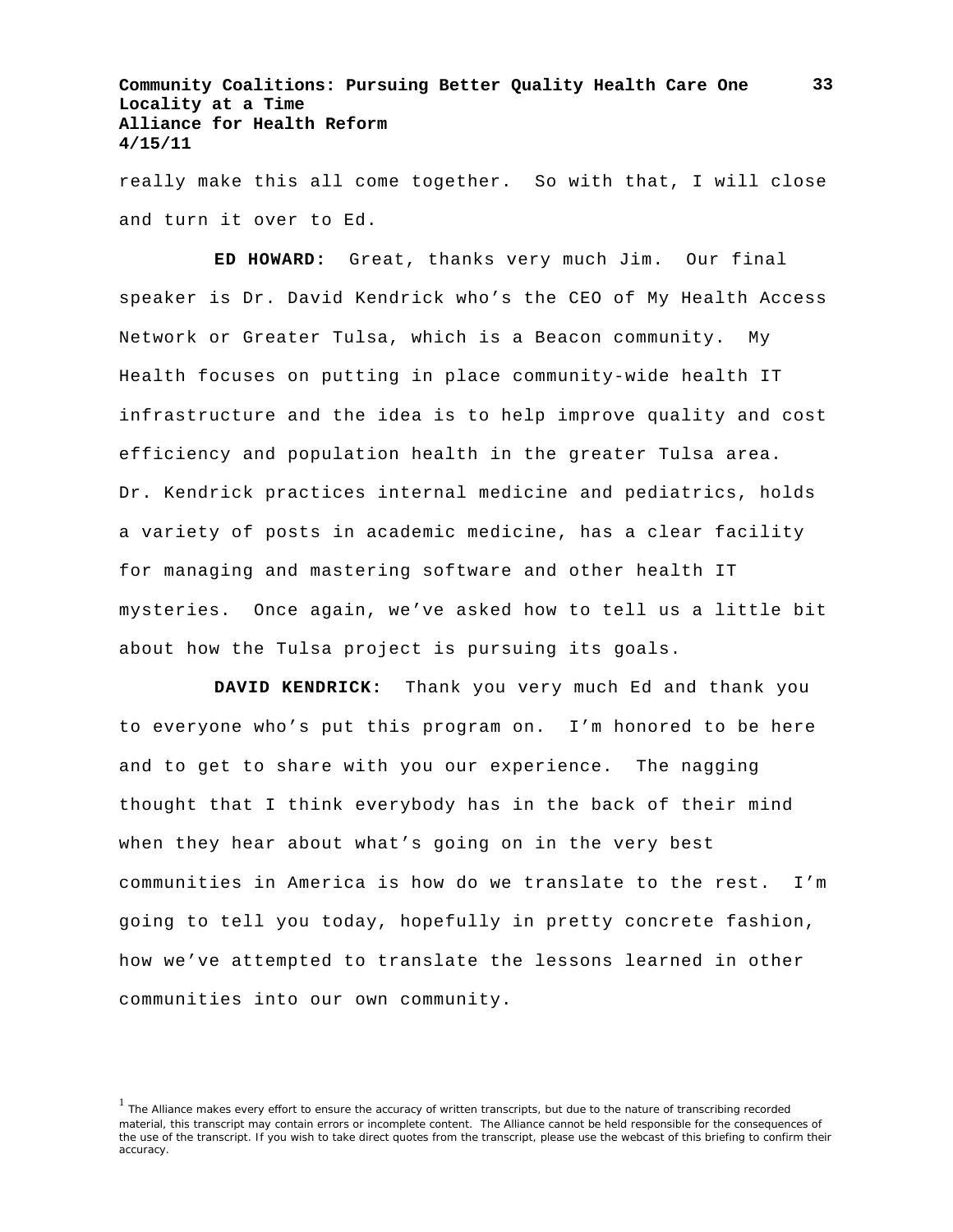really make this all come together. So with that, I will close and turn it over to Ed.

**ED HOWARD:** Great, thanks very much Jim. Our final speaker is Dr. David Kendrick who's the CEO of My Health Access Network or Greater Tulsa, which is a Beacon community. My Health focuses on putting in place community-wide health IT infrastructure and the idea is to help improve quality and cost efficiency and population health in the greater Tulsa area. Dr. Kendrick practices internal medicine and pediatrics, holds a variety of posts in academic medicine, has a clear facility for managing and mastering software and other health IT mysteries. Once again, we've asked how to tell us a little bit about how the Tulsa project is pursuing its goals.

**DAVID KENDRICK:** Thank you very much Ed and thank you to everyone who's put this program on. I'm honored to be here and to get to share with you our experience. The nagging thought that I think everybody has in the back of their mind when they hear about what's going on in the very best communities in America is how do we translate to the rest. I'm going to tell you today, hopefully in pretty concrete fashion, how we've attempted to translate the lessons learned in other communities into our own community.

[1] The Alliance makes every effort to ensure the accuracy of written transcripts, but due to the nature of transcribing recorded material, this transcript may contain errors or incomplete content. The Alliance cannot be held responsible for the consequences of the use of the transcript. If you wish to take direct quotes from the transcript, please use the webcast of this briefing to confirm their accuracy.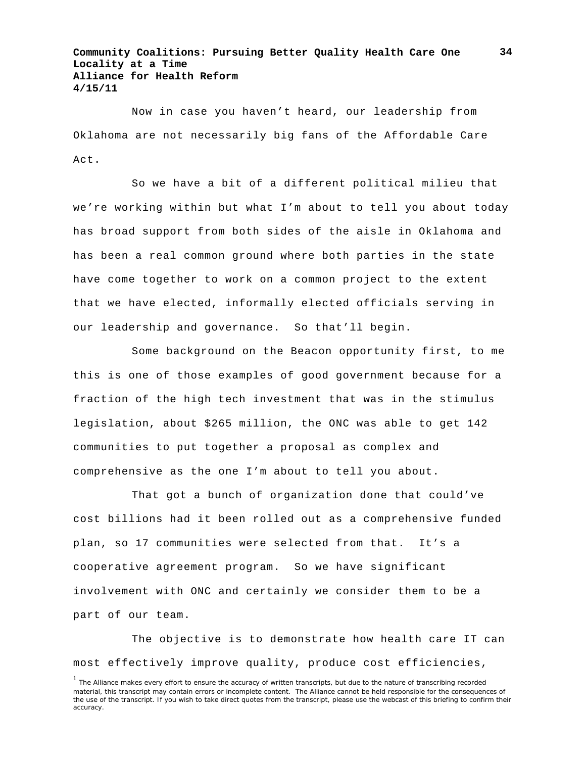Now in case you haven't heard, our leadership from Oklahoma are not necessarily big fans of the Affordable Care Act.

So we have a bit of a different political milieu that we're working within but what I'm about to tell you about today has broad support from both sides of the aisle in Oklahoma and has been a real common ground where both parties in the state have come together to work on a common project to the extent that we have elected, informally elected officials serving in our leadership and governance. So that'll begin.

Some background on the Beacon opportunity first, to me this is one of those examples of good government because for a fraction of the high tech investment that was in the stimulus legislation, about $265 million, the ONC was able to get 142 communities to put together a proposal as complex and comprehensive as the one I'm about to tell you about.

That got a bunch of organization done that could've cost billions had it been rolled out as a comprehensive funded plan, so 17 communities were selected from that. It's a cooperative agreement program. So we have significant involvement with ONC and certainly we consider them to be a part of our team.

The objective is to demonstrate how health care IT can most effectively improve quality, produce cost efficiencies,

[1] The Alliance makes every effort to ensure the accuracy of written transcripts, but due to the nature of transcribing recorded material, this transcript may contain errors or incomplete content. The Alliance cannot be held responsible for the consequences of the use of the transcript. If you wish to take direct quotes from the transcript, please use the webcast of this briefing to confirm their accuracy.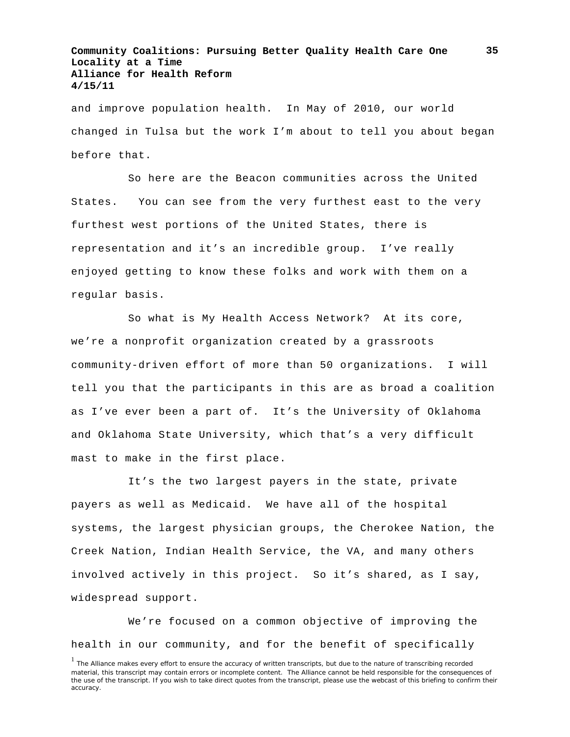and improve population health. In May of 2010, our world changed in Tulsa but the work I'm about to tell you about began before that.

So here are the Beacon communities across the United States. You can see from the very furthest east to the very furthest west portions of the United States, there is representation and it's an incredible group. I've really enjoyed getting to know these folks and work with them on a regular basis.

So what is My Health Access Network? At its core, we're a nonprofit organization created by a grassroots community-driven effort of more than 50 organizations. I will tell you that the participants in this are as broad a coalition as I've ever been a part of. It's the University of Oklahoma and Oklahoma State University, which that's a very difficult mast to make in the first place.

It's the two largest payers in the state, private payers as well as Medicaid. We have all of the hospital systems, the largest physician groups, the Cherokee Nation, the Creek Nation, Indian Health Service, the VA, and many others involved actively in this project. So it's shared, as I say, widespread support.

We're focused on a common objective of improving the health in our community, and for the benefit of specifically

[1] The Alliance makes every effort to ensure the accuracy of written transcripts, but due to the nature of transcribing recorded material, this transcript may contain errors or incomplete content. The Alliance cannot be held responsible for the consequences of the use of the transcript. If you wish to take direct quotes from the transcript, please use the webcast of this briefing to confirm their accuracy.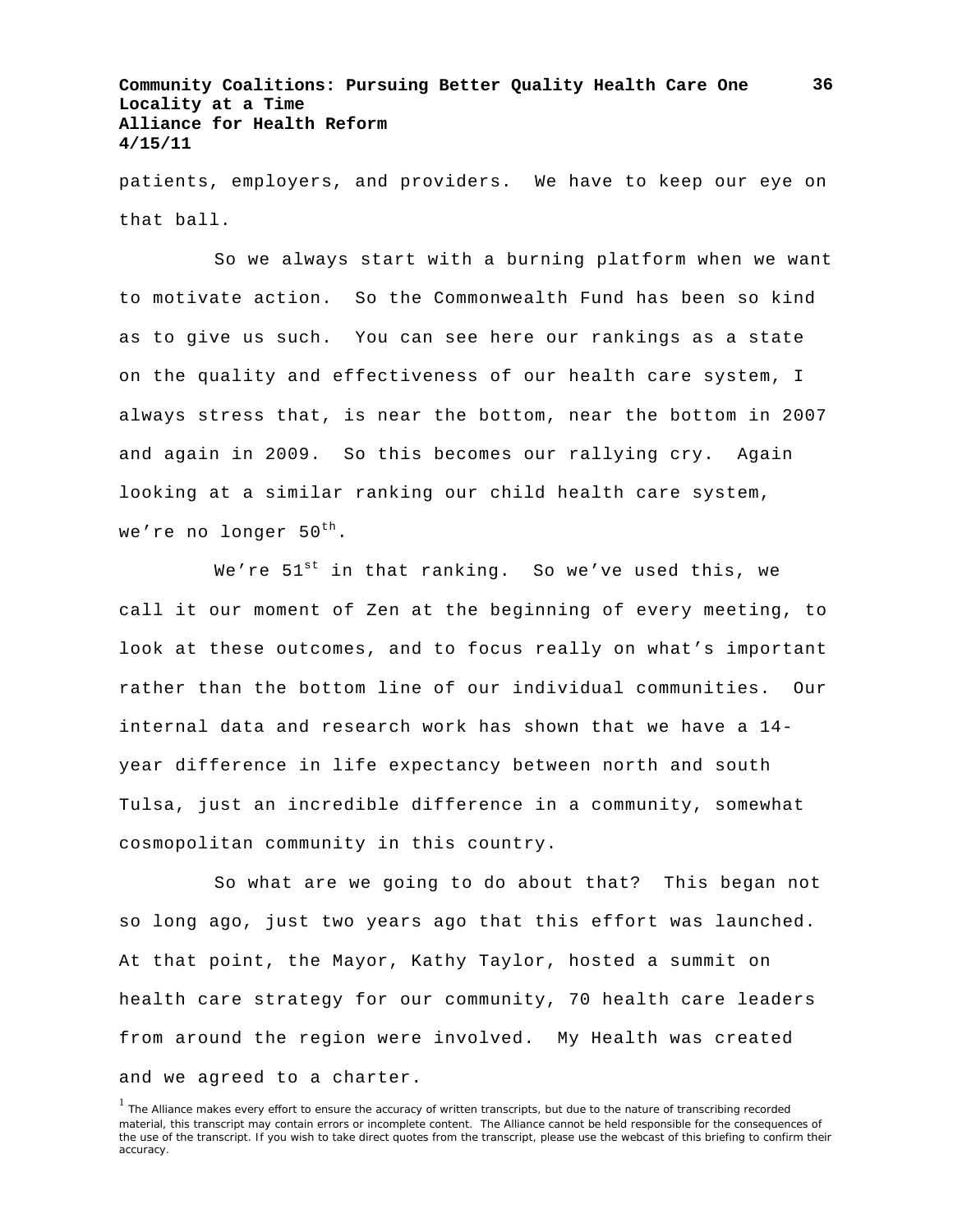patients, employers, and providers. We have to keep our eye on that ball.

So we always start with a burning platform when we want to motivate action. So the Commonwealth Fund has been so kind as to give us such. You can see here our rankings as a state on the quality and effectiveness of our health care system, I always stress that, is near the bottom, near the bottom in 2007 and again in 2009. So this becomes our rallying cry. Again looking at a similar ranking our child health care system, we're no longer 50th.

We're 51st in that ranking. So we've used this, we call it our moment of Zen at the beginning of every meeting, to look at these outcomes, and to focus really on what's important rather than the bottom line of our individual communities. Our internal data and research work has shown that we have a 14-year difference in life expectancy between north and south Tulsa, just an incredible difference in a community, somewhat cosmopolitan community in this country.

So what are we going to do about that? This began not so long ago, just two years ago that this effort was launched. At that point, the Mayor, Kathy Taylor, hosted a summit on health care strategy for our community, 70 health care leaders from around the region were involved. My Health was created and we agreed to a charter.

[1] The Alliance makes every effort to ensure the accuracy of written transcripts, but due to the nature of transcribing recorded material, this transcript may contain errors or incomplete content. The Alliance cannot be held responsible for the consequences of the use of the transcript. If you wish to take direct quotes from the transcript, please use the webcast of this briefing to confirm their accuracy.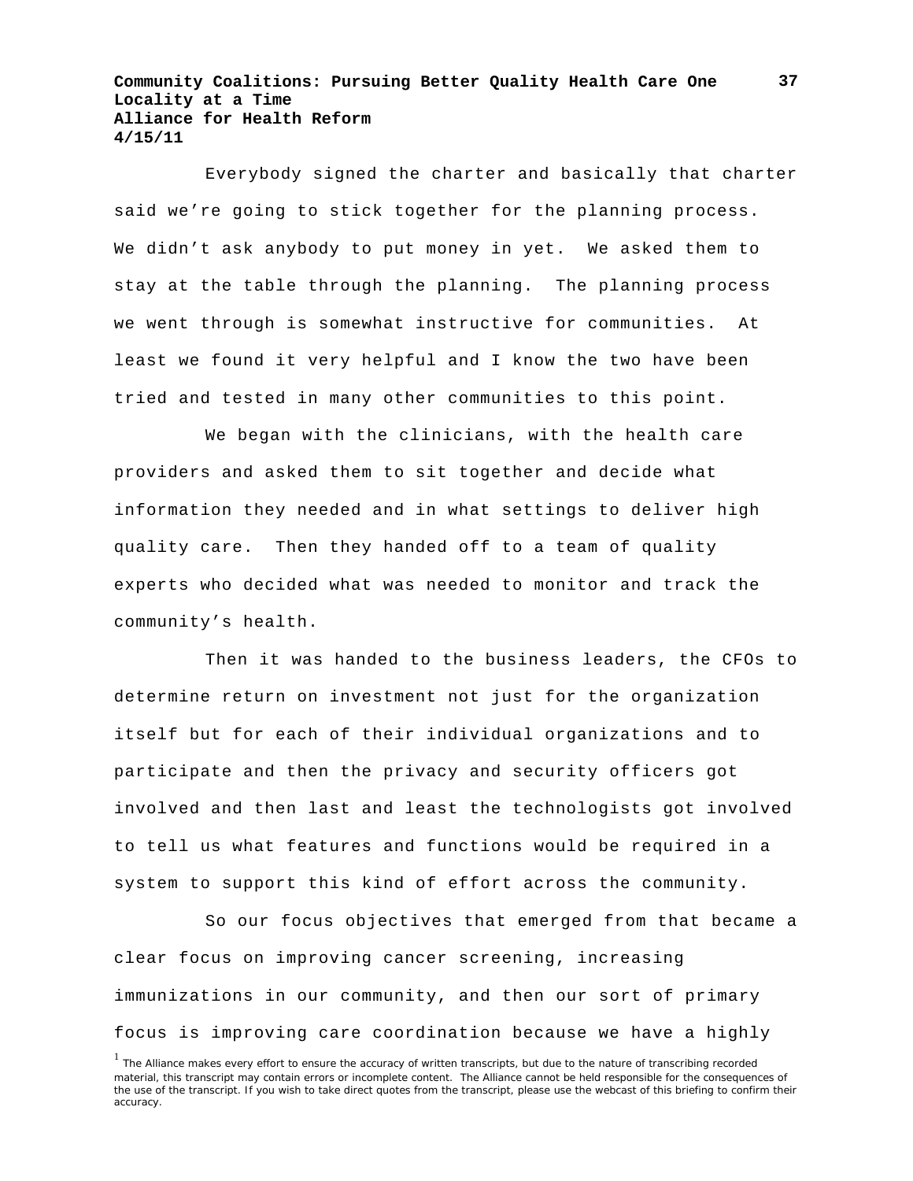Everybody signed the charter and basically that charter said we're going to stick together for the planning process. We didn't ask anybody to put money in yet. We asked them to stay at the table through the planning. The planning process we went through is somewhat instructive for communities. At least we found it very helpful and I know the two have been tried and tested in many other communities to this point.

We began with the clinicians, with the health care providers and asked them to sit together and decide what information they needed and in what settings to deliver high quality care. Then they handed off to a team of quality experts who decided what was needed to monitor and track the community's health.

Then it was handed to the business leaders, the CFOs to determine return on investment not just for the organization itself but for each of their individual organizations and to participate and then the privacy and security officers got involved and then last and least the technologists got involved to tell us what features and functions would be required in a system to support this kind of effort across the community.

So our focus objectives that emerged from that became a clear focus on improving cancer screening, increasing immunizations in our community, and then our sort of primary focus is improving care coordination because we have a highly

[1] The Alliance makes every effort to ensure the accuracy of written transcripts, but due to the nature of transcribing recorded material, this transcript may contain errors or incomplete content. The Alliance cannot be held responsible for the consequences of the use of the transcript. If you wish to take direct quotes from the transcript, please use the webcast of this briefing to confirm their accuracy.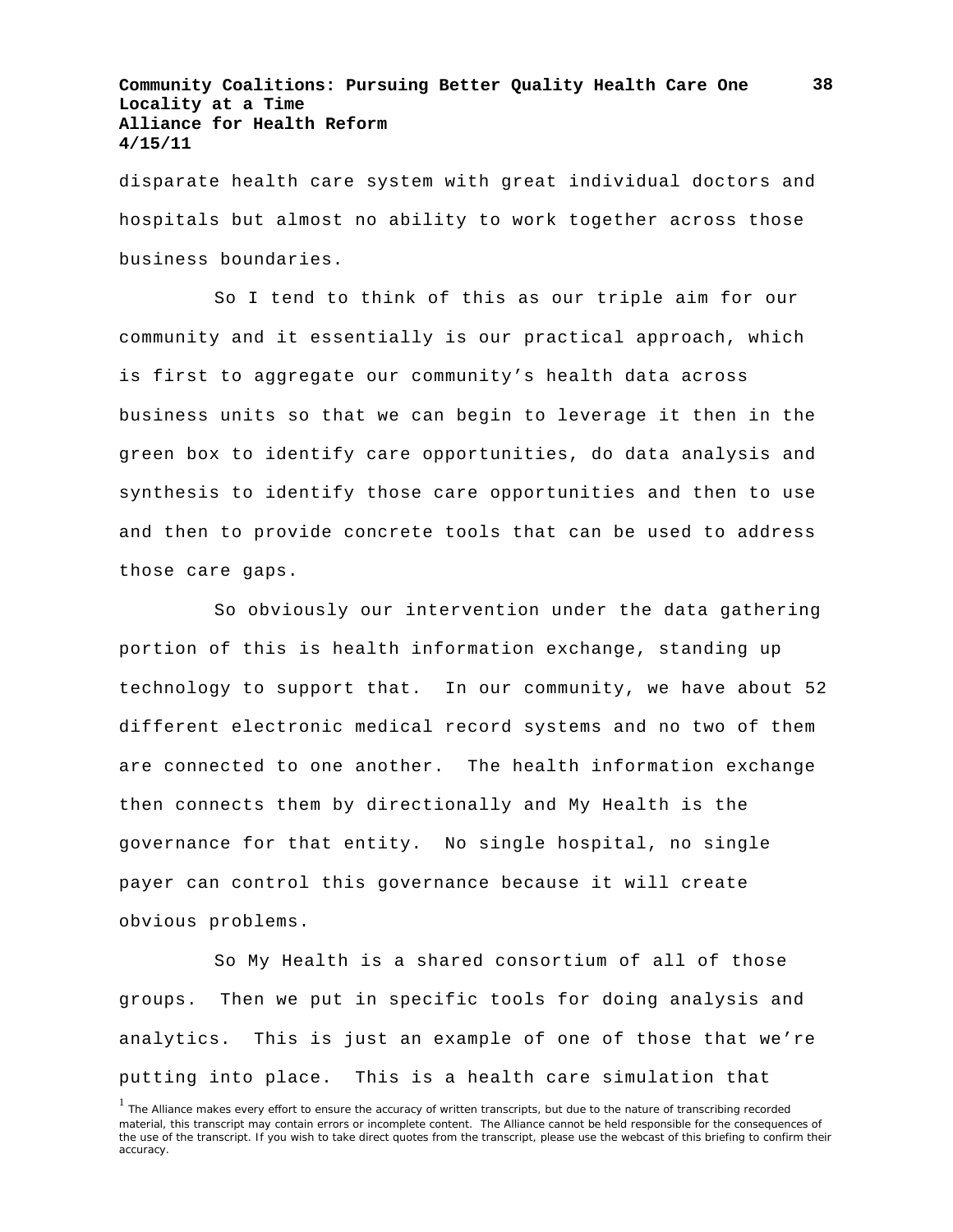disparate health care system with great individual doctors and hospitals but almost no ability to work together across those business boundaries.

So I tend to think of this as our triple aim for our community and it essentially is our practical approach, which is first to aggregate our community's health data across business units so that we can begin to leverage it then in the green box to identify care opportunities, do data analysis and synthesis to identify those care opportunities and then to use and then to provide concrete tools that can be used to address those care gaps.

So obviously our intervention under the data gathering portion of this is health information exchange, standing up technology to support that. In our community, we have about 52 different electronic medical record systems and no two of them are connected to one another. The health information exchange then connects them by directionally and My Health is the governance for that entity. No single hospital, no single payer can control this governance because it will create obvious problems.

So My Health is a shared consortium of all of those groups. Then we put in specific tools for doing analysis and analytics. This is just an example of one of those that we're putting into place. This is a health care simulation that

[1] The Alliance makes every effort to ensure the accuracy of written transcripts, but due to the nature of transcribing recorded material, this transcript may contain errors or incomplete content. The Alliance cannot be held responsible for the consequences of the use of the transcript. If you wish to take direct quotes from the transcript, please use the webcast of this briefing to confirm their accuracy.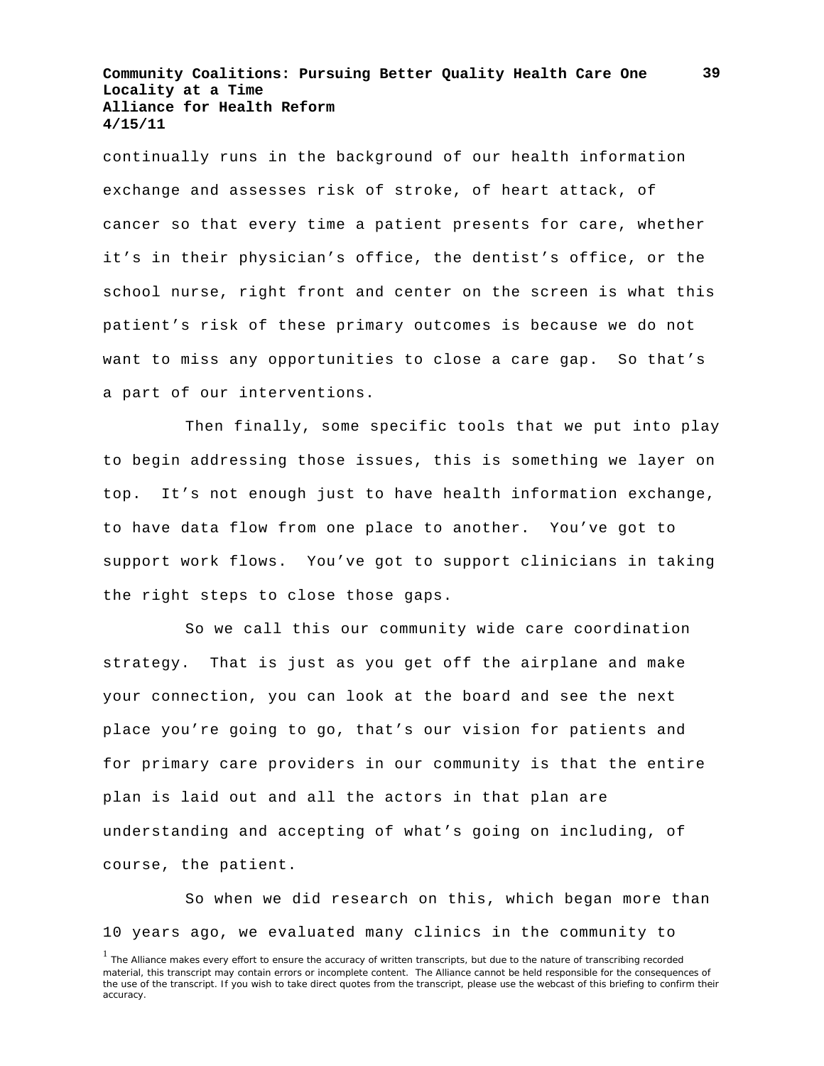continually runs in the background of our health information exchange and assesses risk of stroke, of heart attack, of cancer so that every time a patient presents for care, whether it's in their physician's office, the dentist's office, or the school nurse, right front and center on the screen is what this patient's risk of these primary outcomes is because we do not want to miss any opportunities to close a care gap. So that's a part of our interventions.

Then finally, some specific tools that we put into play to begin addressing those issues, this is something we layer on top. It's not enough just to have health information exchange, to have data flow from one place to another. You've got to support work flows. You've got to support clinicians in taking the right steps to close those gaps.

So we call this our community wide care coordination strategy. That is just as you get off the airplane and make your connection, you can look at the board and see the next place you're going to go, that's our vision for patients and for primary care providers in our community is that the entire plan is laid out and all the actors in that plan are understanding and accepting of what's going on including, of course, the patient.

So when we did research on this, which began more than 10 years ago, we evaluated many clinics in the community to

[1] The Alliance makes every effort to ensure the accuracy of written transcripts, but due to the nature of transcribing recorded material, this transcript may contain errors or incomplete content. The Alliance cannot be held responsible for the consequences of the use of the transcript. If you wish to take direct quotes from the transcript, please use the webcast of this briefing to confirm their accuracy.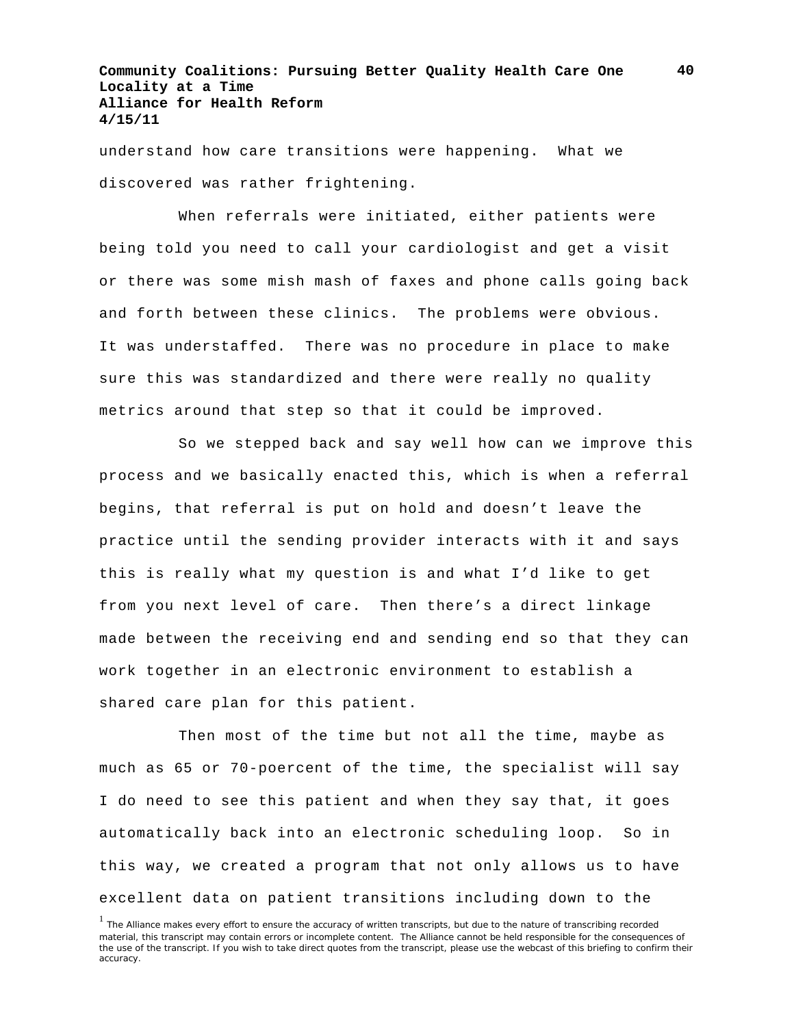understand how care transitions were happening. What we discovered was rather frightening.

When referrals were initiated, either patients were being told you need to call your cardiologist and get a visit or there was some mish mash of faxes and phone calls going back and forth between these clinics. The problems were obvious. It was understaffed. There was no procedure in place to make sure this was standardized and there were really no quality metrics around that step so that it could be improved.

So we stepped back and say well how can we improve this process and we basically enacted this, which is when a referral begins, that referral is put on hold and doesn't leave the practice until the sending provider interacts with it and says this is really what my question is and what I'd like to get from you next level of care. Then there's a direct linkage made between the receiving end and sending end so that they can work together in an electronic environment to establish a shared care plan for this patient.

Then most of the time but not all the time, maybe as much as 65 or 70-poercent of the time, the specialist will say I do need to see this patient and when they say that, it goes automatically back into an electronic scheduling loop. So in this way, we created a program that not only allows us to have excellent data on patient transitions including down to the

[1] The Alliance makes every effort to ensure the accuracy of written transcripts, but due to the nature of transcribing recorded material, this transcript may contain errors or incomplete content. The Alliance cannot be held responsible for the consequences of the use of the transcript. If you wish to take direct quotes from the transcript, please use the webcast of this briefing to confirm their accuracy.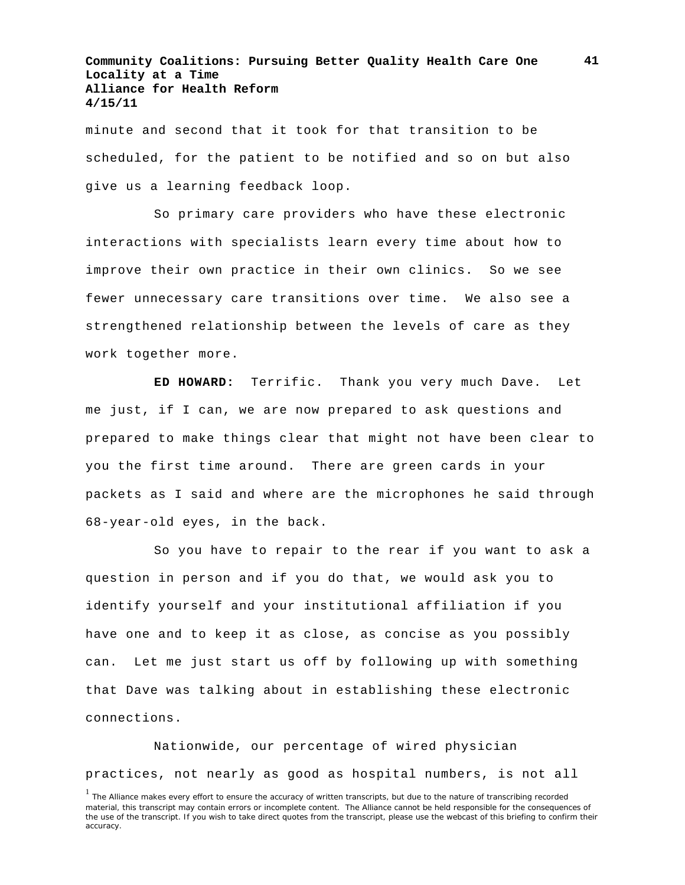minute and second that it took for that transition to be scheduled, for the patient to be notified and so on but also give us a learning feedback loop.

So primary care providers who have these electronic interactions with specialists learn every time about how to improve their own practice in their own clinics. So we see fewer unnecessary care transitions over time. We also see a strengthened relationship between the levels of care as they work together more.

**ED HOWARD:** Terrific. Thank you very much Dave. Let me just, if I can, we are now prepared to ask questions and prepared to make things clear that might not have been clear to you the first time around. There are green cards in your packets as I said and where are the microphones he said through 68-year-old eyes, in the back.

So you have to repair to the rear if you want to ask a question in person and if you do that, we would ask you to identify yourself and your institutional affiliation if you have one and to keep it as close, as concise as you possibly can. Let me just start us off by following up with something that Dave was talking about in establishing these electronic connections.

Nationwide, our percentage of wired physician practices, not nearly as good as hospital numbers, is not all

[1] The Alliance makes every effort to ensure the accuracy of written transcripts, but due to the nature of transcribing recorded material, this transcript may contain errors or incomplete content. The Alliance cannot be held responsible for the consequences of the use of the transcript. If you wish to take direct quotes from the transcript, please use the webcast of this briefing to confirm their accuracy.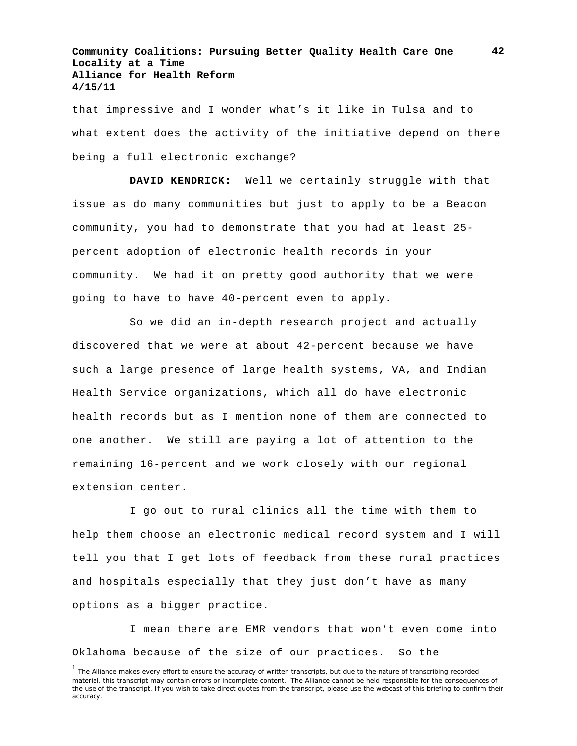that impressive and I wonder what's it like in Tulsa and to what extent does the activity of the initiative depend on there being a full electronic exchange?

**DAVID KENDRICK:** Well we certainly struggle with that issue as do many communities but just to apply to be a Beacon community, you had to demonstrate that you had at least 25-percent adoption of electronic health records in your community. We had it on pretty good authority that we were going to have to have 40-percent even to apply.

So we did an in-depth research project and actually discovered that we were at about 42-percent because we have such a large presence of large health systems, VA, and Indian Health Service organizations, which all do have electronic health records but as I mention none of them are connected to one another. We still are paying a lot of attention to the remaining 16-percent and we work closely with our regional extension center.

I go out to rural clinics all the time with them to help them choose an electronic medical record system and I will tell you that I get lots of feedback from these rural practices and hospitals especially that they just don't have as many options as a bigger practice.

I mean there are EMR vendors that won't even come into Oklahoma because of the size of our practices. So the

[1] The Alliance makes every effort to ensure the accuracy of written transcripts, but due to the nature of transcribing recorded material, this transcript may contain errors or incomplete content. The Alliance cannot be held responsible for the consequences of the use of the transcript. If you wish to take direct quotes from the transcript, please use the webcast of this briefing to confirm their accuracy.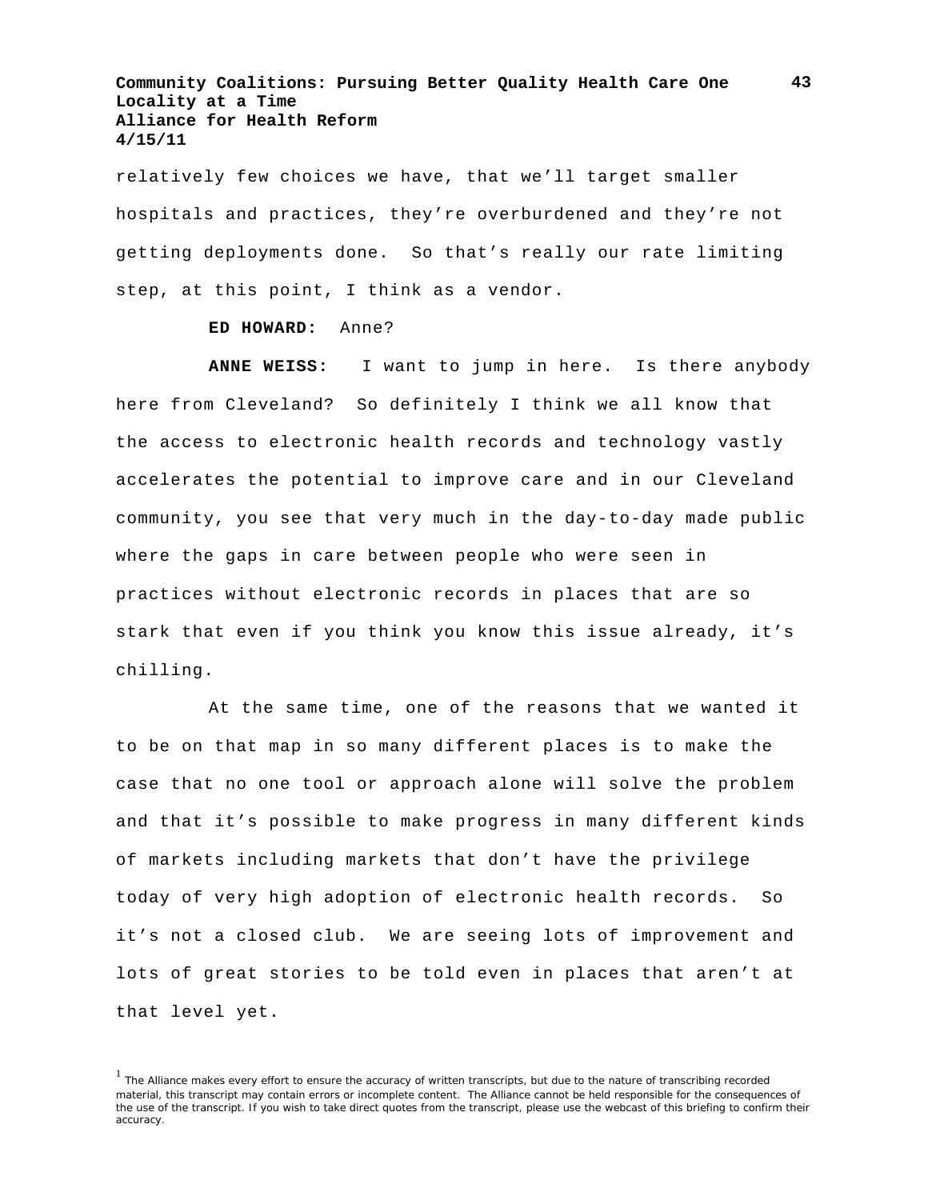relatively few choices we have, that we'll target smaller hospitals and practices, they're overburdened and they're not getting deployments done. So that's really our rate limiting step, at this point, I think as a vendor.

**ED HOWARD:** Anne?

**ANNE WEISS:** I want to jump in here. Is there anybody here from Cleveland? So definitely I think we all know that the access to electronic health records and technology vastly accelerates the potential to improve care and in our Cleveland community, you see that very much in the day-to-day made public where the gaps in care between people who were seen in practices without electronic records in places that are so stark that even if you think you know this issue already, it's chilling.

At the same time, one of the reasons that we wanted it to be on that map in so many different places is to make the case that no one tool or approach alone will solve the problem and that it's possible to make progress in many different kinds of markets including markets that don't have the privilege today of very high adoption of electronic health records. So it's not a closed club. We are seeing lots of improvement and lots of great stories to be told even in places that aren't at that level yet.

[1] The Alliance makes every effort to ensure the accuracy of written transcripts, but due to the nature of transcribing recorded material, this transcript may contain errors or incomplete content. The Alliance cannot be held responsible for the consequences of the use of the transcript. If you wish to take direct quotes from the transcript, please use the webcast of this briefing to confirm their accuracy.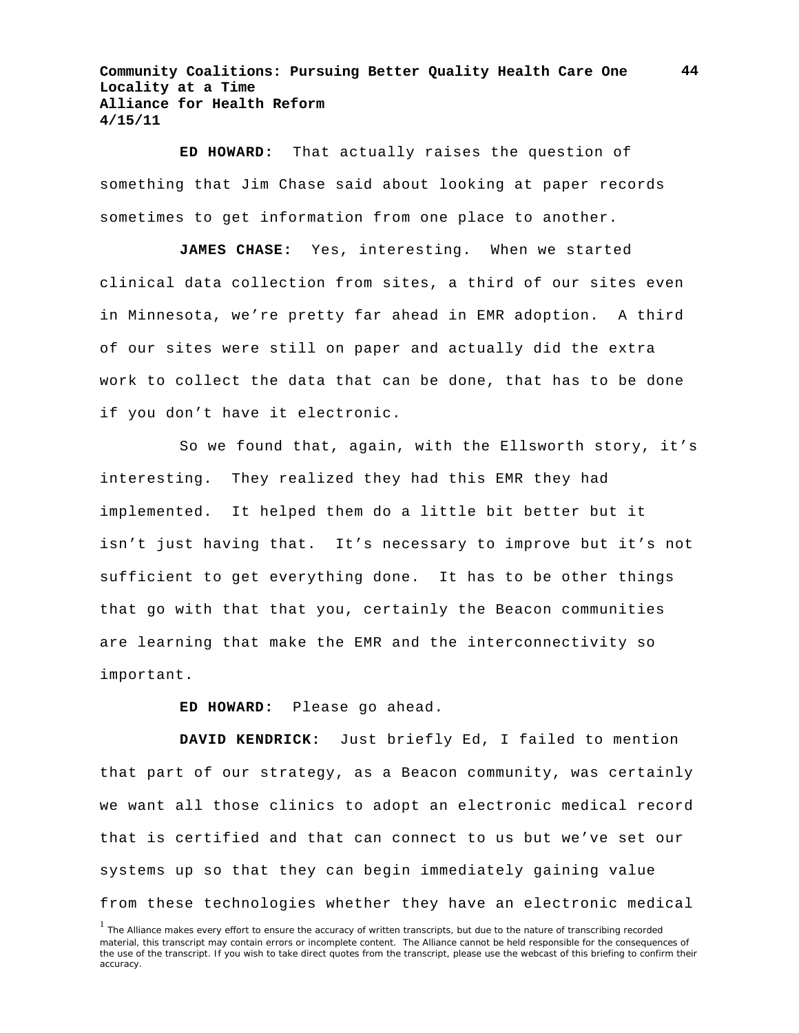**ED HOWARD:** That actually raises the question of something that Jim Chase said about looking at paper records sometimes to get information from one place to another.

**JAMES CHASE:** Yes, interesting. When we started clinical data collection from sites, a third of our sites even in Minnesota, we're pretty far ahead in EMR adoption. A third of our sites were still on paper and actually did the extra work to collect the data that can be done, that has to be done if you don't have it electronic.

So we found that, again, with the Ellsworth story, it's interesting. They realized they had this EMR they had implemented. It helped them do a little bit better but it isn't just having that. It's necessary to improve but it's not sufficient to get everything done. It has to be other things that go with that that you, certainly the Beacon communities are learning that make the EMR and the interconnectivity so important.

**ED HOWARD:** Please go ahead.

**DAVID KENDRICK:** Just briefly Ed, I failed to mention that part of our strategy, as a Beacon community, was certainly we want all those clinics to adopt an electronic medical record that is certified and that can connect to us but we've set our systems up so that they can begin immediately gaining value from these technologies whether they have an electronic medical

[1] The Alliance makes every effort to ensure the accuracy of written transcripts, but due to the nature of transcribing recorded material, this transcript may contain errors or incomplete content. The Alliance cannot be held responsible for the consequences of the use of the transcript. If you wish to take direct quotes from the transcript, please use the webcast of this briefing to confirm their accuracy.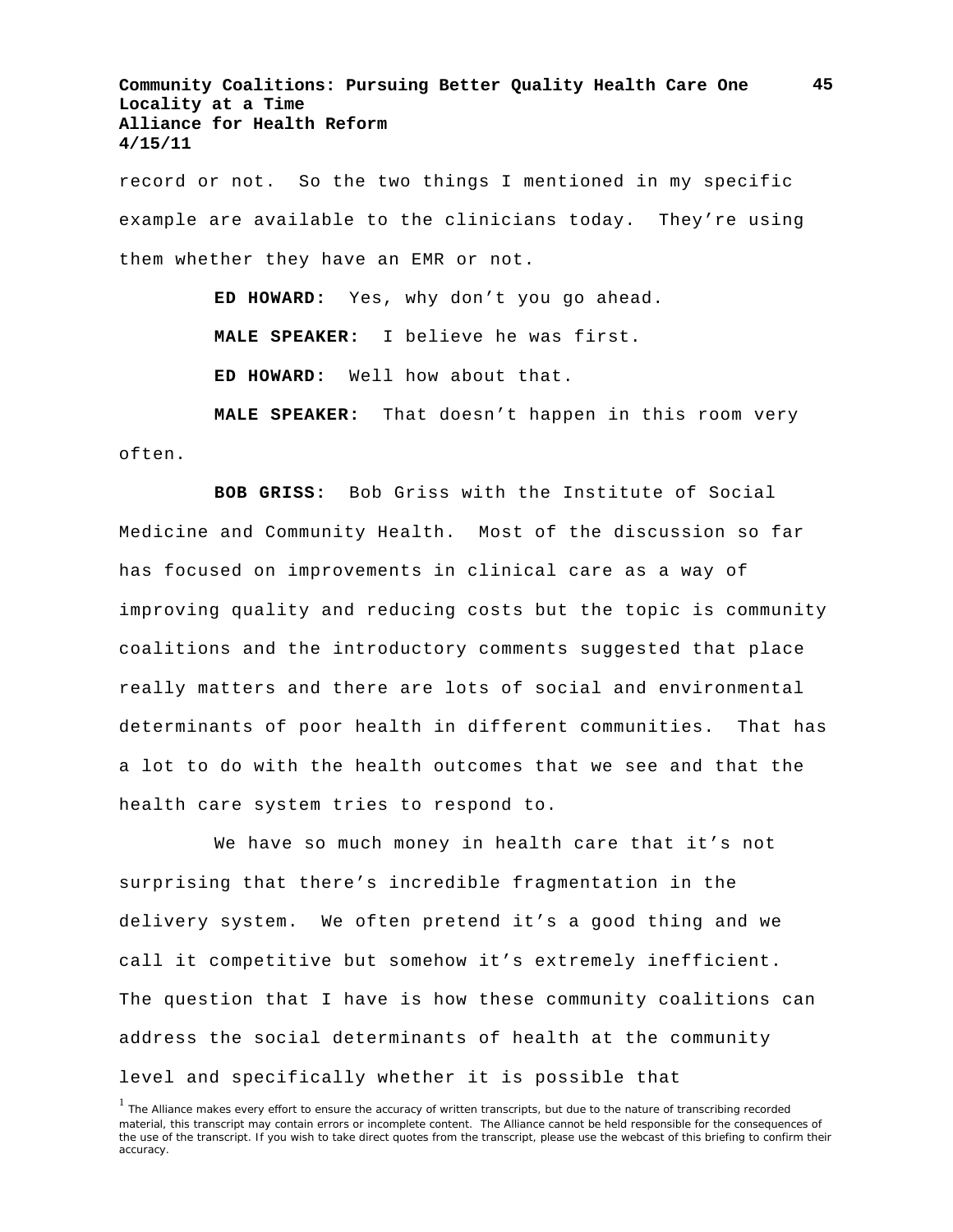record or not. So the two things I mentioned in my specific example are available to the clinicians today. They're using them whether they have an EMR or not.

**ED HOWARD:** Yes, why don't you go ahead.

**MALE SPEAKER:** I believe he was first.

**ED HOWARD:** Well how about that.

**MALE SPEAKER:** That doesn't happen in this room very often.

**BOB GRISS:** Bob Griss with the Institute of Social Medicine and Community Health. Most of the discussion so far has focused on improvements in clinical care as a way of improving quality and reducing costs but the topic is community coalitions and the introductory comments suggested that place really matters and there are lots of social and environmental determinants of poor health in different communities. That has a lot to do with the health outcomes that we see and that the health care system tries to respond to.

We have so much money in health care that it's not surprising that there's incredible fragmentation in the delivery system. We often pretend it's a good thing and we call it competitive but somehow it's extremely inefficient. The question that I have is how these community coalitions can address the social determinants of health at the community level and specifically whether it is possible that

[1] The Alliance makes every effort to ensure the accuracy of written transcripts, but due to the nature of transcribing recorded material, this transcript may contain errors or incomplete content. The Alliance cannot be held responsible for the consequences of the use of the transcript. If you wish to take direct quotes from the transcript, please use the webcast of this briefing to confirm their accuracy.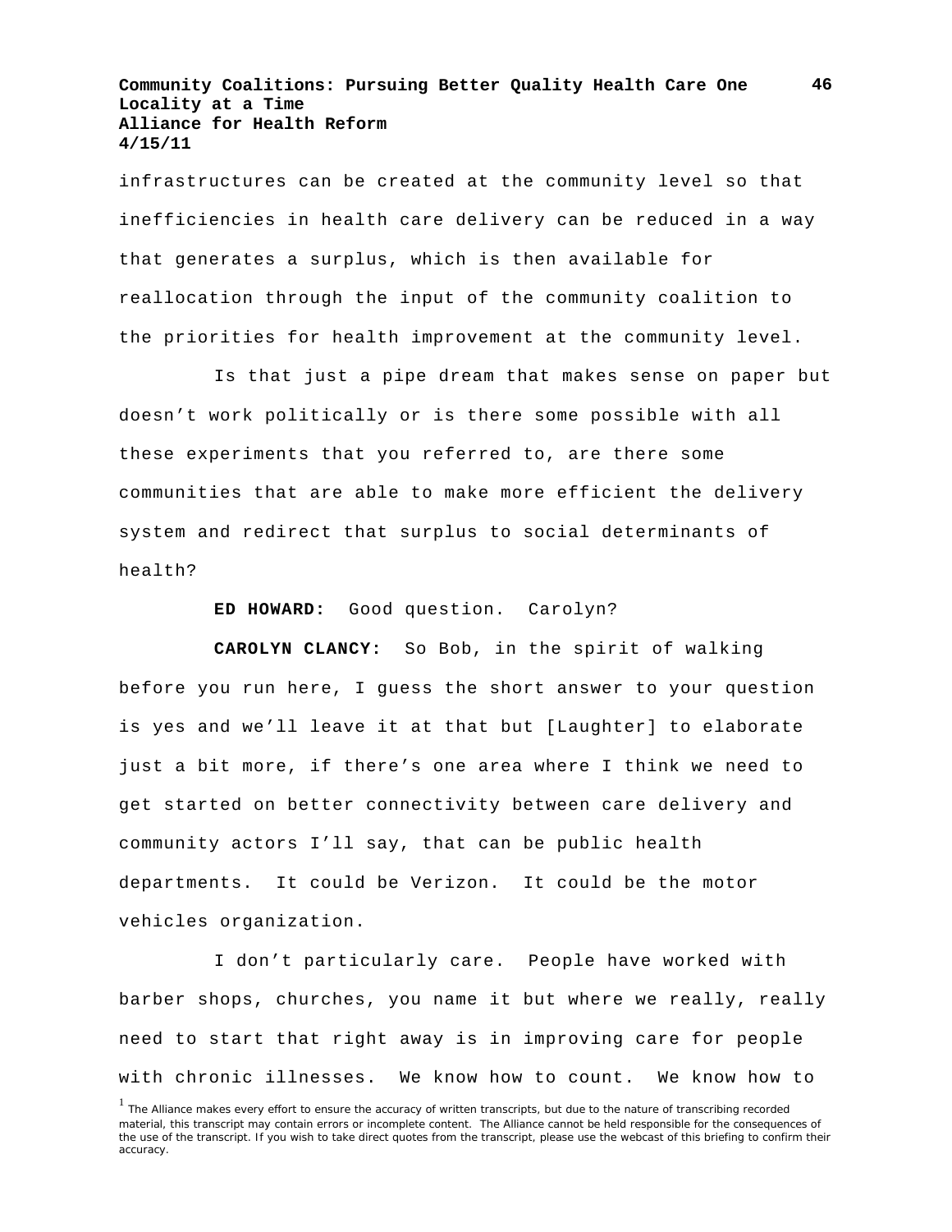infrastructures can be created at the community level so that inefficiencies in health care delivery can be reduced in a way that generates a surplus, which is then available for reallocation through the input of the community coalition to the priorities for health improvement at the community level.

Is that just a pipe dream that makes sense on paper but doesn't work politically or is there some possible with all these experiments that you referred to, are there some communities that are able to make more efficient the delivery system and redirect that surplus to social determinants of health?

**ED HOWARD:** Good question. Carolyn?

**CAROLYN CLANCY:** So Bob, in the spirit of walking before you run here, I guess the short answer to your question is yes and we'll leave it at that but [Laughter] to elaborate just a bit more, if there's one area where I think we need to get started on better connectivity between care delivery and community actors I'll say, that can be public health departments. It could be Verizon. It could be the motor vehicles organization.

I don't particularly care. People have worked with barber shops, churches, you name it but where we really, really need to start that right away is in improving care for people with chronic illnesses. We know how to count. We know how to

[1] The Alliance makes every effort to ensure the accuracy of written transcripts, but due to the nature of transcribing recorded material, this transcript may contain errors or incomplete content. The Alliance cannot be held responsible for the consequences of the use of the transcript. If you wish to take direct quotes from the transcript, please use the webcast of this briefing to confirm their accuracy.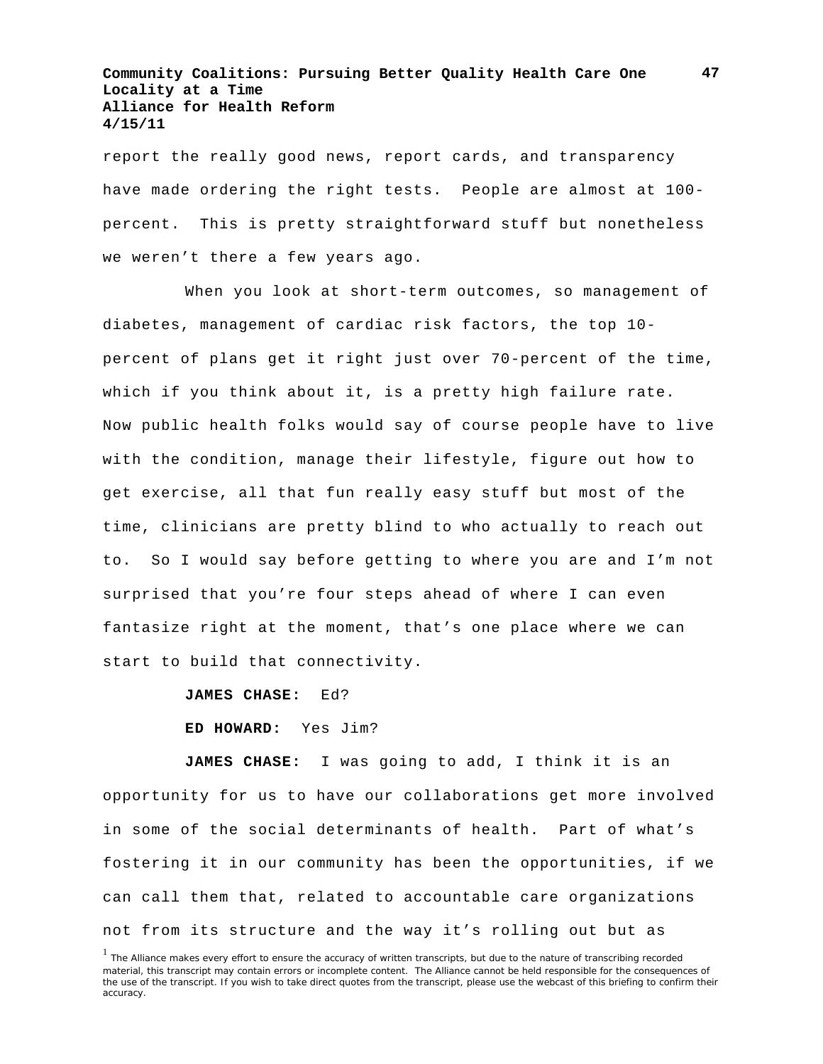report the really good news, report cards, and transparency have made ordering the right tests. People are almost at 100-percent. This is pretty straightforward stuff but nonetheless we weren't there a few years ago.

When you look at short-term outcomes, so management of diabetes, management of cardiac risk factors, the top 10-percent of plans get it right just over 70-percent of the time, which if you think about it, is a pretty high failure rate. Now public health folks would say of course people have to live with the condition, manage their lifestyle, figure out how to get exercise, all that fun really easy stuff but most of the time, clinicians are pretty blind to who actually to reach out to. So I would say before getting to where you are and I'm not surprised that you're four steps ahead of where I can even fantasize right at the moment, that's one place where we can start to build that connectivity.

**JAMES CHASE:** Ed?

**ED HOWARD:** Yes Jim?

**JAMES CHASE:** I was going to add, I think it is an opportunity for us to have our collaborations get more involved in some of the social determinants of health. Part of what's fostering it in our community has been the opportunities, if we can call them that, related to accountable care organizations not from its structure and the way it's rolling out but as

[1] The Alliance makes every effort to ensure the accuracy of written transcripts, but due to the nature of transcribing recorded material, this transcript may contain errors or incomplete content. The Alliance cannot be held responsible for the consequences of the use of the transcript. If you wish to take direct quotes from the transcript, please use the webcast of this briefing to confirm their accuracy.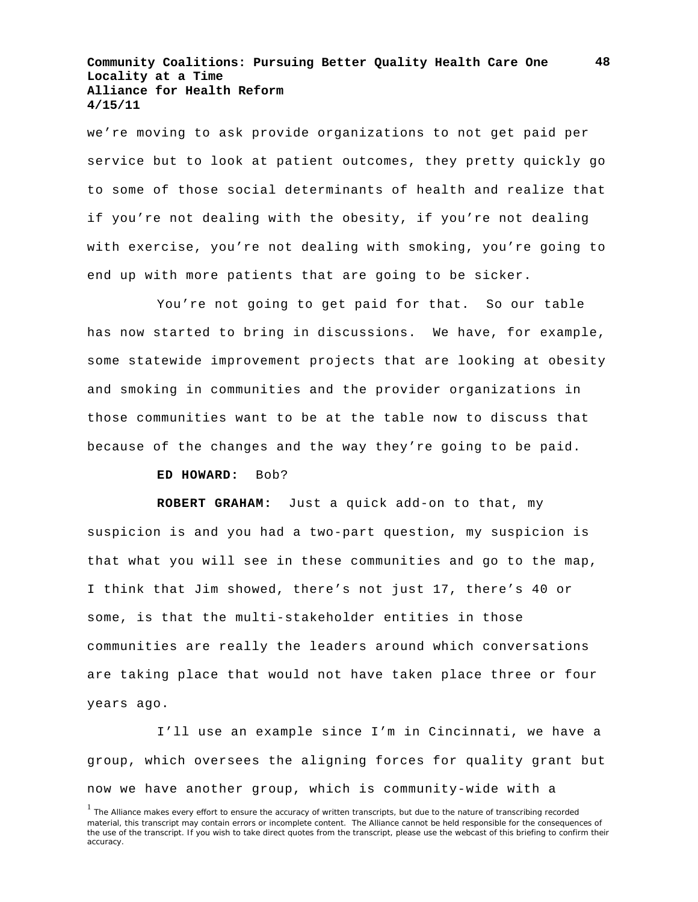we're moving to ask provide organizations to not get paid per service but to look at patient outcomes, they pretty quickly go to some of those social determinants of health and realize that if you're not dealing with the obesity, if you're not dealing with exercise, you're not dealing with smoking, you're going to end up with more patients that are going to be sicker.

You're not going to get paid for that. So our table has now started to bring in discussions. We have, for example, some statewide improvement projects that are looking at obesity and smoking in communities and the provider organizations in those communities want to be at the table now to discuss that because of the changes and the way they're going to be paid.

**ED HOWARD:** Bob?

**ROBERT GRAHAM:** Just a quick add-on to that, my suspicion is and you had a two-part question, my suspicion is that what you will see in these communities and go to the map, I think that Jim showed, there's not just 17, there's 40 or some, is that the multi-stakeholder entities in those communities are really the leaders around which conversations are taking place that would not have taken place three or four years ago.

I'll use an example since I'm in Cincinnati, we have a group, which oversees the aligning forces for quality grant but now we have another group, which is community-wide with a

[1] The Alliance makes every effort to ensure the accuracy of written transcripts, but due to the nature of transcribing recorded material, this transcript may contain errors or incomplete content. The Alliance cannot be held responsible for the consequences of the use of the transcript. If you wish to take direct quotes from the transcript, please use the webcast of this briefing to confirm their accuracy.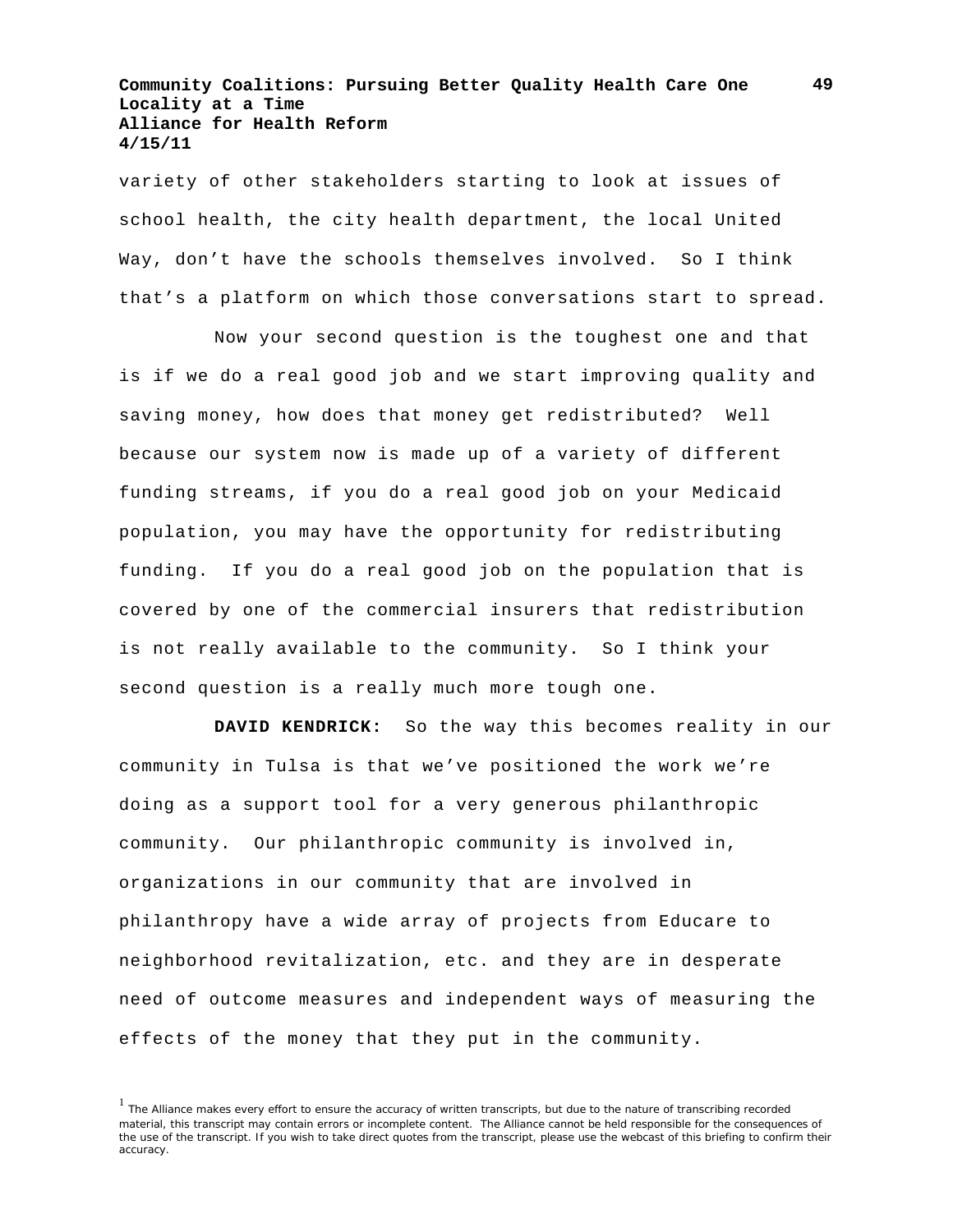variety of other stakeholders starting to look at issues of school health, the city health department, the local United Way, don't have the schools themselves involved. So I think that's a platform on which those conversations start to spread.

Now your second question is the toughest one and that is if we do a real good job and we start improving quality and saving money, how does that money get redistributed? Well because our system now is made up of a variety of different funding streams, if you do a real good job on your Medicaid population, you may have the opportunity for redistributing funding. If you do a real good job on the population that is covered by one of the commercial insurers that redistribution is not really available to the community. So I think your second question is a really much more tough one.

**DAVID KENDRICK:** So the way this becomes reality in our community in Tulsa is that we've positioned the work we're doing as a support tool for a very generous philanthropic community. Our philanthropic community is involved in, organizations in our community that are involved in philanthropy have a wide array of projects from Educare to neighborhood revitalization, etc. and they are in desperate need of outcome measures and independent ways of measuring the effects of the money that they put in the community.

[1] The Alliance makes every effort to ensure the accuracy of written transcripts, but due to the nature of transcribing recorded material, this transcript may contain errors or incomplete content. The Alliance cannot be held responsible for the consequences of the use of the transcript. If you wish to take direct quotes from the transcript, please use the webcast of this briefing to confirm their accuracy.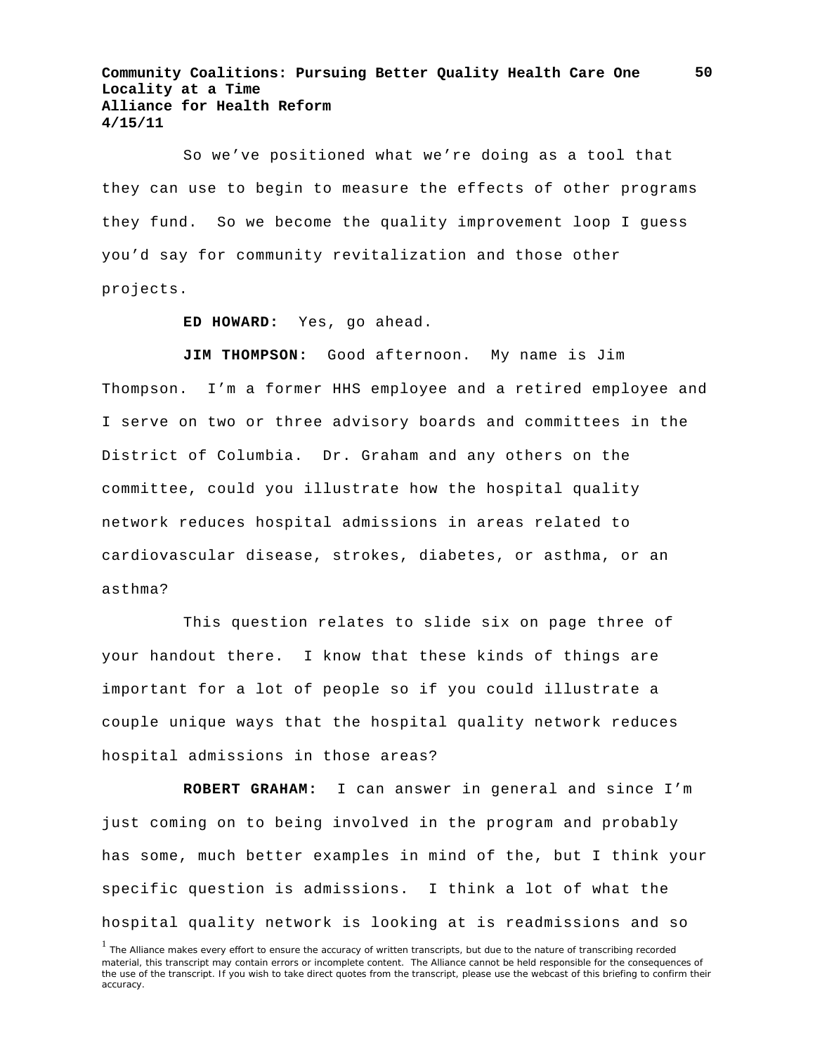So we've positioned what we're doing as a tool that they can use to begin to measure the effects of other programs they fund. So we become the quality improvement loop I guess you'd say for community revitalization and those other projects.

**ED HOWARD:** Yes, go ahead.

**JIM THOMPSON:** Good afternoon. My name is Jim Thompson. I'm a former HHS employee and a retired employee and I serve on two or three advisory boards and committees in the District of Columbia. Dr. Graham and any others on the committee, could you illustrate how the hospital quality network reduces hospital admissions in areas related to cardiovascular disease, strokes, diabetes, or asthma, or an asthma?

This question relates to slide six on page three of your handout there. I know that these kinds of things are important for a lot of people so if you could illustrate a couple unique ways that the hospital quality network reduces hospital admissions in those areas?

**ROBERT GRAHAM:** I can answer in general and since I'm just coming on to being involved in the program and probably has some, much better examples in mind of the, but I think your specific question is admissions. I think a lot of what the hospital quality network is looking at is readmissions and so

[1] The Alliance makes every effort to ensure the accuracy of written transcripts, but due to the nature of transcribing recorded material, this transcript may contain errors or incomplete content. The Alliance cannot be held responsible for the consequences of the use of the transcript. If you wish to take direct quotes from the transcript, please use the webcast of this briefing to confirm their accuracy.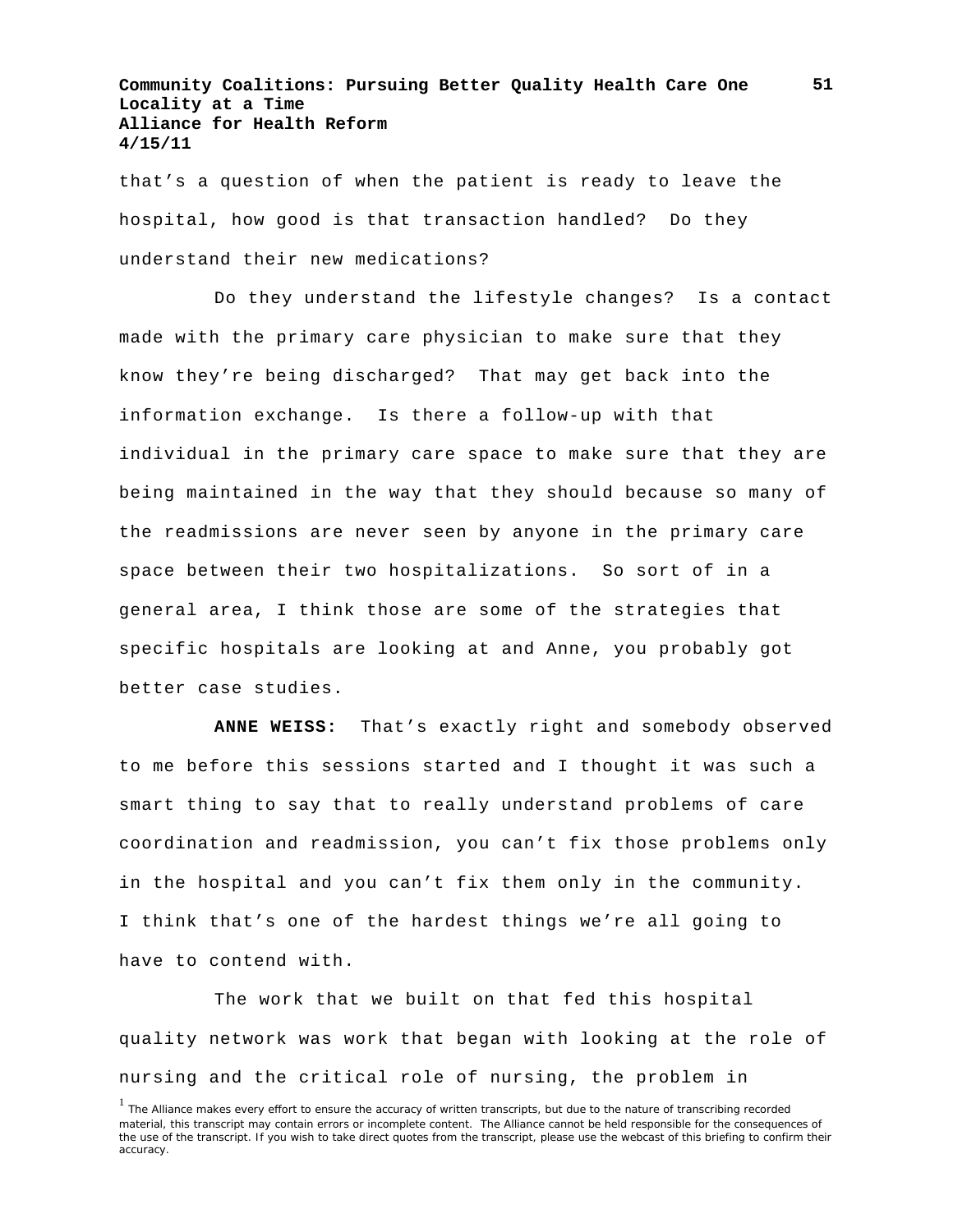that’s a question of when the patient is ready to leave the hospital, how good is that transaction handled? Do they understand their new medications?

Do they understand the lifestyle changes? Is a contact made with the primary care physician to make sure that they know they’re being discharged? That may get back into the information exchange. Is there a follow-up with that individual in the primary care space to make sure that they are being maintained in the way that they should because so many of the readmissions are never seen by anyone in the primary care space between their two hospitalizations. So sort of in a general area, I think those are some of the strategies that specific hospitals are looking at and Anne, you probably got better case studies.

**ANNE WEISS:** That’s exactly right and somebody observed to me before this sessions started and I thought it was such a smart thing to say that to really understand problems of care coordination and readmission, you can’t fix those problems only in the hospital and you can’t fix them only in the community. I think that’s one of the hardest things we’re all going to have to contend with.

The work that we built on that fed this hospital quality network was work that began with looking at the role of nursing and the critical role of nursing, the problem in

[1] The Alliance makes every effort to ensure the accuracy of written transcripts, but due to the nature of transcribing recorded material, this transcript may contain errors or incomplete content. The Alliance cannot be held responsible for the consequences of the use of the transcript. If you wish to take direct quotes from the transcript, please use the webcast of this briefing to confirm their accuracy.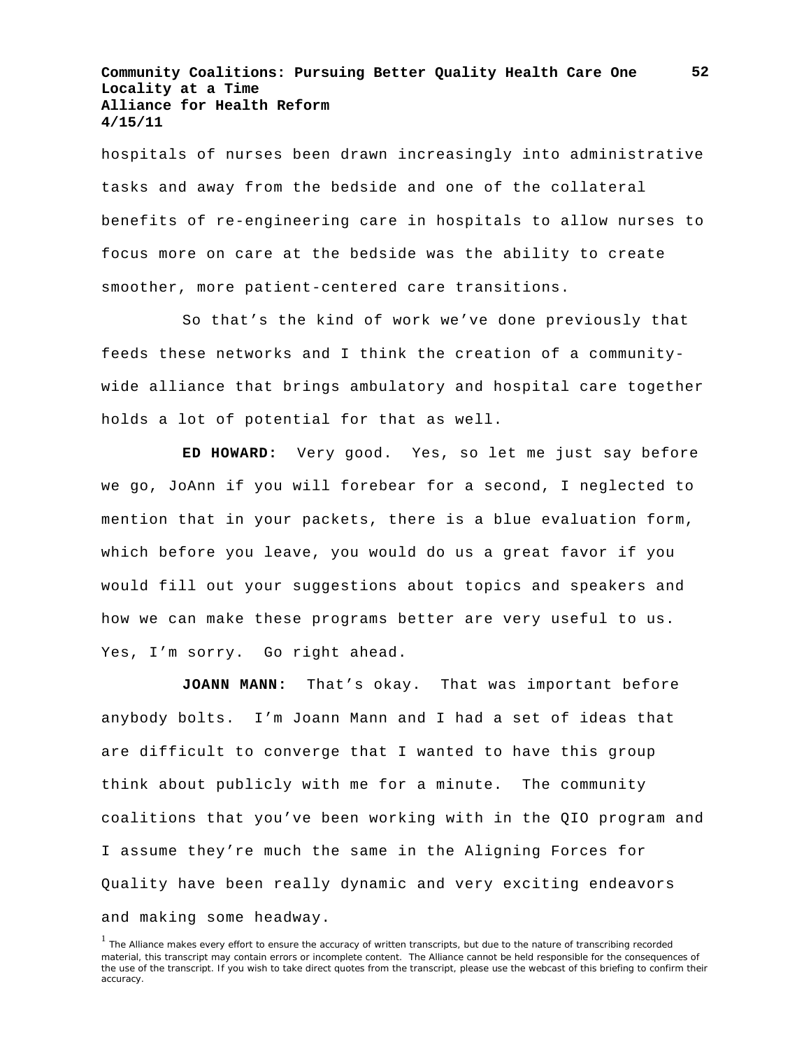hospitals of nurses been drawn increasingly into administrative tasks and away from the bedside and one of the collateral benefits of re-engineering care in hospitals to allow nurses to focus more on care at the bedside was the ability to create smoother, more patient-centered care transitions.

So that's the kind of work we've done previously that feeds these networks and I think the creation of a community-wide alliance that brings ambulatory and hospital care together holds a lot of potential for that as well.

**ED HOWARD:** Very good. Yes, so let me just say before we go, JoAnn if you will forebear for a second, I neglected to mention that in your packets, there is a blue evaluation form, which before you leave, you would do us a great favor if you would fill out your suggestions about topics and speakers and how we can make these programs better are very useful to us. Yes, I'm sorry. Go right ahead.

**JOANN MANN:** That's okay. That was important before anybody bolts. I'm Joann Mann and I had a set of ideas that are difficult to converge that I wanted to have this group think about publicly with me for a minute. The community coalitions that you've been working with in the QIO program and I assume they're much the same in the Aligning Forces for Quality have been really dynamic and very exciting endeavors and making some headway.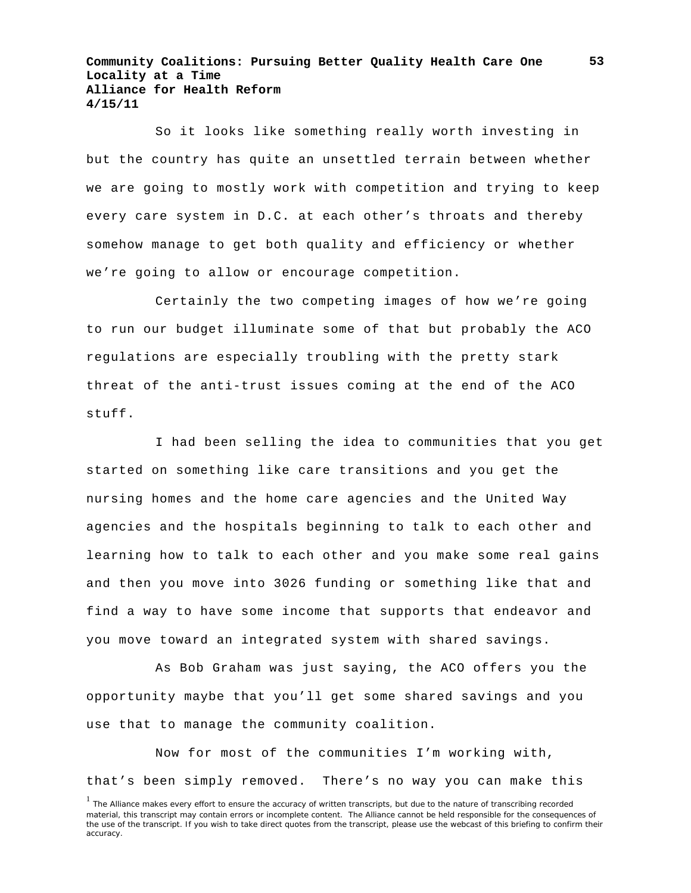So it looks like something really worth investing in but the country has quite an unsettled terrain between whether we are going to mostly work with competition and trying to keep every care system in D.C. at each other's throats and thereby somehow manage to get both quality and efficiency or whether we're going to allow or encourage competition.

Certainly the two competing images of how we're going to run our budget illuminate some of that but probably the ACO regulations are especially troubling with the pretty stark threat of the anti-trust issues coming at the end of the ACO stuff.

I had been selling the idea to communities that you get started on something like care transitions and you get the nursing homes and the home care agencies and the United Way agencies and the hospitals beginning to talk to each other and learning how to talk to each other and you make some real gains and then you move into 3026 funding or something like that and find a way to have some income that supports that endeavor and you move toward an integrated system with shared savings.

As Bob Graham was just saying, the ACO offers you the opportunity maybe that you'll get some shared savings and you use that to manage the community coalition.

Now for most of the communities I'm working with, that's been simply removed. There's no way you can make this

[1] The Alliance makes every effort to ensure the accuracy of written transcripts, but due to the nature of transcribing recorded material, this transcript may contain errors or incomplete content. The Alliance cannot be held responsible for the consequences of the use of the transcript. If you wish to take direct quotes from the transcript, please use the webcast of this briefing to confirm their accuracy.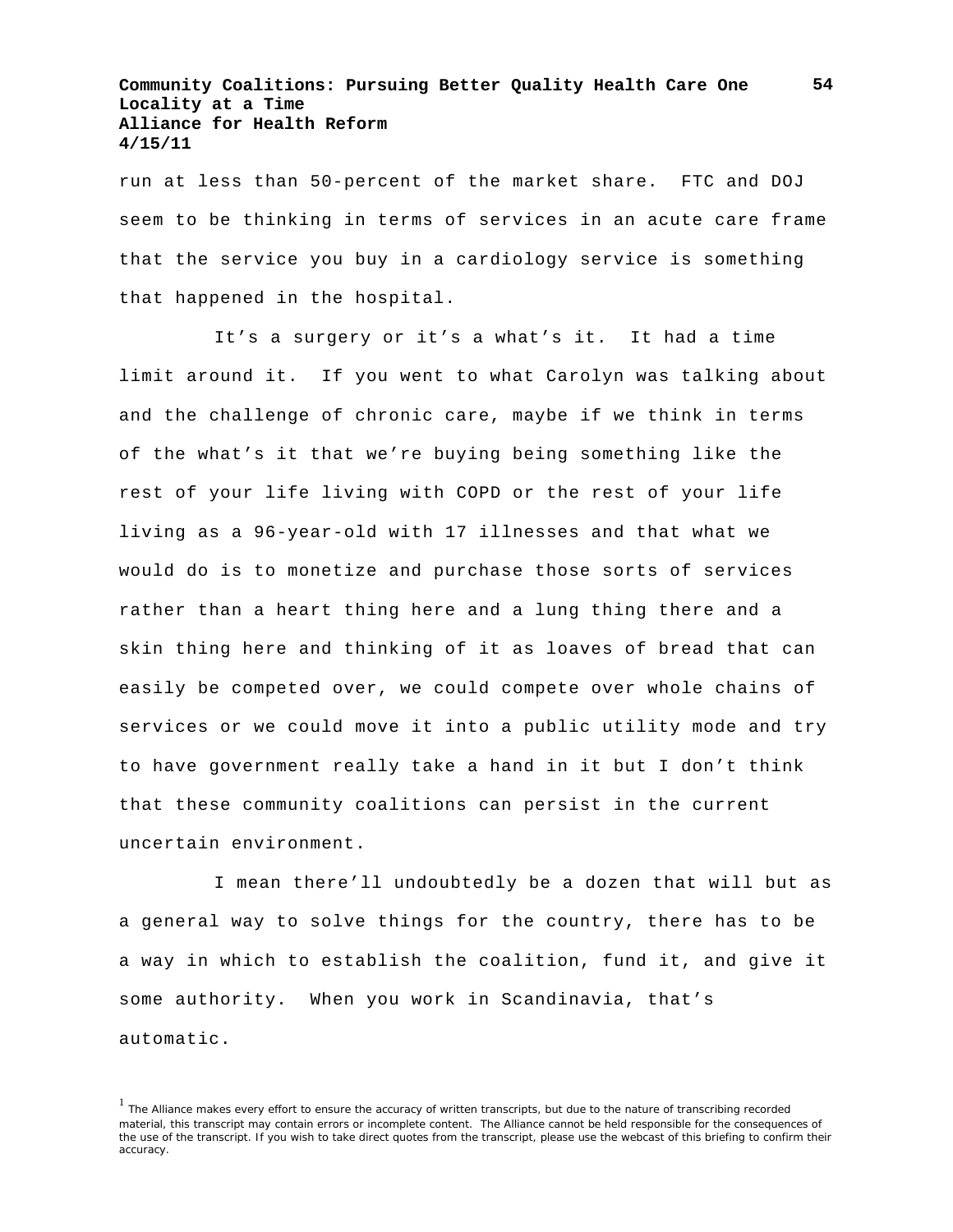run at less than 50-percent of the market share. FTC and DOJ seem to be thinking in terms of services in an acute care frame that the service you buy in a cardiology service is something that happened in the hospital.

It's a surgery or it's a what's it. It had a time limit around it. If you went to what Carolyn was talking about and the challenge of chronic care, maybe if we think in terms of the what's it that we're buying being something like the rest of your life living with COPD or the rest of your life living as a 96-year-old with 17 illnesses and that what we would do is to monetize and purchase those sorts of services rather than a heart thing here and a lung thing there and a skin thing here and thinking of it as loaves of bread that can easily be competed over, we could compete over whole chains of services or we could move it into a public utility mode and try to have government really take a hand in it but I don't think that these community coalitions can persist in the current uncertain environment.

I mean there'll undoubtedly be a dozen that will but as a general way to solve things for the country, there has to be a way in which to establish the coalition, fund it, and give it some authority. When you work in Scandinavia, that's automatic.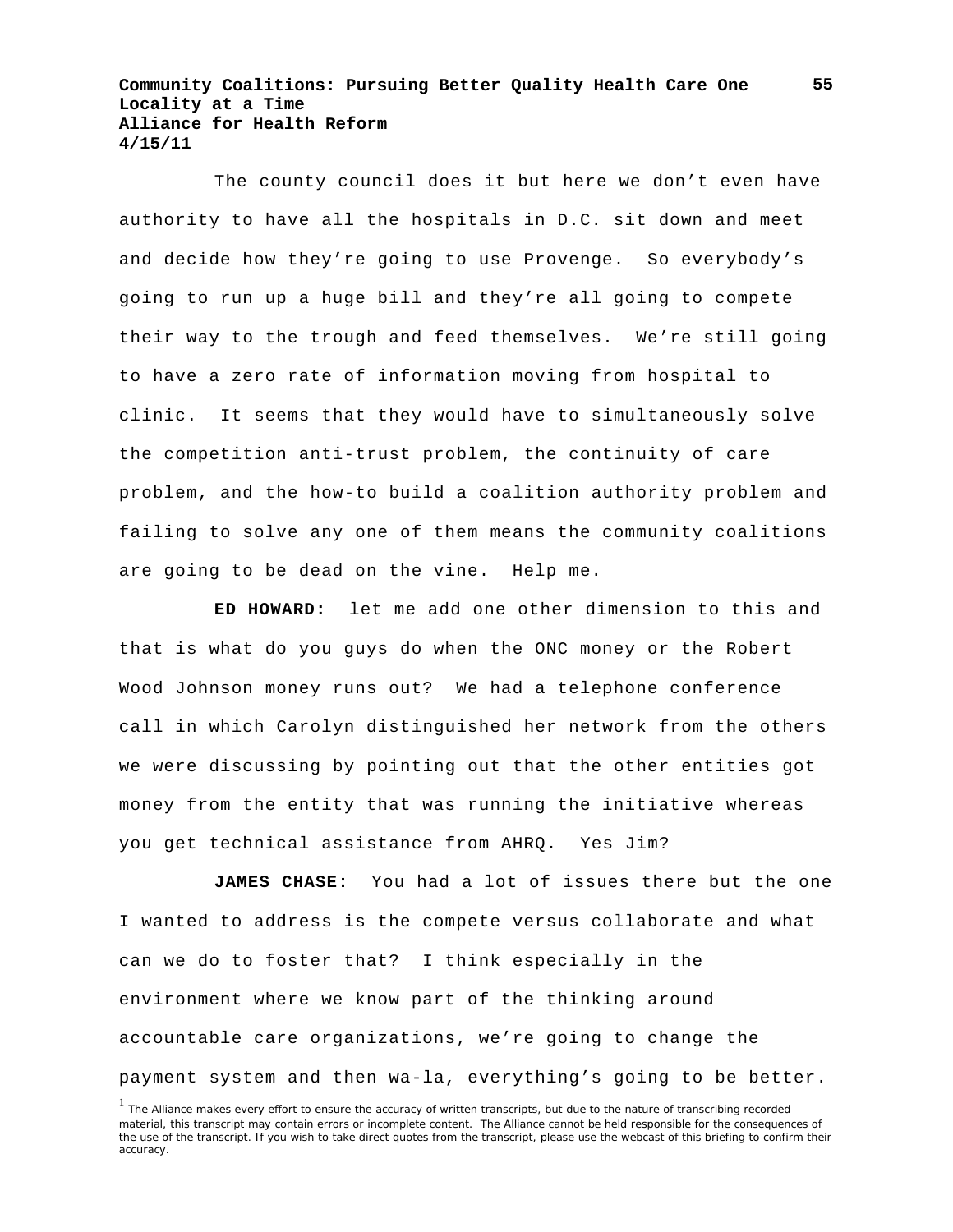The county council does it but here we don't even have authority to have all the hospitals in D.C. sit down and meet and decide how they're going to use Provenge. So everybody's going to run up a huge bill and they're all going to compete their way to the trough and feed themselves. We're still going to have a zero rate of information moving from hospital to clinic. It seems that they would have to simultaneously solve the competition anti-trust problem, the continuity of care problem, and the how-to build a coalition authority problem and failing to solve any one of them means the community coalitions are going to be dead on the vine. Help me.

**ED HOWARD:** let me add one other dimension to this and that is what do you guys do when the ONC money or the Robert Wood Johnson money runs out? We had a telephone conference call in which Carolyn distinguished her network from the others we were discussing by pointing out that the other entities got money from the entity that was running the initiative whereas you get technical assistance from AHRQ. Yes Jim?

**JAMES CHASE:** You had a lot of issues there but the one I wanted to address is the compete versus collaborate and what can we do to foster that? I think especially in the environment where we know part of the thinking around accountable care organizations, we're going to change the payment system and then wa-la, everything's going to be better.

[1] The Alliance makes every effort to ensure the accuracy of written transcripts, but due to the nature of transcribing recorded material, this transcript may contain errors or incomplete content. The Alliance cannot be held responsible for the consequences of the use of the transcript. If you wish to take direct quotes from the transcript, please use the webcast of this briefing to confirm their accuracy.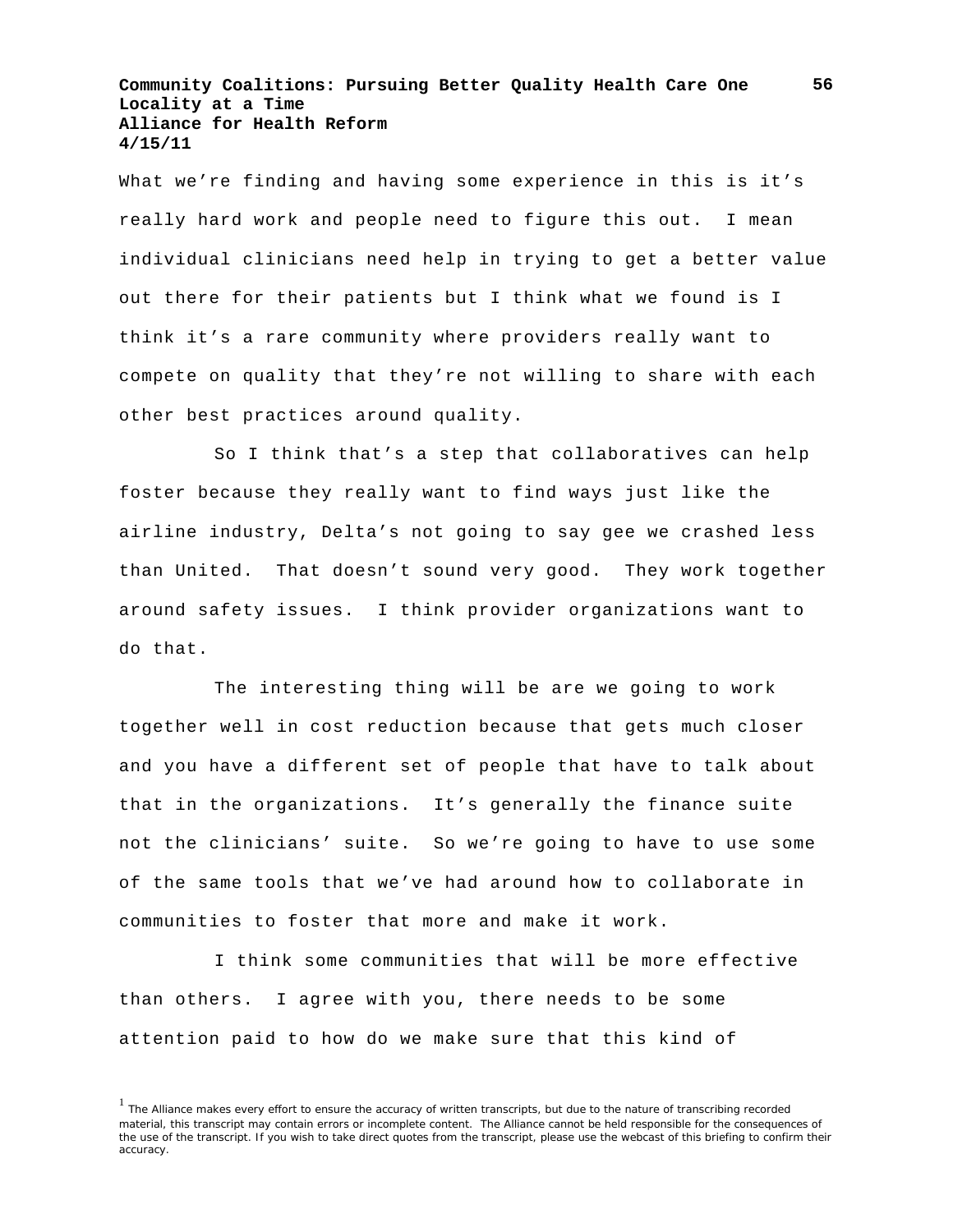What we're finding and having some experience in this is it's really hard work and people need to figure this out. I mean individual clinicians need help in trying to get a better value out there for their patients but I think what we found is I think it's a rare community where providers really want to compete on quality that they're not willing to share with each other best practices around quality.

So I think that's a step that collaboratives can help foster because they really want to find ways just like the airline industry, Delta's not going to say gee we crashed less than United. That doesn't sound very good. They work together around safety issues. I think provider organizations want to do that.

The interesting thing will be are we going to work together well in cost reduction because that gets much closer and you have a different set of people that have to talk about that in the organizations. It's generally the finance suite not the clinicians' suite. So we're going to have to use some of the same tools that we've had around how to collaborate in communities to foster that more and make it work.

I think some communities that will be more effective than others. I agree with you, there needs to be some attention paid to how do we make sure that this kind of

[1] The Alliance makes every effort to ensure the accuracy of written transcripts, but due to the nature of transcribing recorded material, this transcript may contain errors or incomplete content. The Alliance cannot be held responsible for the consequences of the use of the transcript. If you wish to take direct quotes from the transcript, please use the webcast of this briefing to confirm their accuracy.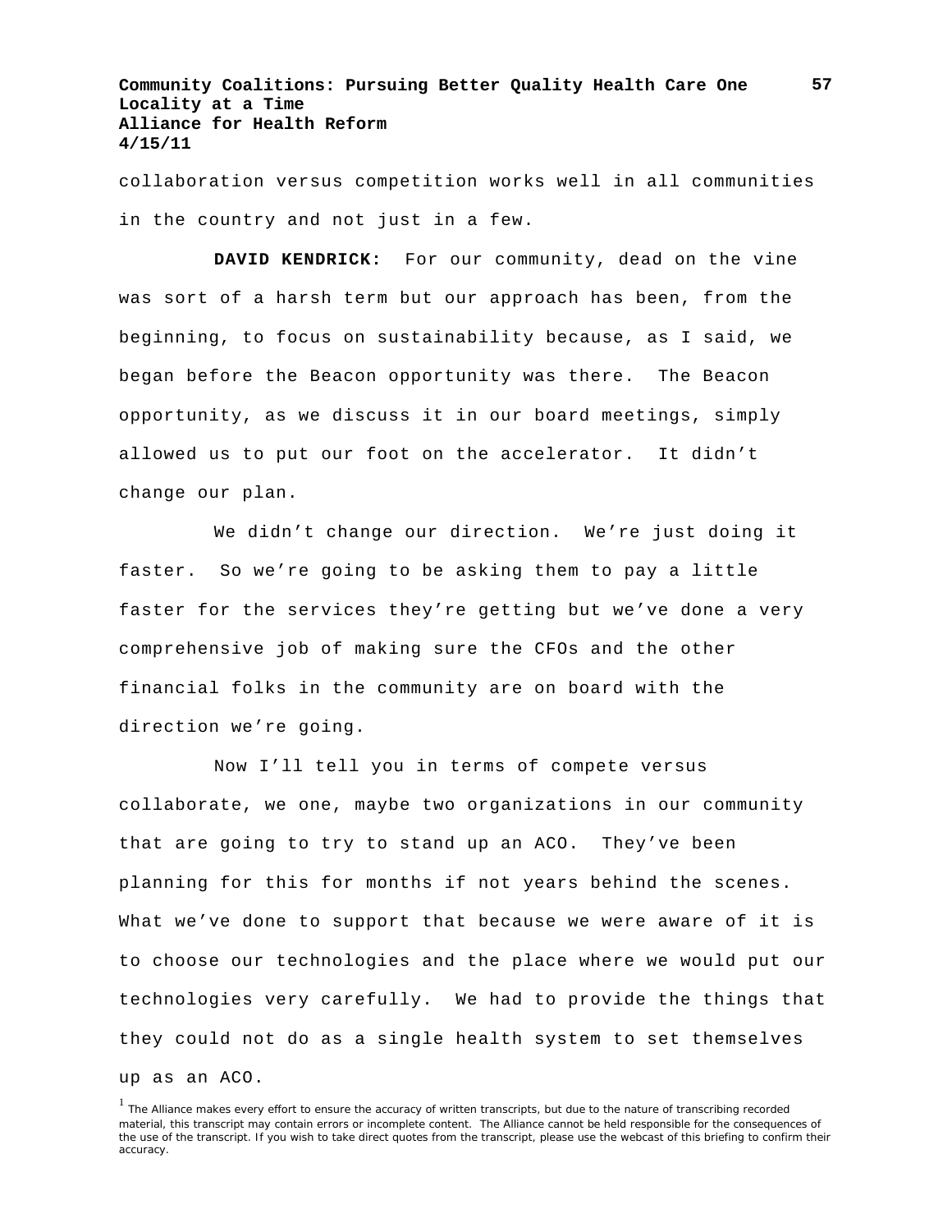collaboration versus competition works well in all communities in the country and not just in a few.

**DAVID KENDRICK:** For our community, dead on the vine was sort of a harsh term but our approach has been, from the beginning, to focus on sustainability because, as I said, we began before the Beacon opportunity was there. The Beacon opportunity, as we discuss it in our board meetings, simply allowed us to put our foot on the accelerator. It didn't change our plan.

We didn't change our direction. We're just doing it faster. So we're going to be asking them to pay a little faster for the services they're getting but we've done a very comprehensive job of making sure the CFOs and the other financial folks in the community are on board with the direction we're going.

Now I'll tell you in terms of compete versus collaborate, we one, maybe two organizations in our community that are going to try to stand up an ACO. They've been planning for this for months if not years behind the scenes. What we've done to support that because we were aware of it is to choose our technologies and the place where we would put our technologies very carefully. We had to provide the things that they could not do as a single health system to set themselves up as an ACO.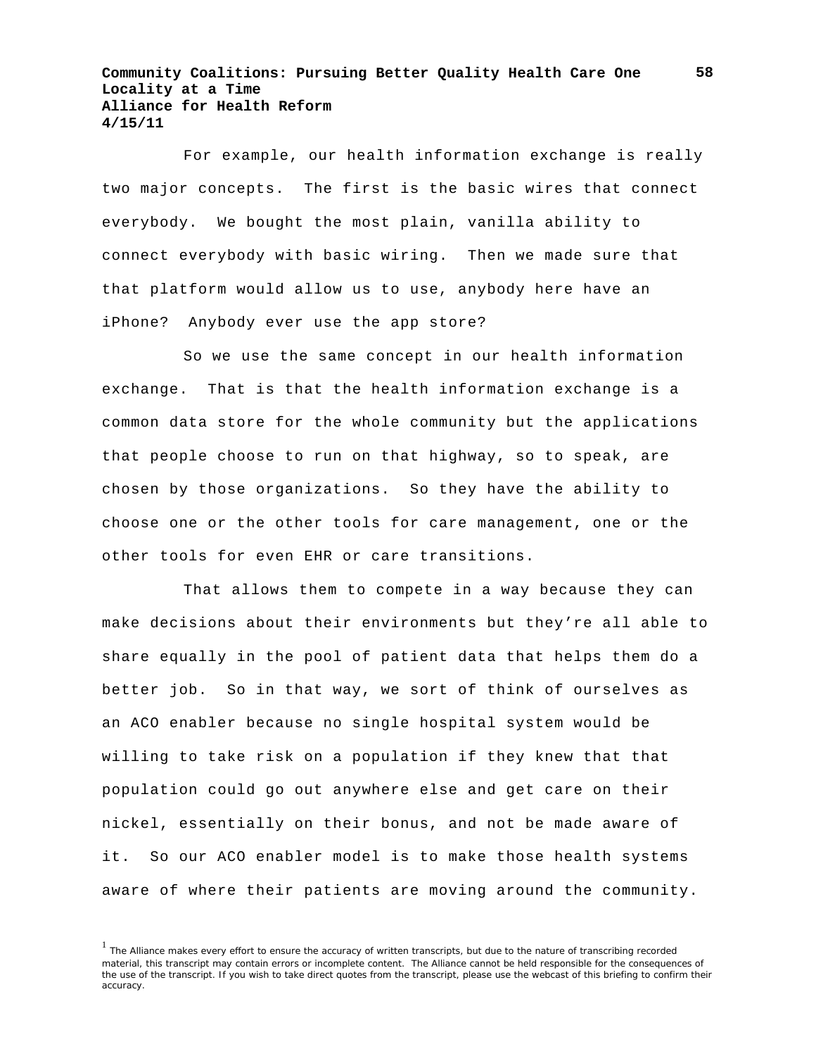For example, our health information exchange is really two major concepts. The first is the basic wires that connect everybody. We bought the most plain, vanilla ability to connect everybody with basic wiring. Then we made sure that that platform would allow us to use, anybody here have an iPhone? Anybody ever use the app store?

So we use the same concept in our health information exchange. That is that the health information exchange is a common data store for the whole community but the applications that people choose to run on that highway, so to speak, are chosen by those organizations. So they have the ability to choose one or the other tools for care management, one or the other tools for even EHR or care transitions.

That allows them to compete in a way because they can make decisions about their environments but they're all able to share equally in the pool of patient data that helps them do a better job. So in that way, we sort of think of ourselves as an ACO enabler because no single hospital system would be willing to take risk on a population if they knew that that population could go out anywhere else and get care on their nickel, essentially on their bonus, and not be made aware of it. So our ACO enabler model is to make those health systems aware of where their patients are moving around the community.

[1] The Alliance makes every effort to ensure the accuracy of written transcripts, but due to the nature of transcribing recorded material, this transcript may contain errors or incomplete content. The Alliance cannot be held responsible for the consequences of the use of the transcript. If you wish to take direct quotes from the transcript, please use the webcast of this briefing to confirm their accuracy.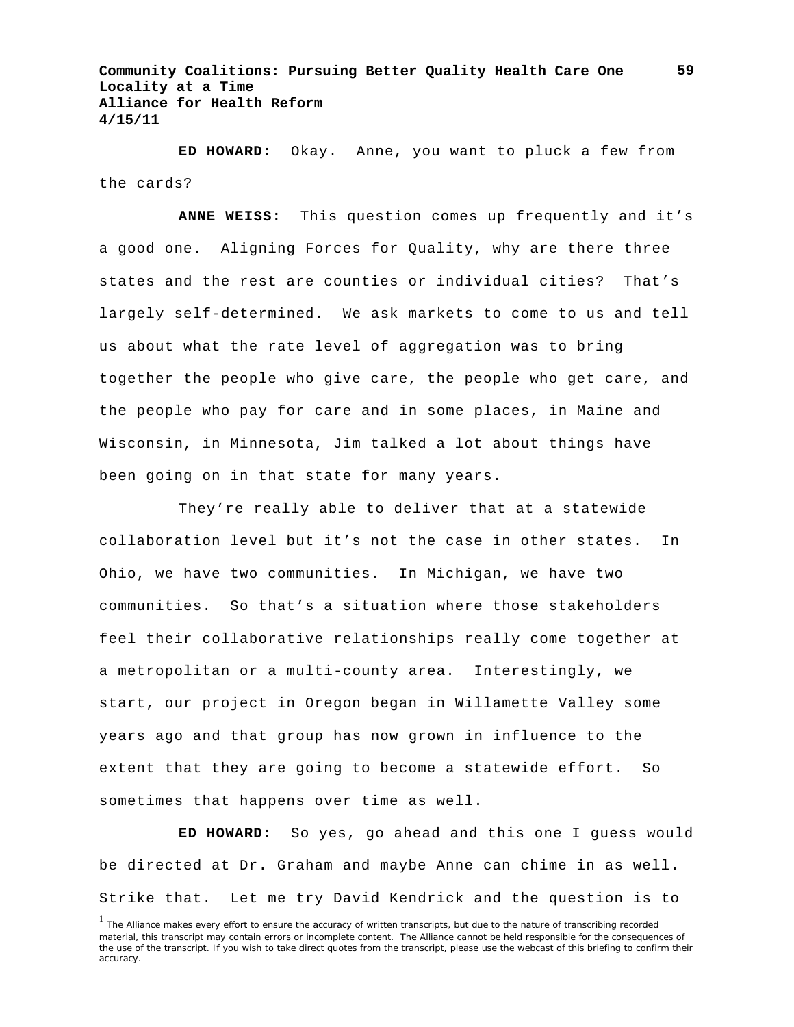**ED HOWARD:** Okay. Anne, you want to pluck a few from the cards?

**ANNE WEISS:** This question comes up frequently and it's a good one. Aligning Forces for Quality, why are there three states and the rest are counties or individual cities? That's largely self-determined. We ask markets to come to us and tell us about what the rate level of aggregation was to bring together the people who give care, the people who get care, and the people who pay for care and in some places, in Maine and Wisconsin, in Minnesota, Jim talked a lot about things have been going on in that state for many years.

They're really able to deliver that at a statewide collaboration level but it's not the case in other states. In Ohio, we have two communities. In Michigan, we have two communities. So that's a situation where those stakeholders feel their collaborative relationships really come together at a metropolitan or a multi-county area. Interestingly, we start, our project in Oregon began in Willamette Valley some years ago and that group has now grown in influence to the extent that they are going to become a statewide effort. So sometimes that happens over time as well.

**ED HOWARD:** So yes, go ahead and this one I guess would be directed at Dr. Graham and maybe Anne can chime in as well. Strike that. Let me try David Kendrick and the question is to

[1] The Alliance makes every effort to ensure the accuracy of written transcripts, but due to the nature of transcribing recorded material, this transcript may contain errors or incomplete content. The Alliance cannot be held responsible for the consequences of the use of the transcript. If you wish to take direct quotes from the transcript, please use the webcast of this briefing to confirm their accuracy.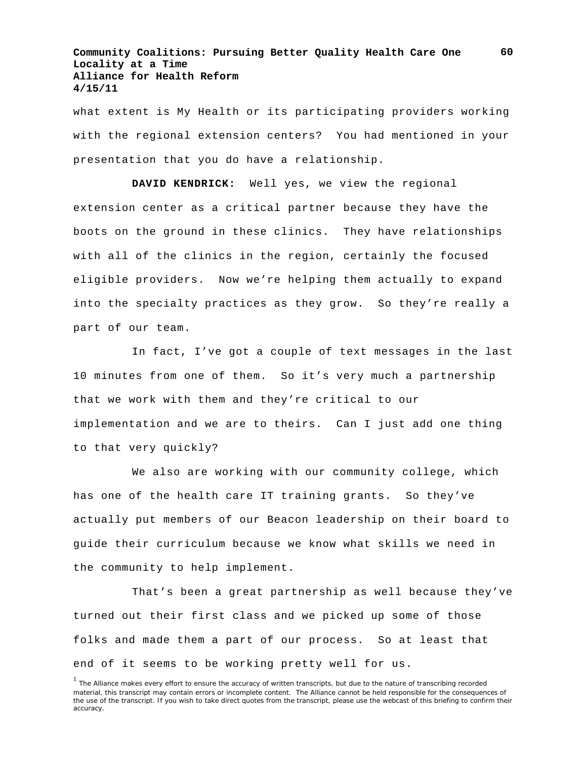what extent is My Health or its participating providers working with the regional extension centers? You had mentioned in your presentation that you do have a relationship.

**DAVID KENDRICK:** Well yes, we view the regional extension center as a critical partner because they have the boots on the ground in these clinics. They have relationships with all of the clinics in the region, certainly the focused eligible providers. Now we're helping them actually to expand into the specialty practices as they grow. So they're really a part of our team.

In fact, I've got a couple of text messages in the last 10 minutes from one of them. So it's very much a partnership that we work with them and they're critical to our implementation and we are to theirs. Can I just add one thing to that very quickly?

We also are working with our community college, which has one of the health care IT training grants. So they've actually put members of our Beacon leadership on their board to guide their curriculum because we know what skills we need in the community to help implement.

That's been a great partnership as well because they've turned out their first class and we picked up some of those folks and made them a part of our process. So at least that end of it seems to be working pretty well for us.

[1] The Alliance makes every effort to ensure the accuracy of written transcripts, but due to the nature of transcribing recorded material, this transcript may contain errors or incomplete content. The Alliance cannot be held responsible for the consequences of the use of the transcript. If you wish to take direct quotes from the transcript, please use the webcast of this briefing to confirm their accuracy.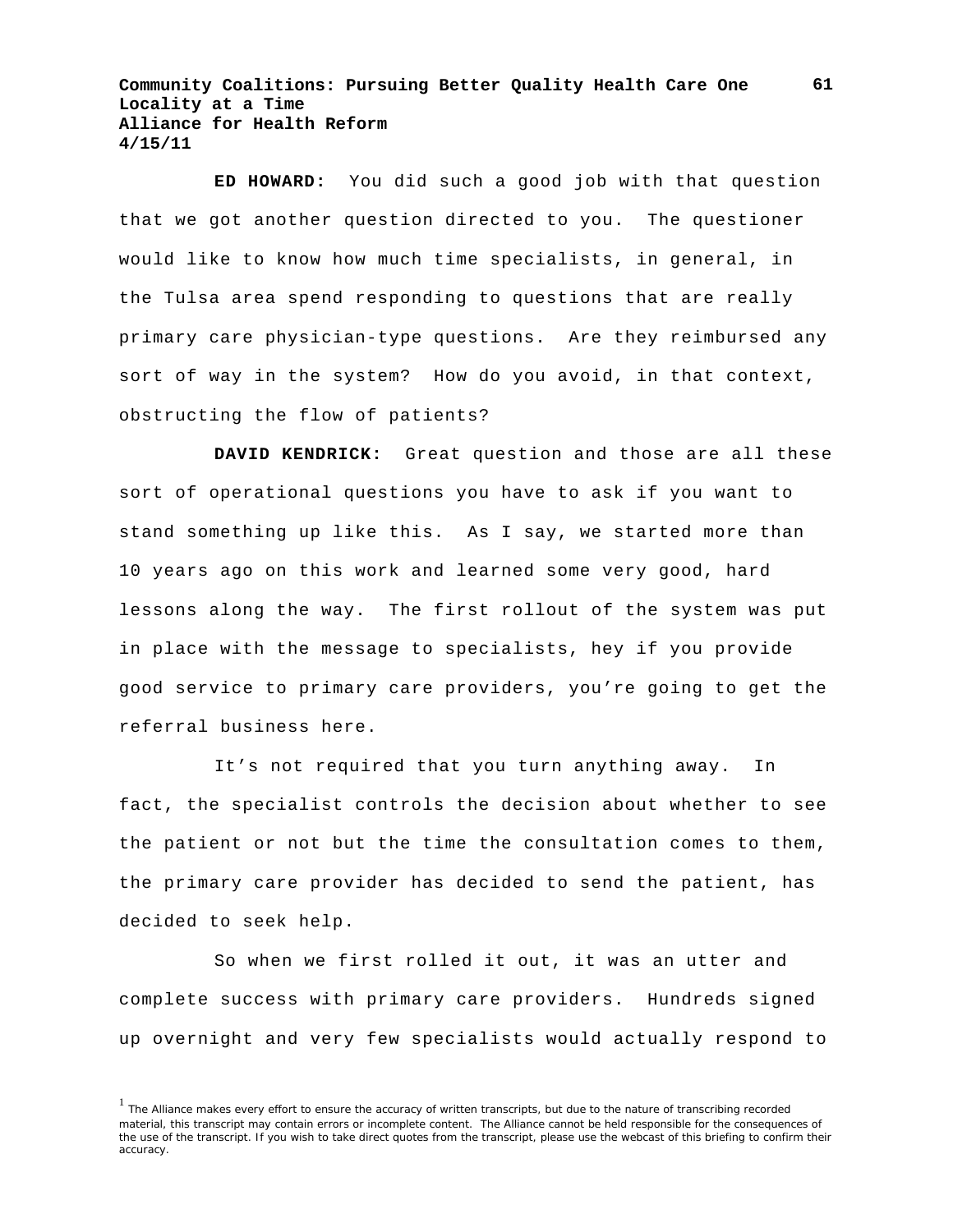**ED HOWARD:** You did such a good job with that question that we got another question directed to you. The questioner would like to know how much time specialists, in general, in the Tulsa area spend responding to questions that are really primary care physician-type questions. Are they reimbursed any sort of way in the system? How do you avoid, in that context, obstructing the flow of patients?

**DAVID KENDRICK:** Great question and those are all these sort of operational questions you have to ask if you want to stand something up like this. As I say, we started more than 10 years ago on this work and learned some very good, hard lessons along the way. The first rollout of the system was put in place with the message to specialists, hey if you provide good service to primary care providers, you're going to get the referral business here.

It's not required that you turn anything away. In fact, the specialist controls the decision about whether to see the patient or not but the time the consultation comes to them, the primary care provider has decided to send the patient, has decided to seek help.

So when we first rolled it out, it was an utter and complete success with primary care providers. Hundreds signed up overnight and very few specialists would actually respond to

[1] The Alliance makes every effort to ensure the accuracy of written transcripts, but due to the nature of transcribing recorded material, this transcript may contain errors or incomplete content. The Alliance cannot be held responsible for the consequences of the use of the transcript. If you wish to take direct quotes from the transcript, please use the webcast of this briefing to confirm their accuracy.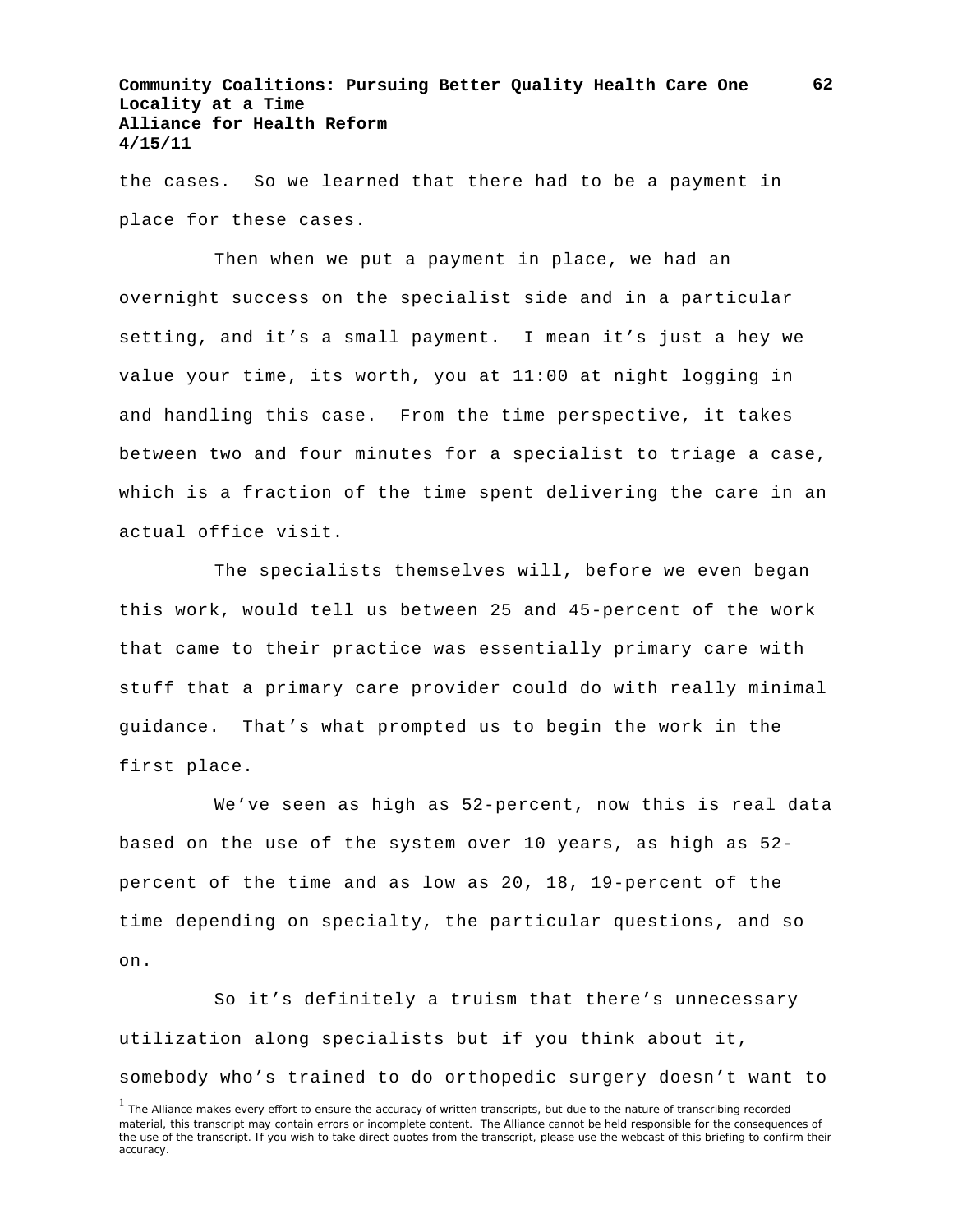the cases. So we learned that there had to be a payment in place for these cases.

Then when we put a payment in place, we had an overnight success on the specialist side and in a particular setting, and it’s a small payment. I mean it’s just a hey we value your time, its worth, you at 11:00 at night logging in and handling this case. From the time perspective, it takes between two and four minutes for a specialist to triage a case, which is a fraction of the time spent delivering the care in an actual office visit.

The specialists themselves will, before we even began this work, would tell us between 25 and 45-percent of the work that came to their practice was essentially primary care with stuff that a primary care provider could do with really minimal guidance. That’s what prompted us to begin the work in the first place.

We’ve seen as high as 52-percent, now this is real data based on the use of the system over 10 years, as high as 52-percent of the time and as low as 20, 18, 19-percent of the time depending on specialty, the particular questions, and so on.

So it’s definitely a truism that there’s unnecessary utilization along specialists but if you think about it, somebody who’s trained to do orthopedic surgery doesn’t want to

[1] The Alliance makes every effort to ensure the accuracy of written transcripts, but due to the nature of transcribing recorded material, this transcript may contain errors or incomplete content. The Alliance cannot be held responsible for the consequences of the use of the transcript. If you wish to take direct quotes from the transcript, please use the webcast of this briefing to confirm their accuracy.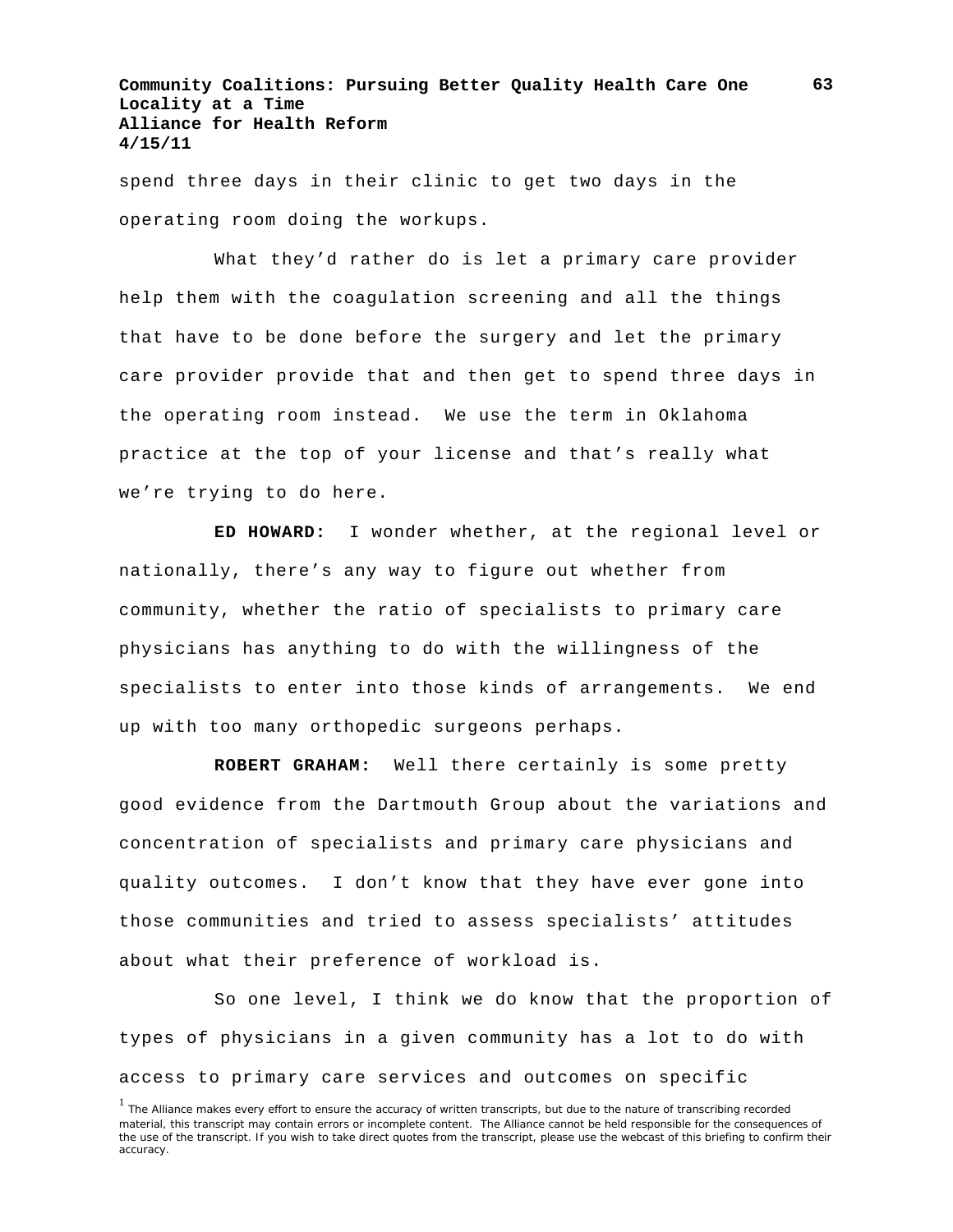spend three days in their clinic to get two days in the operating room doing the workups.

What they'd rather do is let a primary care provider help them with the coagulation screening and all the things that have to be done before the surgery and let the primary care provider provide that and then get to spend three days in the operating room instead. We use the term in Oklahoma practice at the top of your license and that's really what we're trying to do here.

**ED HOWARD:** I wonder whether, at the regional level or nationally, there's any way to figure out whether from community, whether the ratio of specialists to primary care physicians has anything to do with the willingness of the specialists to enter into those kinds of arrangements. We end up with too many orthopedic surgeons perhaps.

**ROBERT GRAHAM:** Well there certainly is some pretty good evidence from the Dartmouth Group about the variations and concentration of specialists and primary care physicians and quality outcomes. I don't know that they have ever gone into those communities and tried to assess specialists' attitudes about what their preference of workload is.

So one level, I think we do know that the proportion of types of physicians in a given community has a lot to do with access to primary care services and outcomes on specific

[1] The Alliance makes every effort to ensure the accuracy of written transcripts, but due to the nature of transcribing recorded material, this transcript may contain errors or incomplete content. The Alliance cannot be held responsible for the consequences of the use of the transcript. If you wish to take direct quotes from the transcript, please use the webcast of this briefing to confirm their accuracy.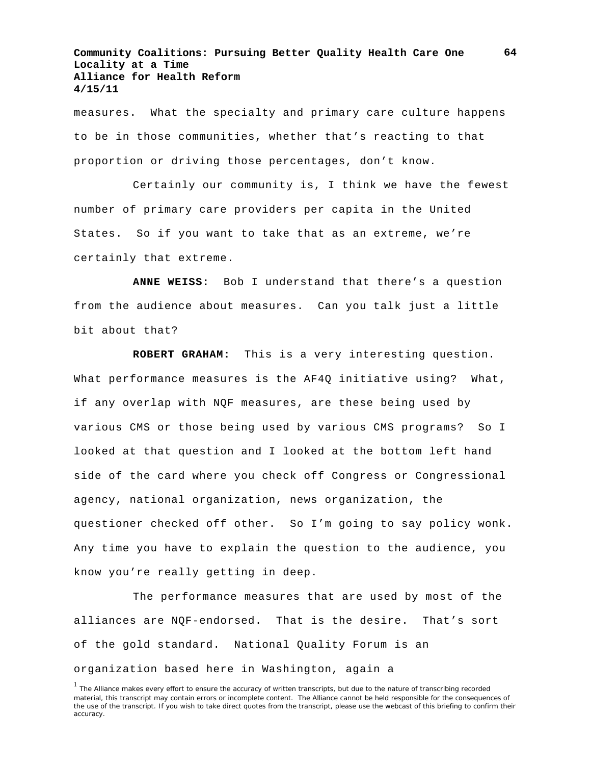measures. What the specialty and primary care culture happens to be in those communities, whether that's reacting to that proportion or driving those percentages, don't know.

Certainly our community is, I think we have the fewest number of primary care providers per capita in the United States. So if you want to take that as an extreme, we're certainly that extreme.

**ANNE WEISS:** Bob I understand that there's a question from the audience about measures. Can you talk just a little bit about that?

**ROBERT GRAHAM:** This is a very interesting question. What performance measures is the AF4Q initiative using? What, if any overlap with NQF measures, are these being used by various CMS or those being used by various CMS programs? So I looked at that question and I looked at the bottom left hand side of the card where you check off Congress or Congressional agency, national organization, news organization, the questioner checked off other. So I'm going to say policy wonk. Any time you have to explain the question to the audience, you know you're really getting in deep.

The performance measures that are used by most of the alliances are NQF-endorsed. That is the desire. That's sort of the gold standard. National Quality Forum is an organization based here in Washington, again a

[1] The Alliance makes every effort to ensure the accuracy of written transcripts, but due to the nature of transcribing recorded material, this transcript may contain errors or incomplete content. The Alliance cannot be held responsible for the consequences of the use of the transcript. If you wish to take direct quotes from the transcript, please use the webcast of this briefing to confirm their accuracy.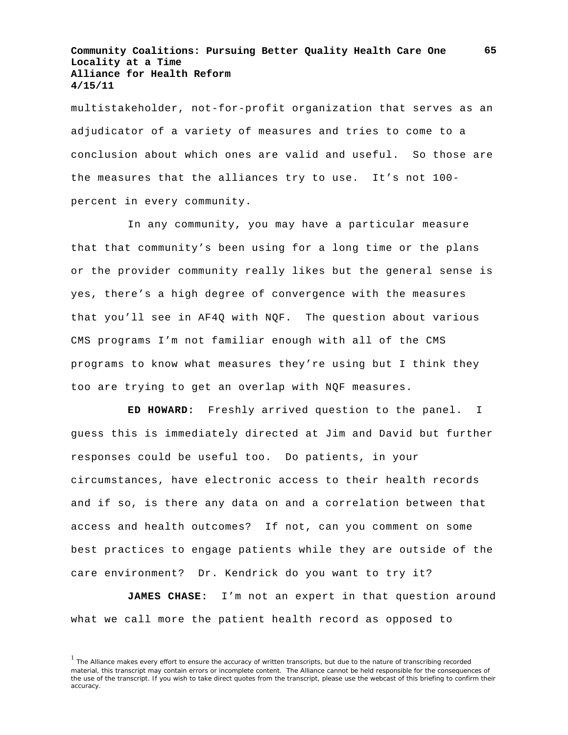multistakeholder, not-for-profit organization that serves as an adjudicator of a variety of measures and tries to come to a conclusion about which ones are valid and useful. So those are the measures that the alliances try to use. It's not 100-percent in every community.

In any community, you may have a particular measure that that community's been using for a long time or the plans or the provider community really likes but the general sense is yes, there's a high degree of convergence with the measures that you'll see in AF4Q with NQF. The question about various CMS programs I'm not familiar enough with all of the CMS programs to know what measures they're using but I think they too are trying to get an overlap with NQF measures.

**ED HOWARD:** Freshly arrived question to the panel. I guess this is immediately directed at Jim and David but further responses could be useful too. Do patients, in your circumstances, have electronic access to their health records and if so, is there any data on and a correlation between that access and health outcomes? If not, can you comment on some best practices to engage patients while they are outside of the care environment? Dr. Kendrick do you want to try it?

**JAMES CHASE:** I'm not an expert in that question around what we call more the patient health record as opposed to

[1] The Alliance makes every effort to ensure the accuracy of written transcripts, but due to the nature of transcribing recorded material, this transcript may contain errors or incomplete content. The Alliance cannot be held responsible for the consequences of the use of the transcript. If you wish to take direct quotes from the transcript, please use the webcast of this briefing to confirm their accuracy.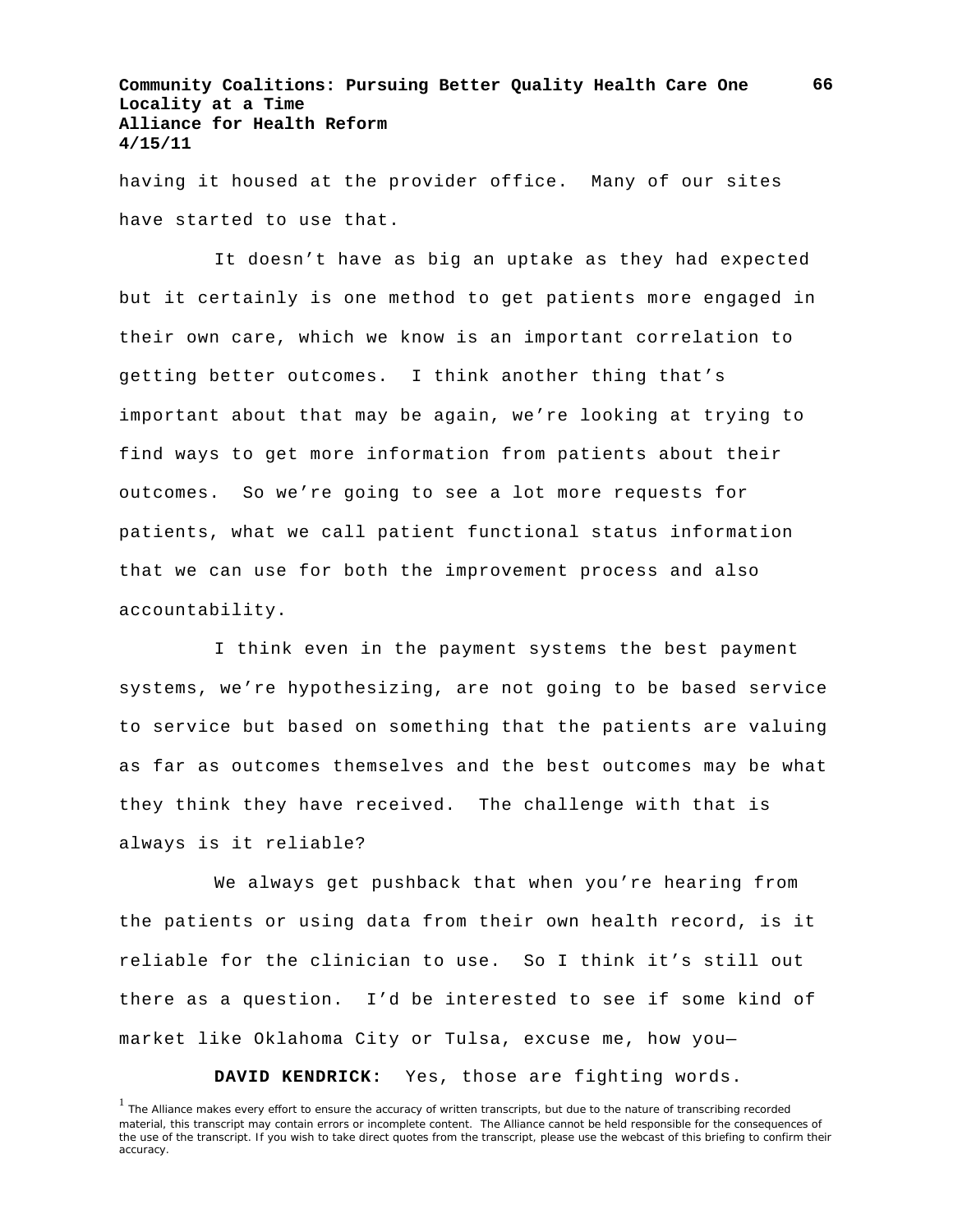having it housed at the provider office. Many of our sites have started to use that.

It doesn't have as big an uptake as they had expected but it certainly is one method to get patients more engaged in their own care, which we know is an important correlation to getting better outcomes. I think another thing that's important about that may be again, we're looking at trying to find ways to get more information from patients about their outcomes. So we're going to see a lot more requests for patients, what we call patient functional status information that we can use for both the improvement process and also accountability.

I think even in the payment systems the best payment systems, we're hypothesizing, are not going to be based service to service but based on something that the patients are valuing as far as outcomes themselves and the best outcomes may be what they think they have received. The challenge with that is always is it reliable?

We always get pushback that when you're hearing from the patients or using data from their own health record, is it reliable for the clinician to use. So I think it's still out there as a question. I'd be interested to see if some kind of market like Oklahoma City or Tulsa, excuse me, how you—

**DAVID KENDRICK:** Yes, those are fighting words.

[1] The Alliance makes every effort to ensure the accuracy of written transcripts, but due to the nature of transcribing recorded material, this transcript may contain errors or incomplete content. The Alliance cannot be held responsible for the consequences of the use of the transcript. If you wish to take direct quotes from the transcript, please use the webcast of this briefing to confirm their accuracy.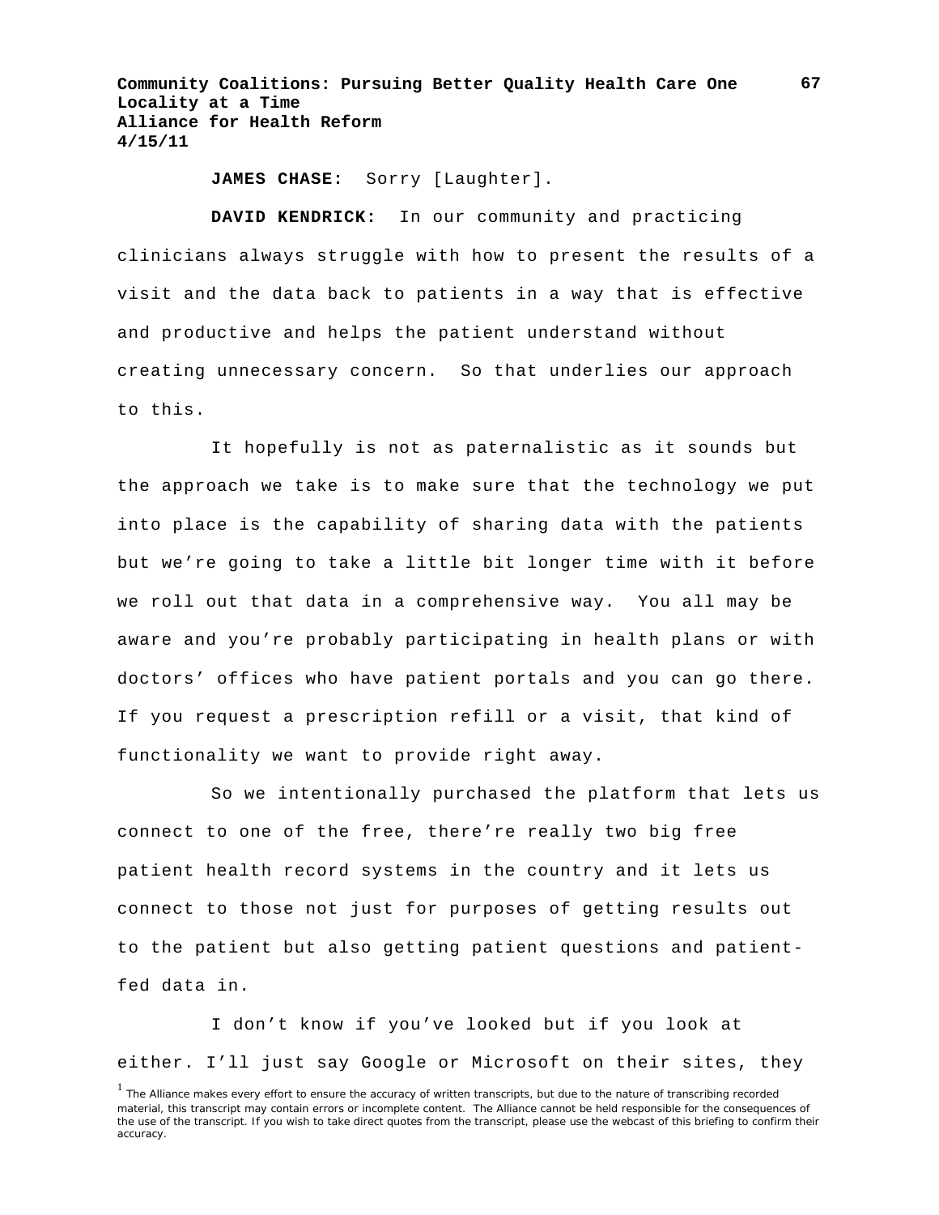**JAMES CHASE:** Sorry [Laughter].

**DAVID KENDRICK:** In our community and practicing clinicians always struggle with how to present the results of a visit and the data back to patients in a way that is effective and productive and helps the patient understand without creating unnecessary concern. So that underlies our approach to this.

It hopefully is not as paternalistic as it sounds but the approach we take is to make sure that the technology we put into place is the capability of sharing data with the patients but we're going to take a little bit longer time with it before we roll out that data in a comprehensive way. You all may be aware and you're probably participating in health plans or with doctors' offices who have patient portals and you can go there. If you request a prescription refill or a visit, that kind of functionality we want to provide right away.

So we intentionally purchased the platform that lets us connect to one of the free, there're really two big free patient health record systems in the country and it lets us connect to those not just for purposes of getting results out to the patient but also getting patient questions and patient-fed data in.

I don't know if you've looked but if you look at either. I'll just say Google or Microsoft on their sites, they

[1] The Alliance makes every effort to ensure the accuracy of written transcripts, but due to the nature of transcribing recorded material, this transcript may contain errors or incomplete content. The Alliance cannot be held responsible for the consequences of the use of the transcript. If you wish to take direct quotes from the transcript, please use the webcast of this briefing to confirm their accuracy.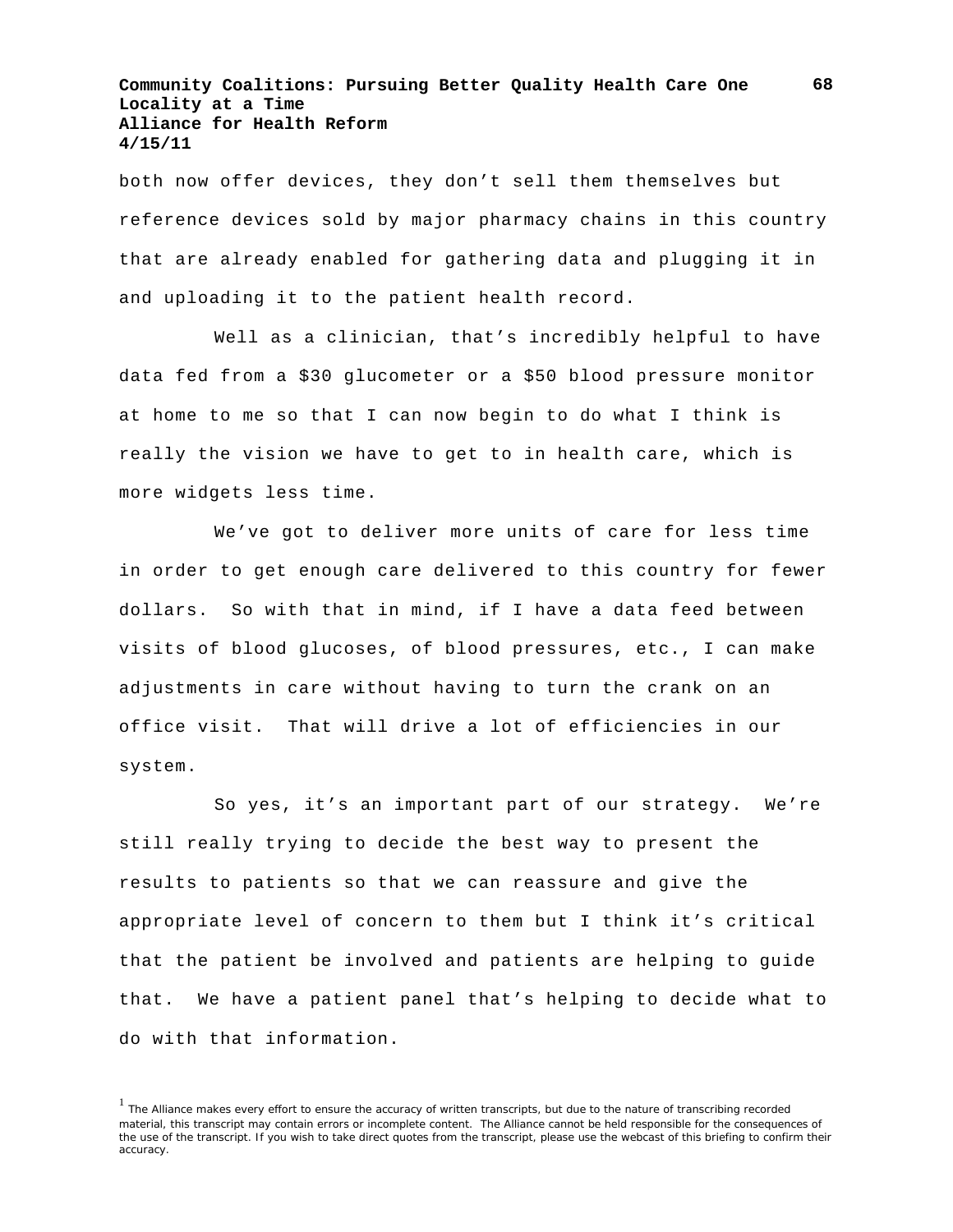both now offer devices, they don't sell them themselves but reference devices sold by major pharmacy chains in this country that are already enabled for gathering data and plugging it in and uploading it to the patient health record.

Well as a clinician, that's incredibly helpful to have data fed from a $30 glucometer or a $50 blood pressure monitor at home to me so that I can now begin to do what I think is really the vision we have to get to in health care, which is more widgets less time.

We've got to deliver more units of care for less time in order to get enough care delivered to this country for fewer dollars.  So with that in mind, if I have a data feed between visits of blood glucoses, of blood pressures, etc., I can make adjustments in care without having to turn the crank on an office visit.  That will drive a lot of efficiencies in our system.

So yes, it's an important part of our strategy.  We're still really trying to decide the best way to present the results to patients so that we can reassure and give the appropriate level of concern to them but I think it's critical that the patient be involved and patients are helping to guide that.  We have a patient panel that's helping to decide what to do with that information.

[1] The Alliance makes every effort to ensure the accuracy of written transcripts, but due to the nature of transcribing recorded material, this transcript may contain errors or incomplete content. The Alliance cannot be held responsible for the consequences of the use of the transcript. If you wish to take direct quotes from the transcript, please use the webcast of this briefing to confirm their accuracy.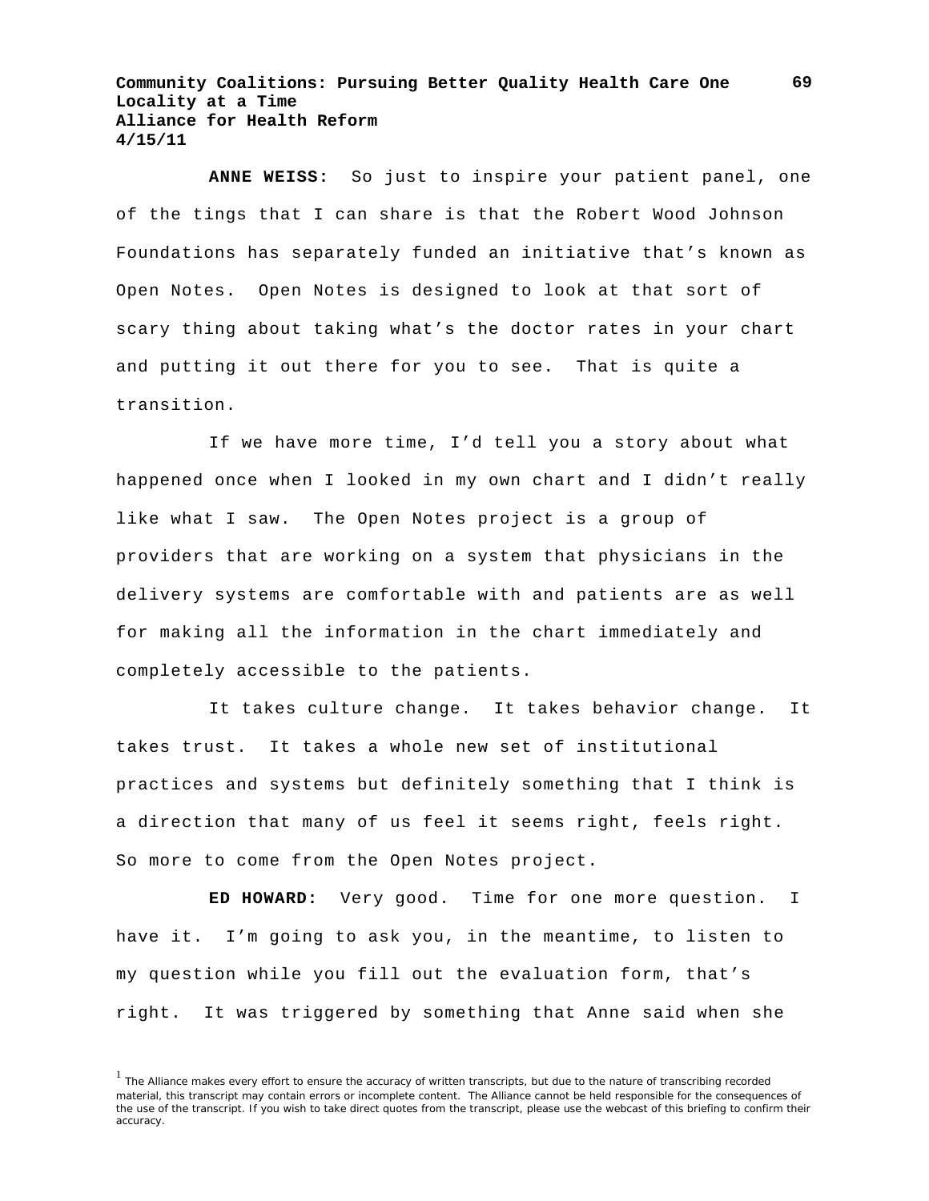**ANNE WEISS:** So just to inspire your patient panel, one of the tings that I can share is that the Robert Wood Johnson Foundations has separately funded an initiative that's known as Open Notes. Open Notes is designed to look at that sort of scary thing about taking what's the doctor rates in your chart and putting it out there for you to see. That is quite a transition.

If we have more time, I'd tell you a story about what happened once when I looked in my own chart and I didn't really like what I saw. The Open Notes project is a group of providers that are working on a system that physicians in the delivery systems are comfortable with and patients are as well for making all the information in the chart immediately and completely accessible to the patients.

It takes culture change. It takes behavior change. It takes trust. It takes a whole new set of institutional practices and systems but definitely something that I think is a direction that many of us feel it seems right, feels right. So more to come from the Open Notes project.

**ED HOWARD:** Very good. Time for one more question. I have it. I'm going to ask you, in the meantime, to listen to my question while you fill out the evaluation form, that's right. It was triggered by something that Anne said when she

[1] The Alliance makes every effort to ensure the accuracy of written transcripts, but due to the nature of transcribing recorded material, this transcript may contain errors or incomplete content. The Alliance cannot be held responsible for the consequences of the use of the transcript. If you wish to take direct quotes from the transcript, please use the webcast of this briefing to confirm their accuracy.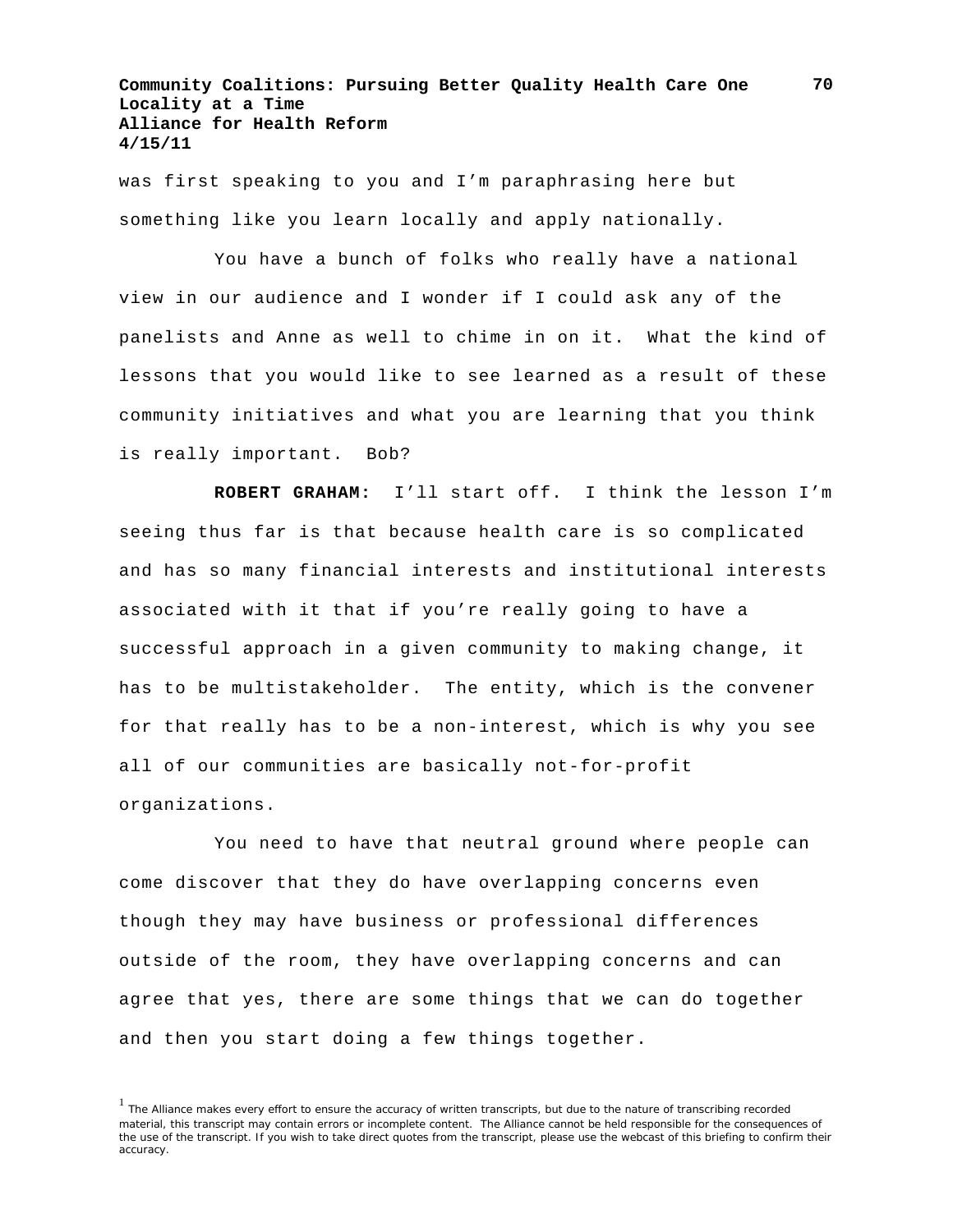was first speaking to you and I’m paraphrasing here but something like you learn locally and apply nationally.

You have a bunch of folks who really have a national view in our audience and I wonder if I could ask any of the panelists and Anne as well to chime in on it. What the kind of lessons that you would like to see learned as a result of these community initiatives and what you are learning that you think is really important. Bob?

**ROBERT GRAHAM:** I’ll start off. I think the lesson I’m seeing thus far is that because health care is so complicated and has so many financial interests and institutional interests associated with it that if you’re really going to have a successful approach in a given community to making change, it has to be multistakeholder. The entity, which is the convener for that really has to be a non-interest, which is why you see all of our communities are basically not-for-profit organizations.

You need to have that neutral ground where people can come discover that they do have overlapping concerns even though they may have business or professional differences outside of the room, they have overlapping concerns and can agree that yes, there are some things that we can do together and then you start doing a few things together.

[1] The Alliance makes every effort to ensure the accuracy of written transcripts, but due to the nature of transcribing recorded material, this transcript may contain errors or incomplete content. The Alliance cannot be held responsible for the consequences of the use of the transcript. If you wish to take direct quotes from the transcript, please use the webcast of this briefing to confirm their accuracy.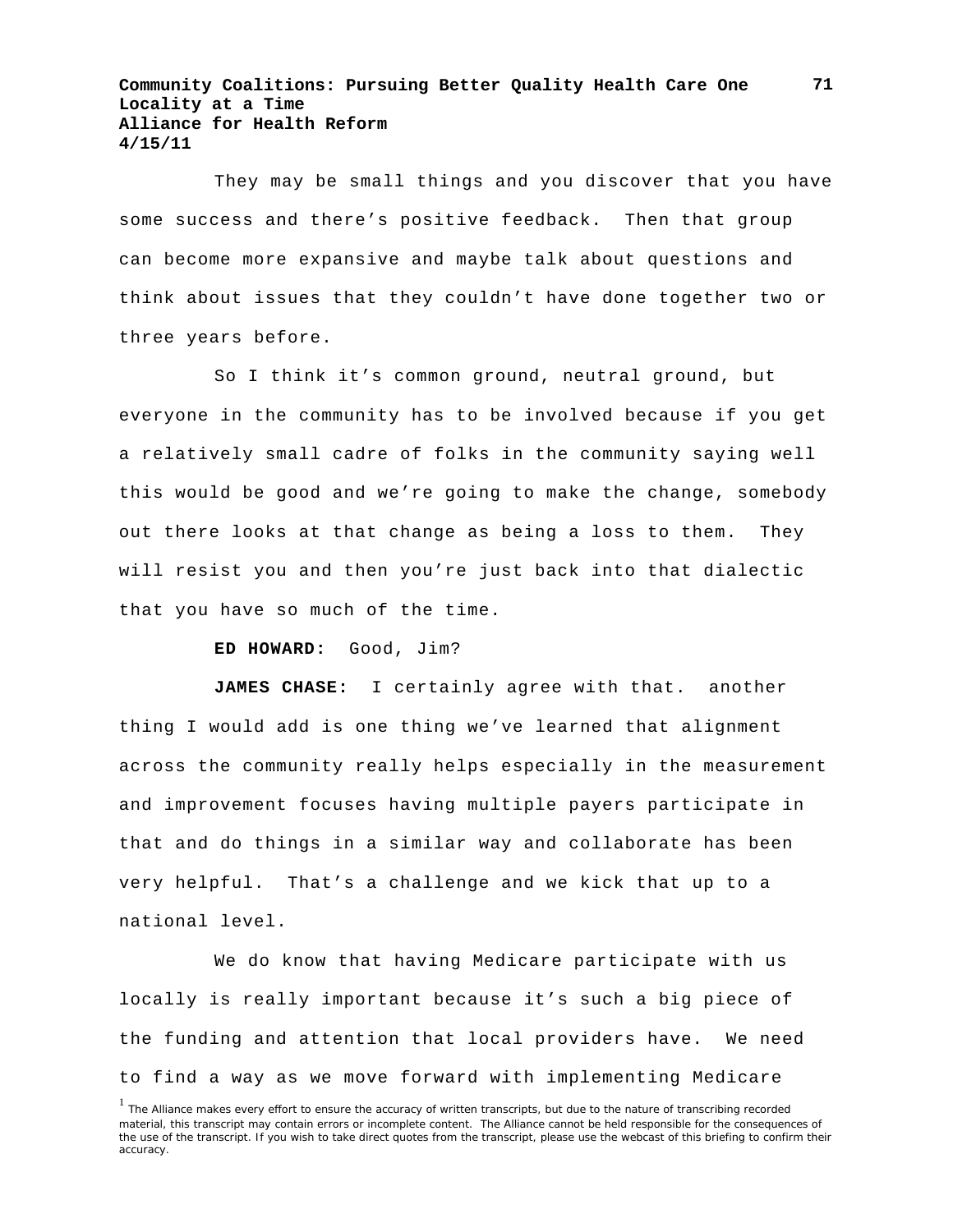They may be small things and you discover that you have some success and there's positive feedback. Then that group can become more expansive and maybe talk about questions and think about issues that they couldn't have done together two or three years before.

So I think it's common ground, neutral ground, but everyone in the community has to be involved because if you get a relatively small cadre of folks in the community saying well this would be good and we're going to make the change, somebody out there looks at that change as being a loss to them. They will resist you and then you're just back into that dialectic that you have so much of the time.

**ED HOWARD:** Good, Jim?

**JAMES CHASE:** I certainly agree with that. another thing I would add is one thing we've learned that alignment across the community really helps especially in the measurement and improvement focuses having multiple payers participate in that and do things in a similar way and collaborate has been very helpful. That's a challenge and we kick that up to a national level.

We do know that having Medicare participate with us locally is really important because it's such a big piece of the funding and attention that local providers have. We need to find a way as we move forward with implementing Medicare

[1] The Alliance makes every effort to ensure the accuracy of written transcripts, but due to the nature of transcribing recorded material, this transcript may contain errors or incomplete content. The Alliance cannot be held responsible for the consequences of the use of the transcript. If you wish to take direct quotes from the transcript, please use the webcast of this briefing to confirm their accuracy.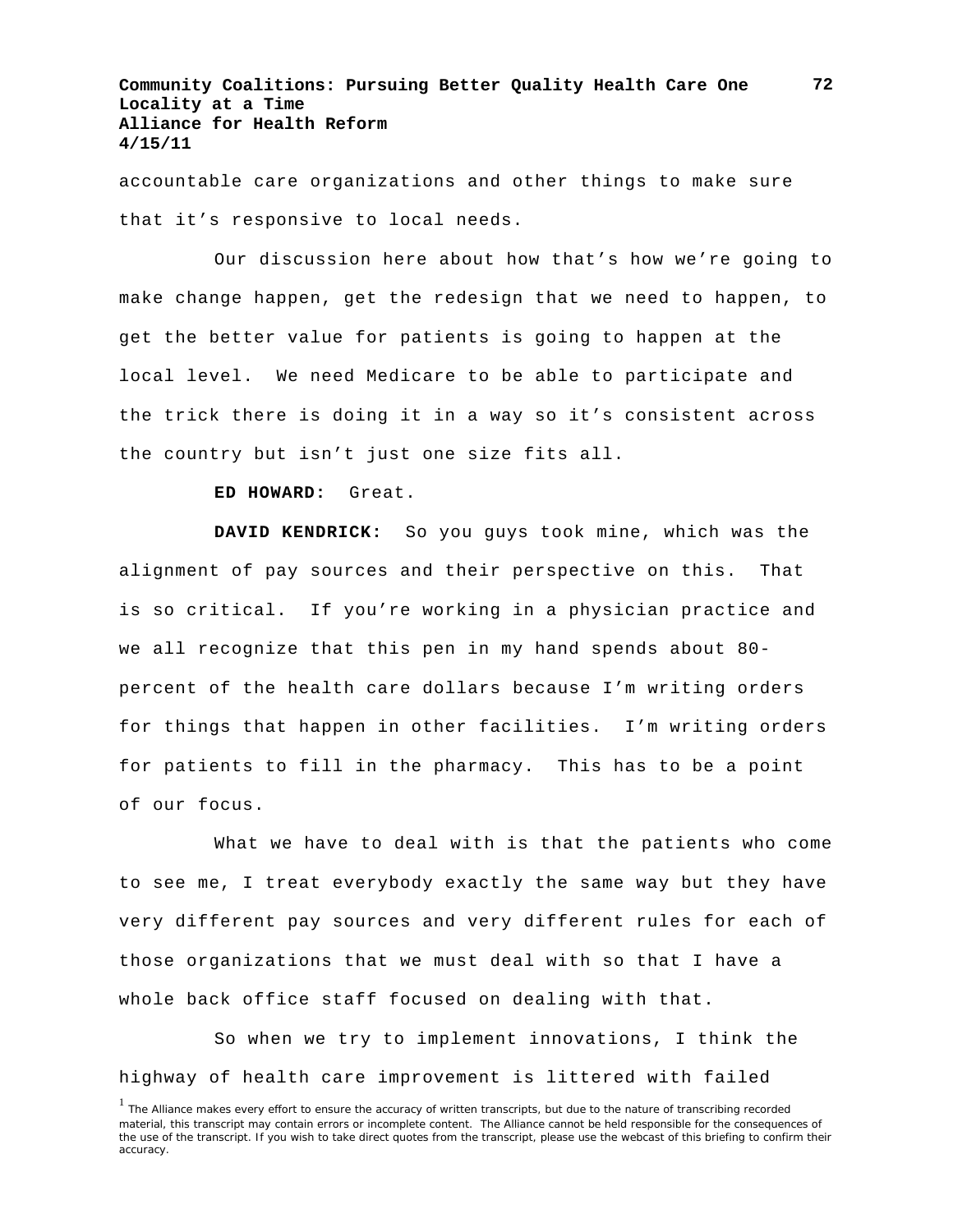accountable care organizations and other things to make sure that it's responsive to local needs.

Our discussion here about how that's how we're going to make change happen, get the redesign that we need to happen, to get the better value for patients is going to happen at the local level. We need Medicare to be able to participate and the trick there is doing it in a way so it's consistent across the country but isn't just one size fits all.

**ED HOWARD:** Great.

**DAVID KENDRICK:** So you guys took mine, which was the alignment of pay sources and their perspective on this. That is so critical. If you're working in a physician practice and we all recognize that this pen in my hand spends about 80-percent of the health care dollars because I'm writing orders for things that happen in other facilities. I'm writing orders for patients to fill in the pharmacy. This has to be a point of our focus.

What we have to deal with is that the patients who come to see me, I treat everybody exactly the same way but they have very different pay sources and very different rules for each of those organizations that we must deal with so that I have a whole back office staff focused on dealing with that.

So when we try to implement innovations, I think the highway of health care improvement is littered with failed

[1] The Alliance makes every effort to ensure the accuracy of written transcripts, but due to the nature of transcribing recorded material, this transcript may contain errors or incomplete content. The Alliance cannot be held responsible for the consequences of the use of the transcript. If you wish to take direct quotes from the transcript, please use the webcast of this briefing to confirm their accuracy.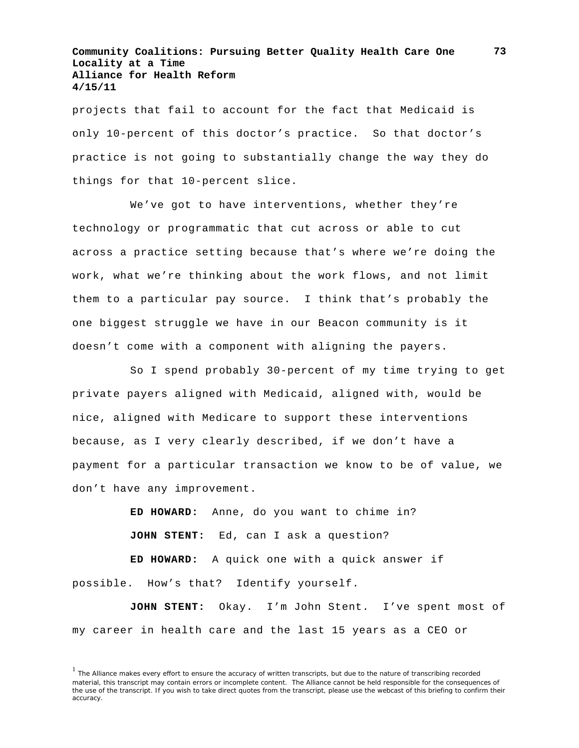projects that fail to account for the fact that Medicaid is only 10-percent of this doctor's practice. So that doctor's practice is not going to substantially change the way they do things for that 10-percent slice.

We've got to have interventions, whether they're technology or programmatic that cut across or able to cut across a practice setting because that's where we're doing the work, what we're thinking about the work flows, and not limit them to a particular pay source. I think that's probably the one biggest struggle we have in our Beacon community is it doesn't come with a component with aligning the payers.

So I spend probably 30-percent of my time trying to get private payers aligned with Medicaid, aligned with, would be nice, aligned with Medicare to support these interventions because, as I very clearly described, if we don't have a payment for a particular transaction we know to be of value, we don't have any improvement.

**ED HOWARD:** Anne, do you want to chime in?

**JOHN STENT:** Ed, can I ask a question?

**ED HOWARD:** A quick one with a quick answer if possible. How's that? Identify yourself.

**JOHN STENT:** Okay. I'm John Stent. I've spent most of my career in health care and the last 15 years as a CEO or

[1] The Alliance makes every effort to ensure the accuracy of written transcripts, but due to the nature of transcribing recorded material, this transcript may contain errors or incomplete content. The Alliance cannot be held responsible for the consequences of the use of the transcript. If you wish to take direct quotes from the transcript, please use the webcast of this briefing to confirm their accuracy.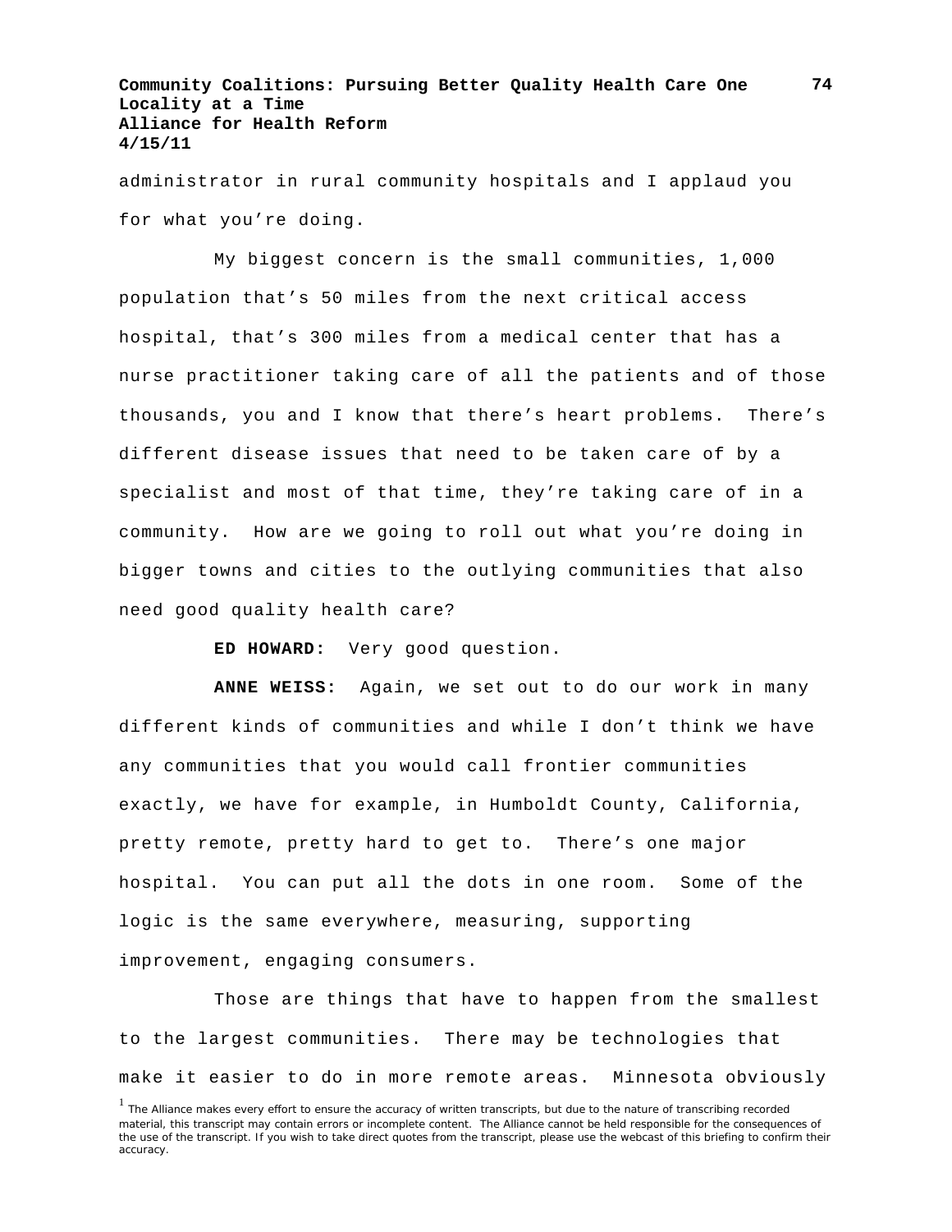administrator in rural community hospitals and I applaud you for what you're doing.

My biggest concern is the small communities, 1,000 population that's 50 miles from the next critical access hospital, that's 300 miles from a medical center that has a nurse practitioner taking care of all the patients and of those thousands, you and I know that there's heart problems. There's different disease issues that need to be taken care of by a specialist and most of that time, they're taking care of in a community. How are we going to roll out what you're doing in bigger towns and cities to the outlying communities that also need good quality health care?

**ED HOWARD:** Very good question.

**ANNE WEISS:** Again, we set out to do our work in many different kinds of communities and while I don't think we have any communities that you would call frontier communities exactly, we have for example, in Humboldt County, California, pretty remote, pretty hard to get to. There's one major hospital. You can put all the dots in one room. Some of the logic is the same everywhere, measuring, supporting improvement, engaging consumers.

Those are things that have to happen from the smallest to the largest communities. There may be technologies that make it easier to do in more remote areas. Minnesota obviously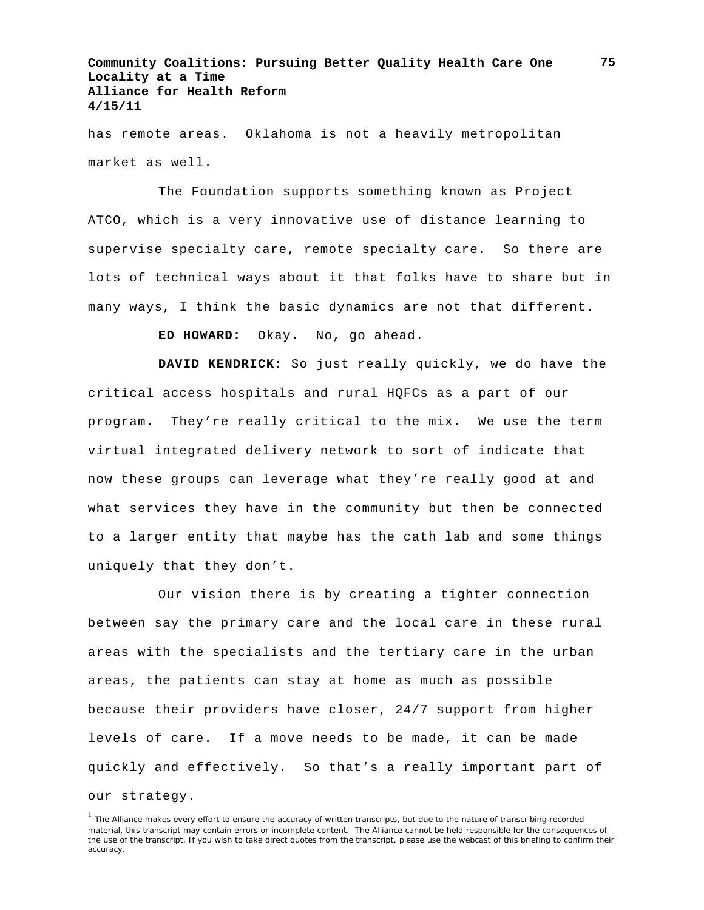has remote areas. Oklahoma is not a heavily metropolitan market as well.

The Foundation supports something known as Project ATCO, which is a very innovative use of distance learning to supervise specialty care, remote specialty care. So there are lots of technical ways about it that folks have to share but in many ways, I think the basic dynamics are not that different.

**ED HOWARD:** Okay. No, go ahead.

**DAVID KENDRICK:** So just really quickly, we do have the critical access hospitals and rural HQFCs as a part of our program. They're really critical to the mix. We use the term virtual integrated delivery network to sort of indicate that now these groups can leverage what they're really good at and what services they have in the community but then be connected to a larger entity that maybe has the cath lab and some things uniquely that they don't.

Our vision there is by creating a tighter connection between say the primary care and the local care in these rural areas with the specialists and the tertiary care in the urban areas, the patients can stay at home as much as possible because their providers have closer, 24/7 support from higher levels of care. If a move needs to be made, it can be made quickly and effectively. So that's a really important part of our strategy.

[1] The Alliance makes every effort to ensure the accuracy of written transcripts, but due to the nature of transcribing recorded material, this transcript may contain errors or incomplete content. The Alliance cannot be held responsible for the consequences of the use of the transcript. If you wish to take direct quotes from the transcript, please use the webcast of this briefing to confirm their accuracy.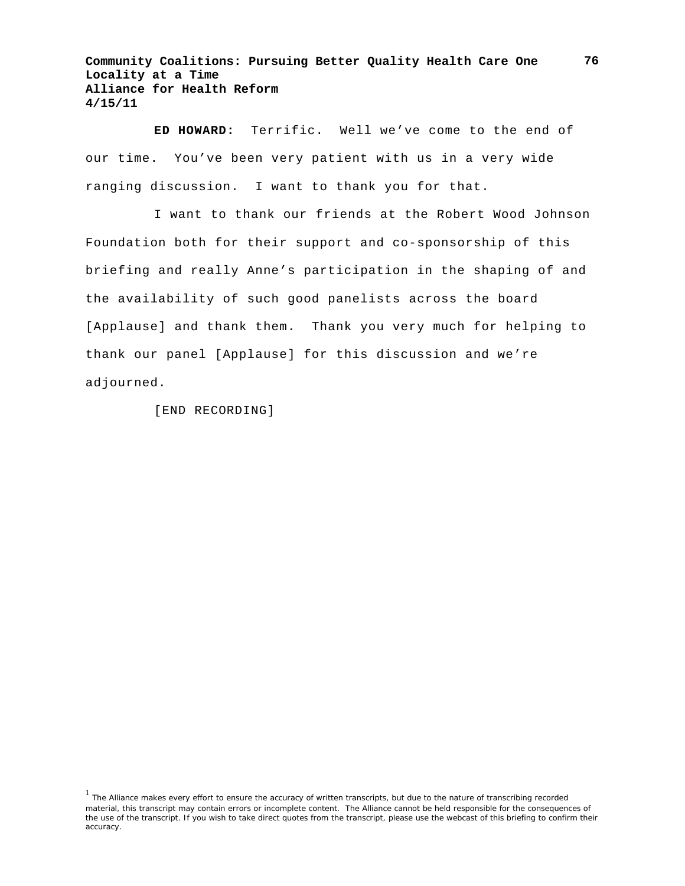**ED HOWARD:** Terrific. Well we've come to the end of our time. You've been very patient with us in a very wide ranging discussion. I want to thank you for that.

I want to thank our friends at the Robert Wood Johnson Foundation both for their support and co-sponsorship of this briefing and really Anne's participation in the shaping of and the availability of such good panelists across the board [Applause] and thank them. Thank you very much for helping to thank our panel [Applause] for this discussion and we're adjourned.

[END RECORDING]

[1] The Alliance makes every effort to ensure the accuracy of written transcripts, but due to the nature of transcribing recorded material, this transcript may contain errors or incomplete content. The Alliance cannot be held responsible for the consequences of the use of the transcript. If you wish to take direct quotes from the transcript, please use the webcast of this briefing to confirm their accuracy.